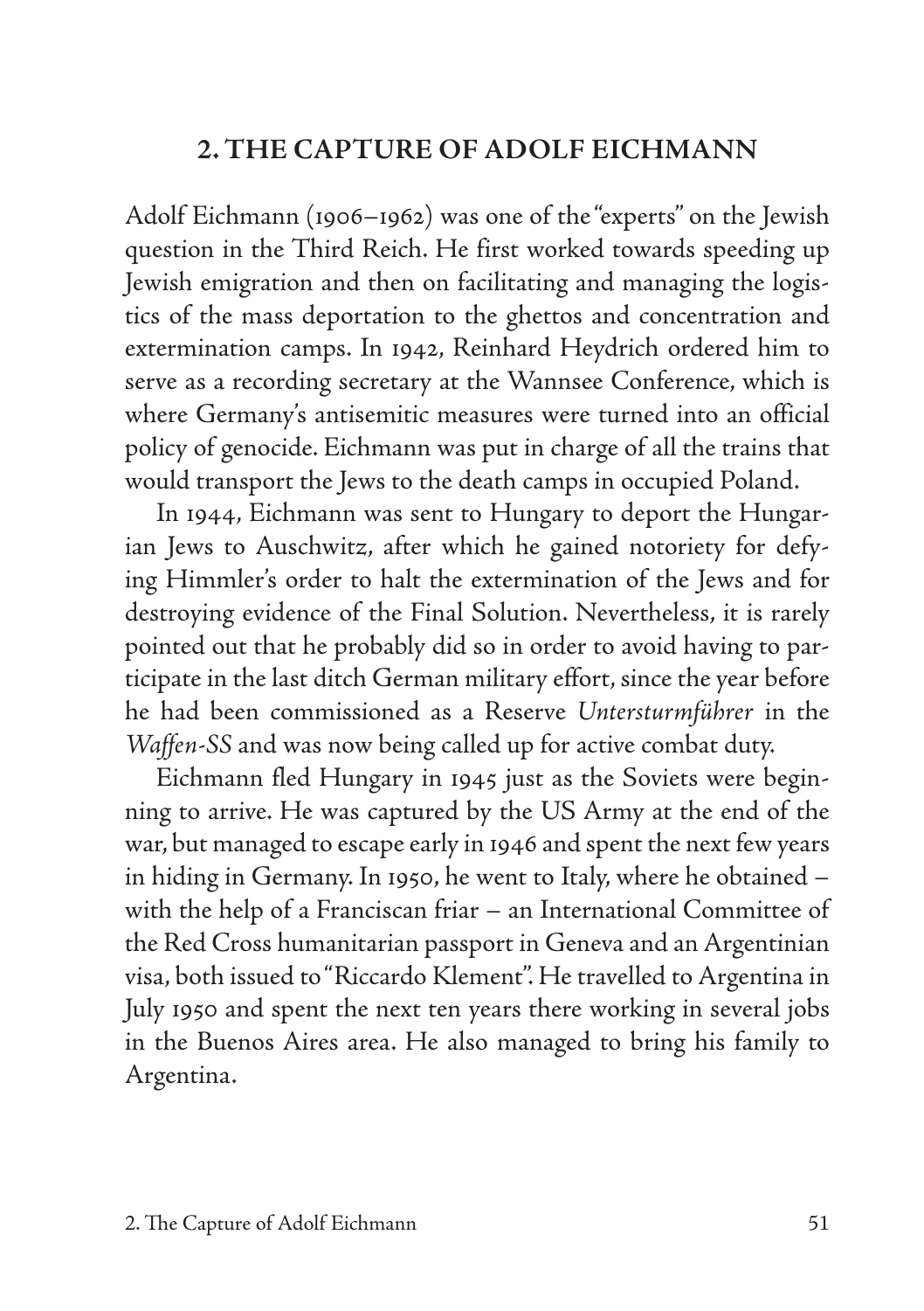## 2. THE CAPTURE OF ADOLF EICHMANN

Adolf Eichmann (1906–1962) was one of the "experts" on the Jewish question in the Third Reich. He first worked towards speeding up Jewish emigration and then on facilitating and managing the logistics of the mass deportation to the ghettos and concentration and extermination camps. In 1942, Reinhard Heydrich ordered him to serve as a recording secretary at the Wannsee Conference, which is where Germany's antisemitic measures were turned into an official policy of genocide. Eichmann was put in charge of all the trains that would transport the Jews to the death camps in occupied Poland.

In 1944, Eichmann was sent to Hungary to deport the Hungarian Jews to Auschwitz, after which he gained notoriety for defying Himmler's order to halt the extermination of the Jews and for destroying evidence of the Final Solution. Nevertheless, it is rarely pointed out that he probably did so in order to avoid having to participate in the last ditch German military effort, since the year before he had been commissioned as a Reserve *Untersturmführer* in the *Waffen-SS* and was now being called up for active combat duty.

Eichmann fled Hungary in 1945 just as the Soviets were beginning to arrive. He was captured by the US Army at the end of the war, but managed to escape early in 1946 and spent the next few years in hiding in Germany. In 1950, he went to Italy, where he obtained – with the help of a Franciscan friar – an International Committee of the Red Cross humanitarian passport in Geneva and an Argentinian visa, both issued to "Riccardo Klement". He travelled to Argentina in July 1950 and spent the next ten years there working in several jobs in the Buenos Aires area. He also managed to bring his family to Argentina.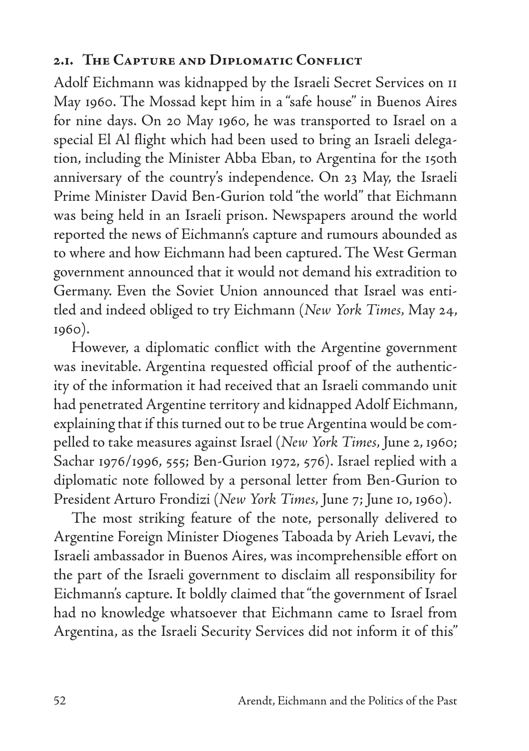## 2.1. The Capture and Diplomatic Conflict

Adolf Eichmann was kidnapped by the Israeli Secret Services on 11 May 1960. The Mossad kept him in a "safe house" in Buenos Aires for nine days. On 20 May 1960, he was transported to Israel on a special El Al flight which had been used to bring an Israeli delegation, including the Minister Abba Eban, to Argentina for the 150th anniversary of the country's independence. On 23 May, the Israeli Prime Minister David Ben-Gurion told "the world" that Eichmann was being held in an Israeli prison. Newspapers around the world reported the news of Eichmann's capture and rumours abounded as to where and how Eichmann had been captured. The West German government announced that it would not demand his extradition to Germany. Even the Soviet Union announced that Israel was entitled and indeed obliged to try Eichmann (*New York Times*, May 24, 1960).

However, a diplomatic conflict with the Argentine government was inevitable. Argentina requested official proof of the authenticity of the information it had received that an Israeli commando unit had penetrated Argentine territory and kidnapped Adolf Eichmann, explaining that if this turned out to be true Argentina would be compelled to take measures against Israel (*New York Times*, June 2, 1960; Sachar 1976/1996, 555; Ben-Gurion 1972, 576). Israel replied with a diplomatic note followed by a personal letter from Ben-Gurion to President Arturo Frondizi (*New York Times*, June 7; June 10, 1960).

The most striking feature of the note, personally delivered to Argentine Foreign Minister Diogenes Taboada by Arieh Levavi, the Israeli ambassador in Buenos Aires, was incomprehensible effort on the part of the Israeli government to disclaim all responsibility for Eichmann's capture. It boldly claimed that "the government of Israel had no knowledge whatsoever that Eichmann came to Israel from Argentina, as the Israeli Security Services did not inform it of this"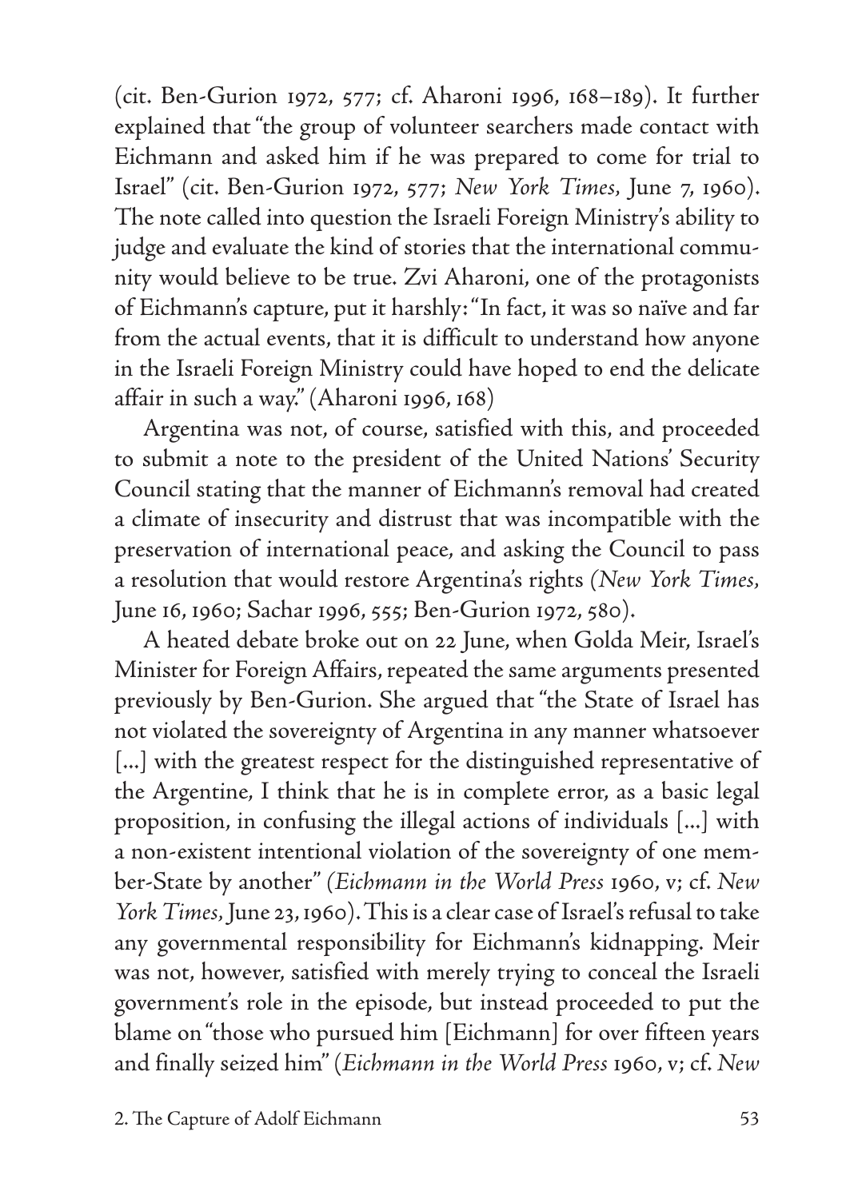(cit. Ben-Gurion 1972, 577; cf. Aharoni 1996, 168–189). It further explained that "the group of volunteer searchers made contact with Eichmann and asked him if he was prepared to come for trial to Israel" (cit. Ben-Gurion 1972, 577; *New York Times*, June 7, 1960). The note called into question the Israeli Foreign Ministry's ability to judge and evaluate the kind of stories that the international community would believe to be true. Zvi Aharoni, one of the protagonists of Eichmann's capture, put it harshly: "In fact, it was so naïve and far from the actual events, that it is difficult to understand how anyone in the Israeli Foreign Ministry could have hoped to end the delicate affair in such a way." (Aharoni 1996, 168)

Argentina was not, of course, satisfied with this, and proceeded to submit a note to the president of the United Nations' Security Council stating that the manner of Eichmann's removal had created a climate of insecurity and distrust that was incompatible with the preservation of international peace, and asking the Council to pass a resolution that would restore Argentina's rights (*New York Times*, June 16, 1960; Sachar 1996, 555; Ben-Gurion 1972, 580).

A heated debate broke out on 22 June, when Golda Meir, Israel's Minister for Foreign Affairs, repeated the same arguments presented previously by Ben-Gurion. She argued that "the State of Israel has not violated the sovereignty of Argentina in any manner whatsoever [...] with the greatest respect for the distinguished representative of the Argentine, I think that he is in complete error, as a basic legal proposition, in confusing the illegal actions of individuals [...] with a non-existent intentional violation of the sovereignty of one member-State by another" (*Eichmann in the World Press* 1960, v; cf. *New York Times*, June 23, 1960). This is a clear case of Israel's refusal to take any governmental responsibility for Eichmann's kidnapping. Meir was not, however, satisfied with merely trying to conceal the Israeli government's role in the episode, but instead proceeded to put the blame on "those who pursued him [Eichmann] for over fifteen years and finally seized him" (*Eichmann in the World Press* 1960, v; cf. *New*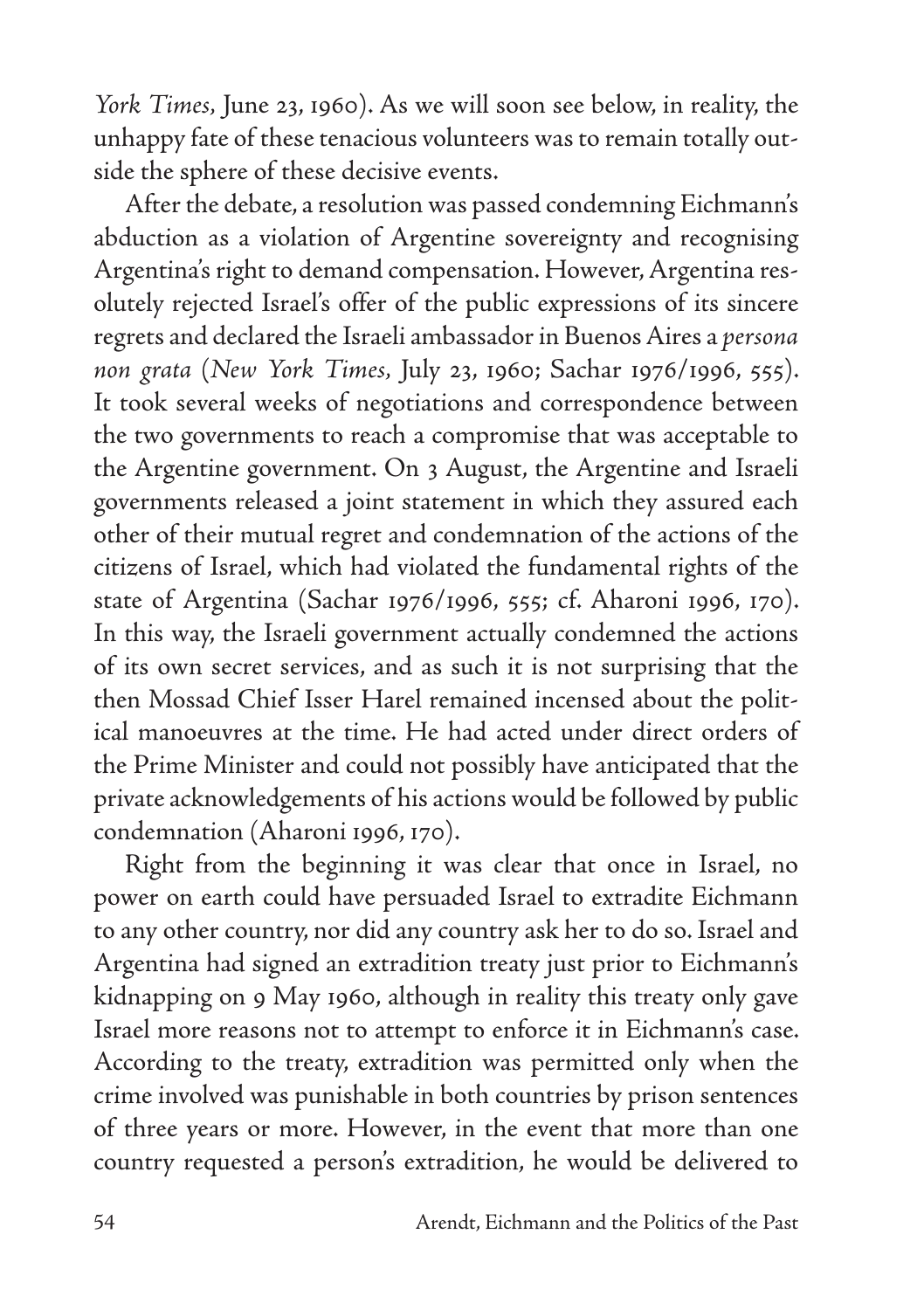*York Times*, June 23, 1960). As we will soon see below, in reality, the unhappy fate of these tenacious volunteers was to remain totally outside the sphere of these decisive events.

After the debate, a resolution was passed condemning Eichmann's abduction as a violation of Argentine sovereignty and recognising Argentina's right to demand compensation. However, Argentina resolutely rejected Israel's offer of the public expressions of its sincere regrets and declared the Israeli ambassador in Buenos Aires a *persona non grata* (*New York Times*, July 23, 1960; Sachar 1976/1996, 555). It took several weeks of negotiations and correspondence between the two governments to reach a compromise that was acceptable to the Argentine government. On 3 August, the Argentine and Israeli governments released a joint statement in which they assured each other of their mutual regret and condemnation of the actions of the citizens of Israel, which had violated the fundamental rights of the state of Argentina (Sachar 1976/1996, 555; cf. Aharoni 1996, 170). In this way, the Israeli government actually condemned the actions of its own secret services, and as such it is not surprising that the then Mossad Chief Isser Harel remained incensed about the political manoeuvres at the time. He had acted under direct orders of the Prime Minister and could not possibly have anticipated that the private acknowledgements of his actions would be followed by public condemnation (Aharoni 1996, 170).

Right from the beginning it was clear that once in Israel, no power on earth could have persuaded Israel to extradite Eichmann to any other country, nor did any country ask her to do so. Israel and Argentina had signed an extradition treaty just prior to Eichmann's kidnapping on 9 May 1960, although in reality this treaty only gave Israel more reasons not to attempt to enforce it in Eichmann's case. According to the treaty, extradition was permitted only when the crime involved was punishable in both countries by prison sentences of three years or more. However, in the event that more than one country requested a person's extradition, he would be delivered to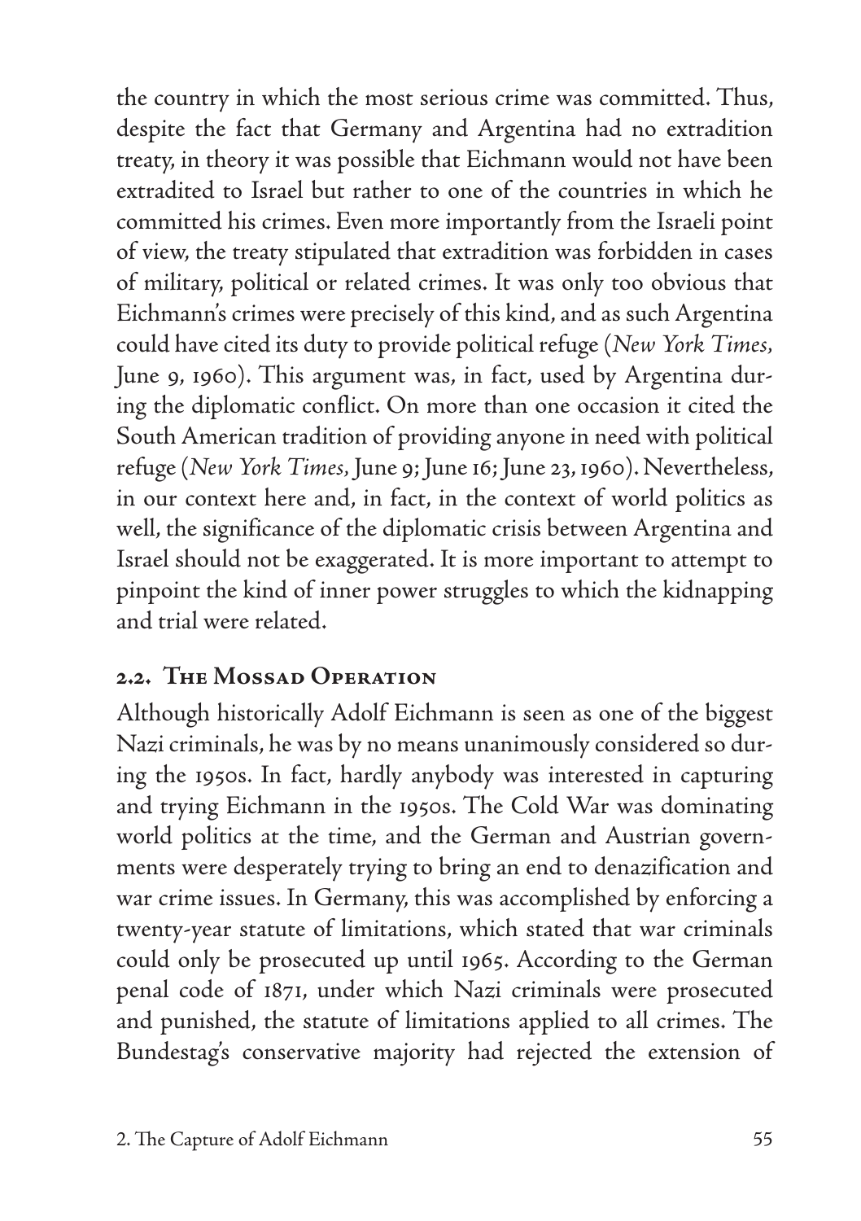the country in which the most serious crime was committed. Thus, despite the fact that Germany and Argentina had no extradition treaty, in theory it was possible that Eichmann would not have been extradited to Israel but rather to one of the countries in which he committed his crimes. Even more importantly from the Israeli point of view, the treaty stipulated that extradition was forbidden in cases of military, political or related crimes. It was only too obvious that Eichmann's crimes were precisely of this kind, and as such Argentina could have cited its duty to provide political refuge (*New York Times*, June 9, 1960). This argument was, in fact, used by Argentina during the diplomatic conflict. On more than one occasion it cited the South American tradition of providing anyone in need with political refuge (*New York Times*, June 9; June 16; June 23, 1960). Nevertheless, in our context here and, in fact, in the context of world politics as well, the significance of the diplomatic crisis between Argentina and Israel should not be exaggerated. It is more important to attempt to pinpoint the kind of inner power struggles to which the kidnapping and trial were related.

## 2.2. The Mossad Operation

Although historically Adolf Eichmann is seen as one of the biggest Nazi criminals, he was by no means unanimously considered so during the 1950s. In fact, hardly anybody was interested in capturing and trying Eichmann in the 1950s. The Cold War was dominating world politics at the time, and the German and Austrian governments were desperately trying to bring an end to denazification and war crime issues. In Germany, this was accomplished by enforcing a twenty-year statute of limitations, which stated that war criminals could only be prosecuted up until 1965. According to the German penal code of 1871, under which Nazi criminals were prosecuted and punished, the statute of limitations applied to all crimes. The Bundestag's conservative majority had rejected the extension of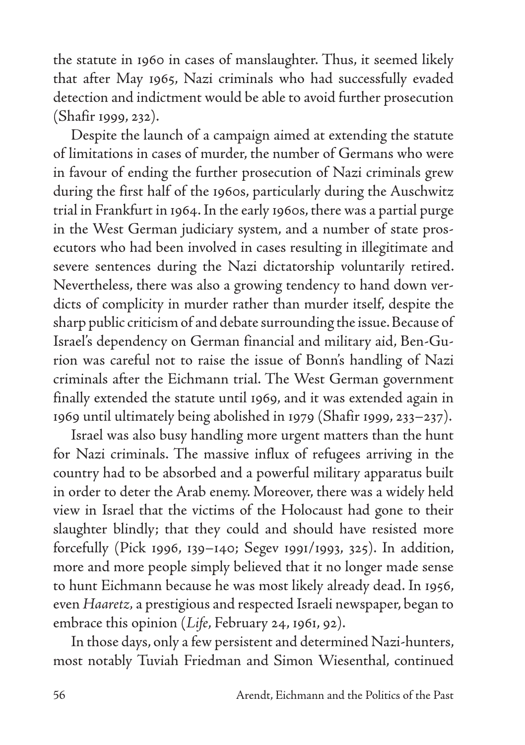the statute in 1960 in cases of manslaughter. Thus, it seemed likely that after May 1965, Nazi criminals who had successfully evaded detection and indictment would be able to avoid further prosecution (Shafir 1999, 232).

Despite the launch of a campaign aimed at extending the statute of limitations in cases of murder, the number of Germans who were in favour of ending the further prosecution of Nazi criminals grew during the first half of the 1960s, particularly during the Auschwitz trial in Frankfurt in 1964. In the early 1960s, there was a partial purge in the West German judiciary system, and a number of state prosecutors who had been involved in cases resulting in illegitimate and severe sentences during the Nazi dictatorship voluntarily retired. Nevertheless, there was also a growing tendency to hand down verdicts of complicity in murder rather than murder itself, despite the sharp public criticism of and debate surrounding the issue. Because of Israel's dependency on German financial and military aid, Ben-Gurion was careful not to raise the issue of Bonn's handling of Nazi criminals after the Eichmann trial. The West German government finally extended the statute until 1969, and it was extended again in 1969 until ultimately being abolished in 1979 (Shafir 1999, 233–237).

Israel was also busy handling more urgent matters than the hunt for Nazi criminals. The massive influx of refugees arriving in the country had to be absorbed and a powerful military apparatus built in order to deter the Arab enemy. Moreover, there was a widely held view in Israel that the victims of the Holocaust had gone to their slaughter blindly; that they could and should have resisted more forcefully (Pick 1996, 139–140; Segev 1991/1993, 325). In addition, more and more people simply believed that it no longer made sense to hunt Eichmann because he was most likely already dead. In 1956, even *Haaretz*, a prestigious and respected Israeli newspaper, began to embrace this opinion (*Life*, February 24, 1961, 92).

In those days, only a few persistent and determined Nazi-hunters, most notably Tuviah Friedman and Simon Wiesenthal, continued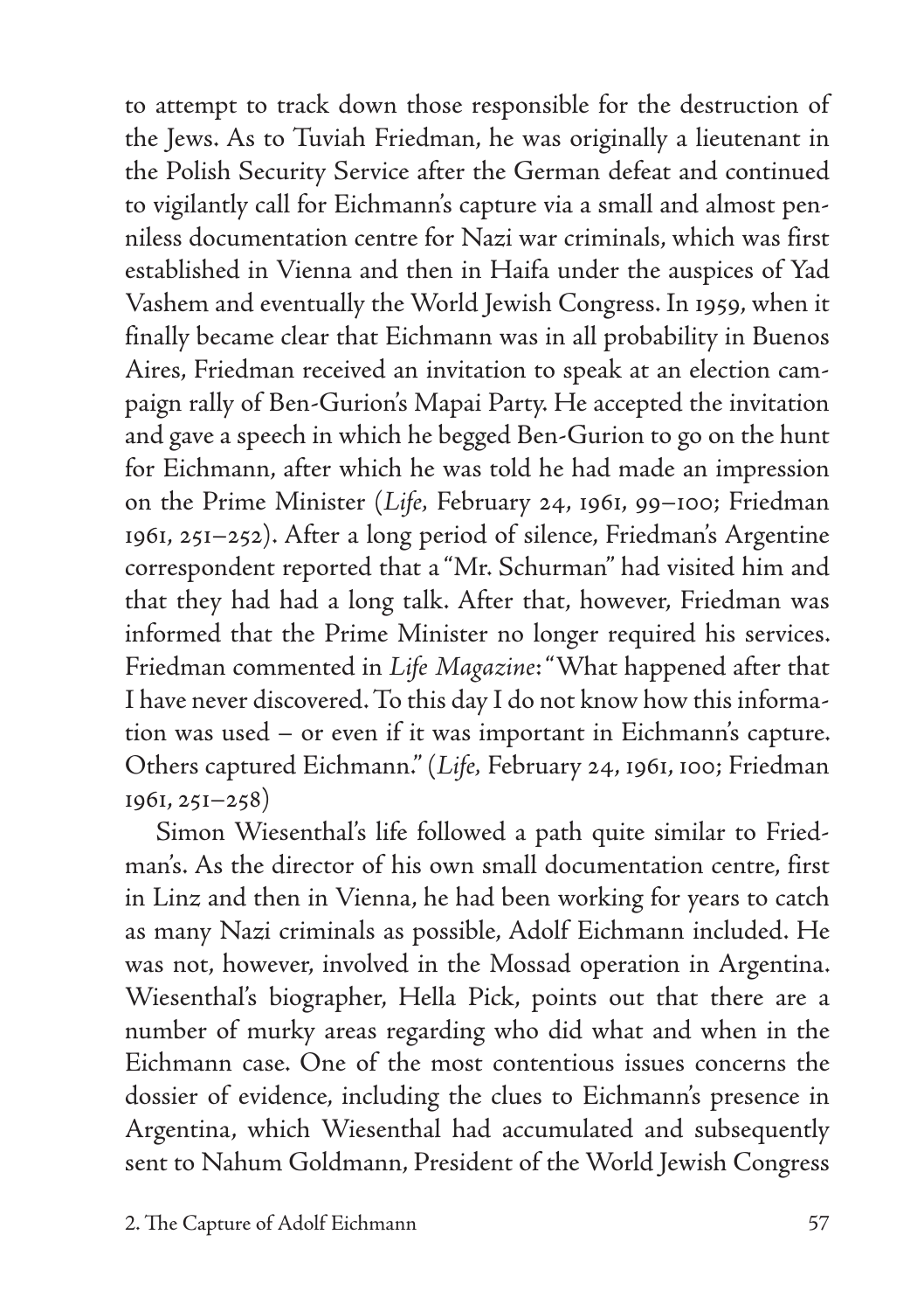to attempt to track down those responsible for the destruction of the Jews. As to Tuviah Friedman, he was originally a lieutenant in the Polish Security Service after the German defeat and continued to vigilantly call for Eichmann's capture via a small and almost penniless documentation centre for Nazi war criminals, which was first established in Vienna and then in Haifa under the auspices of Yad Vashem and eventually the World Jewish Congress. In 1959, when it finally became clear that Eichmann was in all probability in Buenos Aires, Friedman received an invitation to speak at an election campaign rally of Ben-Gurion's Mapai Party. He accepted the invitation and gave a speech in which he begged Ben-Gurion to go on the hunt for Eichmann, after which he was told he had made an impression on the Prime Minister (*Life*, February 24, 1961, 99–100; Friedman 1961, 251–252). After a long period of silence, Friedman's Argentine correspondent reported that a "Mr. Schurman" had visited him and that they had had a long talk. After that, however, Friedman was informed that the Prime Minister no longer required his services. Friedman commented in *Life Magazine*: "What happened after that I have never discovered. To this day I do not know how this information was used – or even if it was important in Eichmann's capture. Others captured Eichmann." (*Life*, February 24, 1961, 100; Friedman 1961, 251–258)

Simon Wiesenthal's life followed a path quite similar to Friedman's. As the director of his own small documentation centre, first in Linz and then in Vienna, he had been working for years to catch as many Nazi criminals as possible, Adolf Eichmann included. He was not, however, involved in the Mossad operation in Argentina. Wiesenthal's biographer, Hella Pick, points out that there are a number of murky areas regarding who did what and when in the Eichmann case. One of the most contentious issues concerns the dossier of evidence, including the clues to Eichmann's presence in Argentina, which Wiesenthal had accumulated and subsequently sent to Nahum Goldmann, President of the World Jewish Congress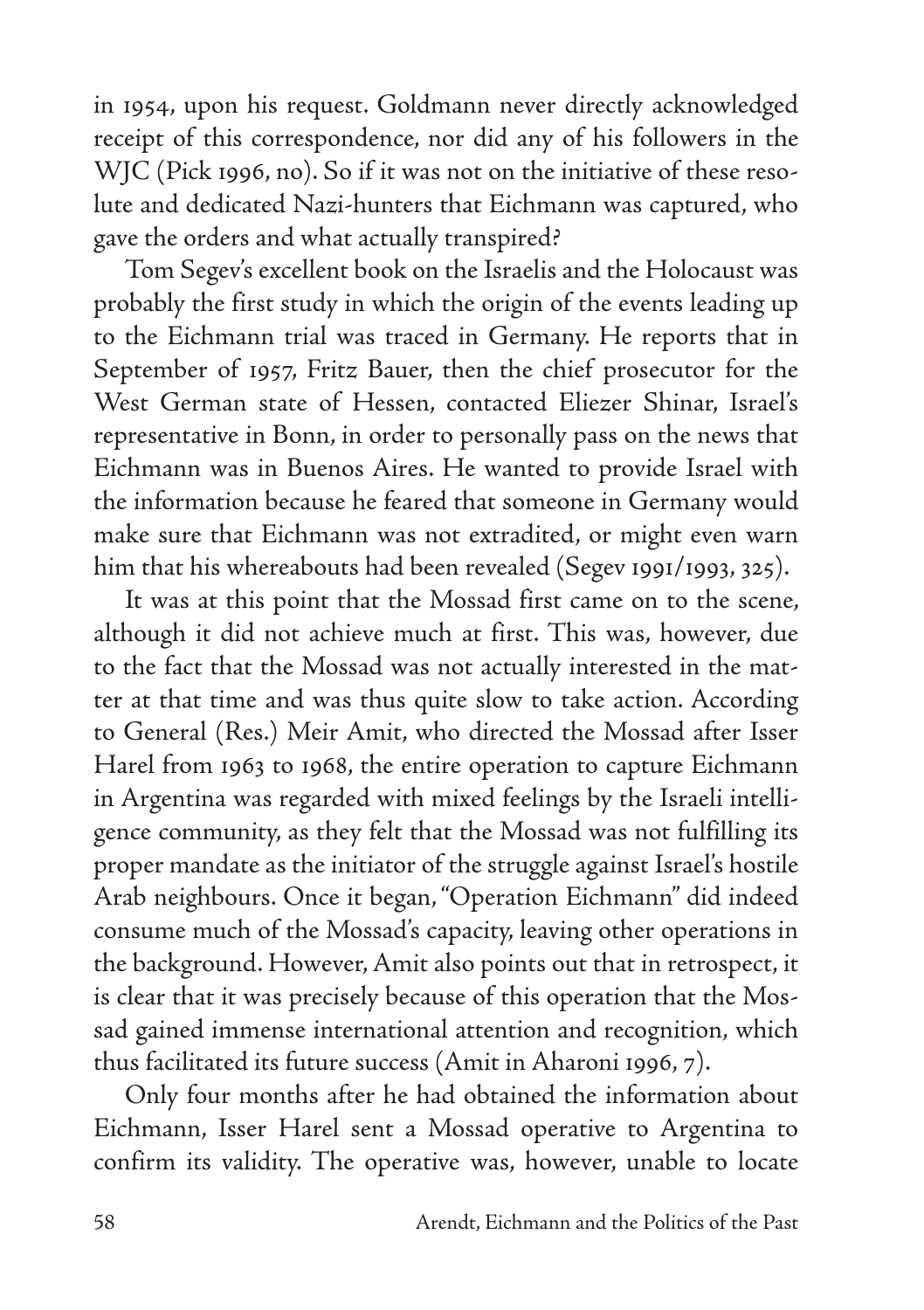in 1954, upon his request. Goldmann never directly acknowledged receipt of this correspondence, nor did any of his followers in the WJC (Pick 1996, no). So if it was not on the initiative of these resolute and dedicated Nazi-hunters that Eichmann was captured, who gave the orders and what actually transpired?

Tom Segev's excellent book on the Israelis and the Holocaust was probably the first study in which the origin of the events leading up to the Eichmann trial was traced in Germany. He reports that in September of 1957, Fritz Bauer, then the chief prosecutor for the West German state of Hessen, contacted Eliezer Shinar, Israel's representative in Bonn, in order to personally pass on the news that Eichmann was in Buenos Aires. He wanted to provide Israel with the information because he feared that someone in Germany would make sure that Eichmann was not extradited, or might even warn him that his whereabouts had been revealed (Segev 1991/1993, 325).

It was at this point that the Mossad first came on to the scene, although it did not achieve much at first. This was, however, due to the fact that the Mossad was not actually interested in the matter at that time and was thus quite slow to take action. According to General (Res.) Meir Amit, who directed the Mossad after Isser Harel from 1963 to 1968, the entire operation to capture Eichmann in Argentina was regarded with mixed feelings by the Israeli intelligence community, as they felt that the Mossad was not fulfilling its proper mandate as the initiator of the struggle against Israel's hostile Arab neighbours. Once it began, "Operation Eichmann" did indeed consume much of the Mossad's capacity, leaving other operations in the background. However, Amit also points out that in retrospect, it is clear that it was precisely because of this operation that the Mossad gained immense international attention and recognition, which thus facilitated its future success (Amit in Aharoni 1996, 7).

Only four months after he had obtained the information about Eichmann, Isser Harel sent a Mossad operative to Argentina to confirm its validity. The operative was, however, unable to locate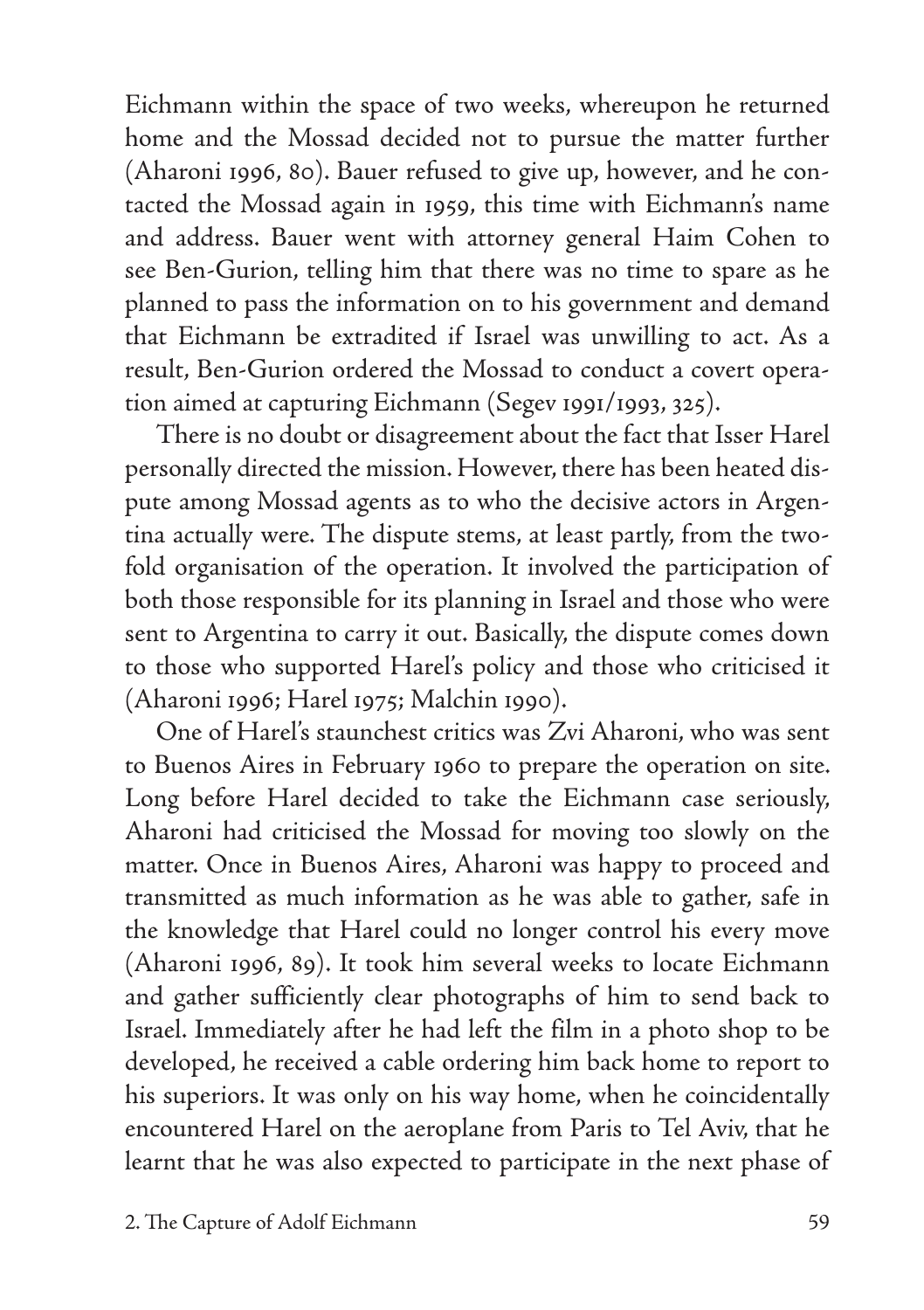Eichmann within the space of two weeks, whereupon he returned home and the Mossad decided not to pursue the matter further (Aharoni 1996, 80). Bauer refused to give up, however, and he contacted the Mossad again in 1959, this time with Eichmann's name and address. Bauer went with attorney general Haim Cohen to see Ben-Gurion, telling him that there was no time to spare as he planned to pass the information on to his government and demand that Eichmann be extradited if Israel was unwilling to act. As a result, Ben-Gurion ordered the Mossad to conduct a covert operation aimed at capturing Eichmann (Segev 1991/1993, 325).

There is no doubt or disagreement about the fact that Isser Harel personally directed the mission. However, there has been heated dispute among Mossad agents as to who the decisive actors in Argentina actually were. The dispute stems, at least partly, from the twofold organisation of the operation. It involved the participation of both those responsible for its planning in Israel and those who were sent to Argentina to carry it out. Basically, the dispute comes down to those who supported Harel's policy and those who criticised it (Aharoni 1996; Harel 1975; Malchin 1990).

One of Harel's staunchest critics was Zvi Aharoni, who was sent to Buenos Aires in February 1960 to prepare the operation on site. Long before Harel decided to take the Eichmann case seriously, Aharoni had criticised the Mossad for moving too slowly on the matter. Once in Buenos Aires, Aharoni was happy to proceed and transmitted as much information as he was able to gather, safe in the knowledge that Harel could no longer control his every move (Aharoni 1996, 89). It took him several weeks to locate Eichmann and gather sufficiently clear photographs of him to send back to Israel. Immediately after he had left the film in a photo shop to be developed, he received a cable ordering him back home to report to his superiors. It was only on his way home, when he coincidentally encountered Harel on the aeroplane from Paris to Tel Aviv, that he learnt that he was also expected to participate in the next phase of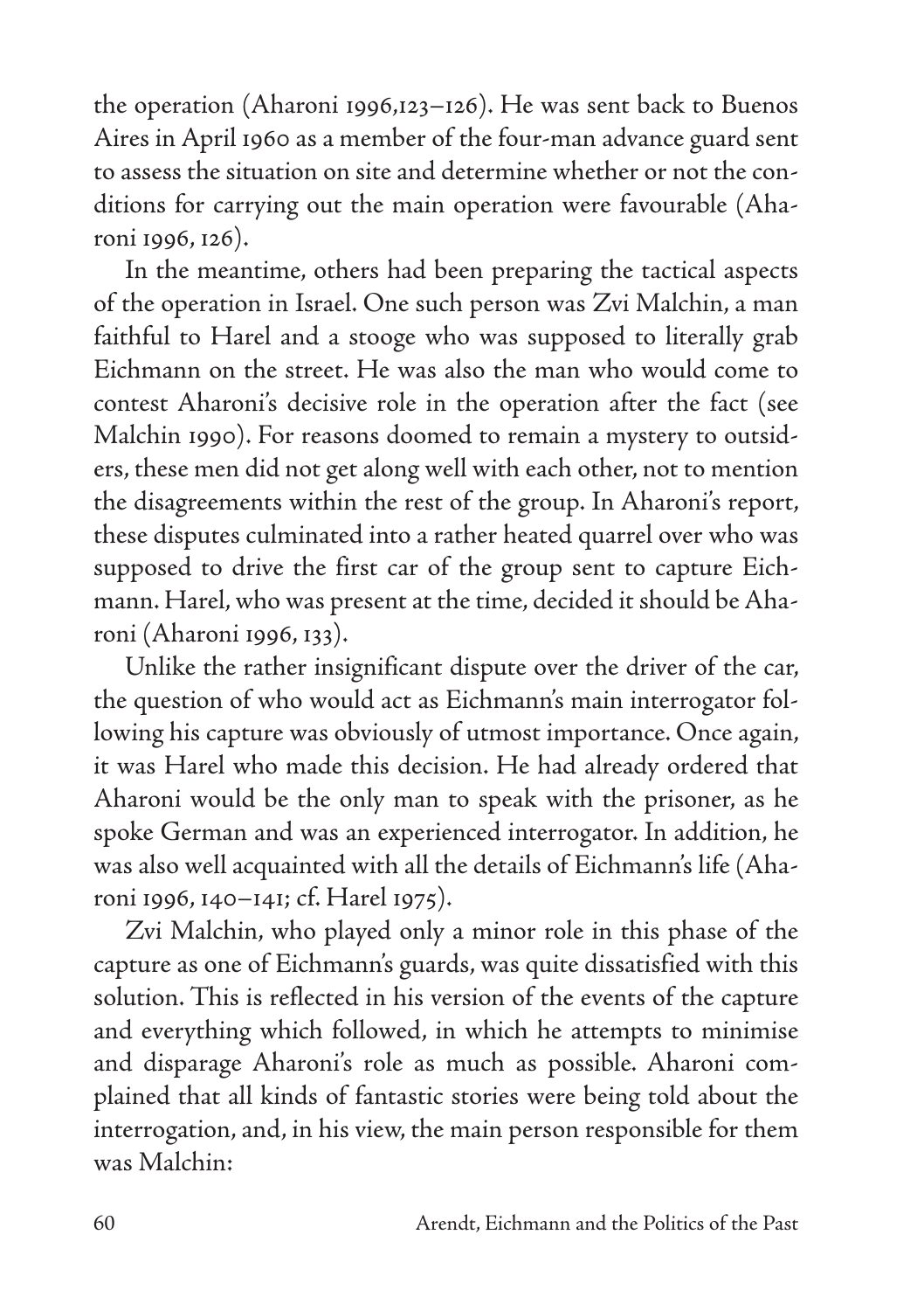the operation (Aharoni 1996,123–126). He was sent back to Buenos Aires in April 1960 as a member of the four-man advance guard sent to assess the situation on site and determine whether or not the conditions for carrying out the main operation were favourable (Aharoni 1996, 126).

In the meantime, others had been preparing the tactical aspects of the operation in Israel. One such person was Zvi Malchin, a man faithful to Harel and a stooge who was supposed to literally grab Eichmann on the street. He was also the man who would come to contest Aharoni's decisive role in the operation after the fact (see Malchin 1990). For reasons doomed to remain a mystery to outsiders, these men did not get along well with each other, not to mention the disagreements within the rest of the group. In Aharoni's report, these disputes culminated into a rather heated quarrel over who was supposed to drive the first car of the group sent to capture Eichmann. Harel, who was present at the time, decided it should be Aharoni (Aharoni 1996, 133).

Unlike the rather insignificant dispute over the driver of the car, the question of who would act as Eichmann's main interrogator following his capture was obviously of utmost importance. Once again, it was Harel who made this decision. He had already ordered that Aharoni would be the only man to speak with the prisoner, as he spoke German and was an experienced interrogator. In addition, he was also well acquainted with all the details of Eichmann's life (Aharoni 1996, 140–141; cf. Harel 1975).

Zvi Malchin, who played only a minor role in this phase of the capture as one of Eichmann's guards, was quite dissatisfied with this solution. This is reflected in his version of the events of the capture and everything which followed, in which he attempts to minimise and disparage Aharoni's role as much as possible. Aharoni complained that all kinds of fantastic stories were being told about the interrogation, and, in his view, the main person responsible for them was Malchin: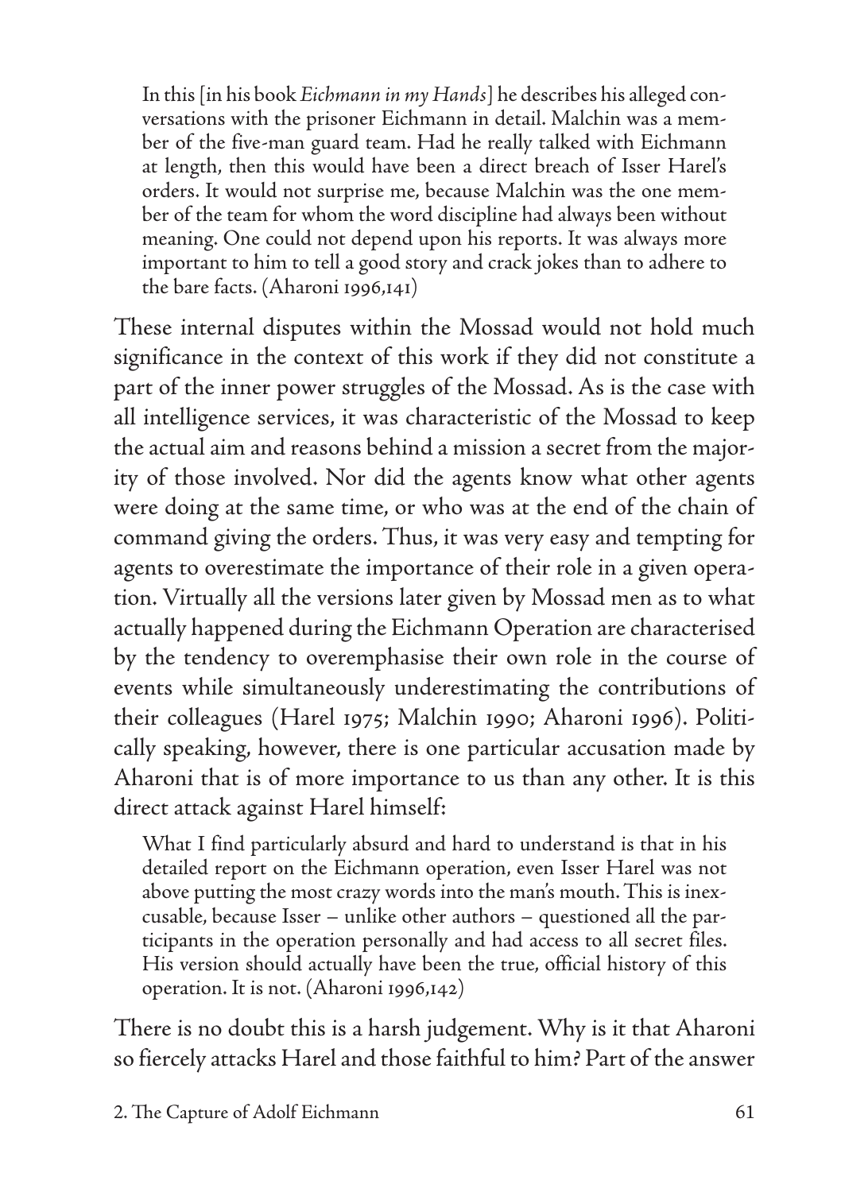> In this [in his book *Eichmann in my Hands*] he describes his alleged conversations with the prisoner Eichmann in detail. Malchin was a member of the five-man guard team. Had he really talked with Eichmann at length, then this would have been a direct breach of Isser Harel's orders. It would not surprise me, because Malchin was the one member of the team for whom the word discipline had always been without meaning. One could not depend upon his reports. It was always more important to him to tell a good story and crack jokes than to adhere to the bare facts. (Aharoni 1996,141)

These internal disputes within the Mossad would not hold much significance in the context of this work if they did not constitute a part of the inner power struggles of the Mossad. As is the case with all intelligence services, it was characteristic of the Mossad to keep the actual aim and reasons behind a mission a secret from the majority of those involved. Nor did the agents know what other agents were doing at the same time, or who was at the end of the chain of command giving the orders. Thus, it was very easy and tempting for agents to overestimate the importance of their role in a given operation. Virtually all the versions later given by Mossad men as to what actually happened during the Eichmann Operation are characterised by the tendency to overemphasise their own role in the course of events while simultaneously underestimating the contributions of their colleagues (Harel 1975; Malchin 1990; Aharoni 1996). Politically speaking, however, there is one particular accusation made by Aharoni that is of more importance to us than any other. It is this direct attack against Harel himself:

> What I find particularly absurd and hard to understand is that in his detailed report on the Eichmann operation, even Isser Harel was not above putting the most crazy words into the man's mouth. This is inexcusable, because Isser – unlike other authors – questioned all the participants in the operation personally and had access to all secret files. His version should actually have been the true, official history of this operation. It is not. (Aharoni 1996,142)

There is no doubt this is a harsh judgement. Why is it that Aharoni so fiercely attacks Harel and those faithful to him? Part of the answer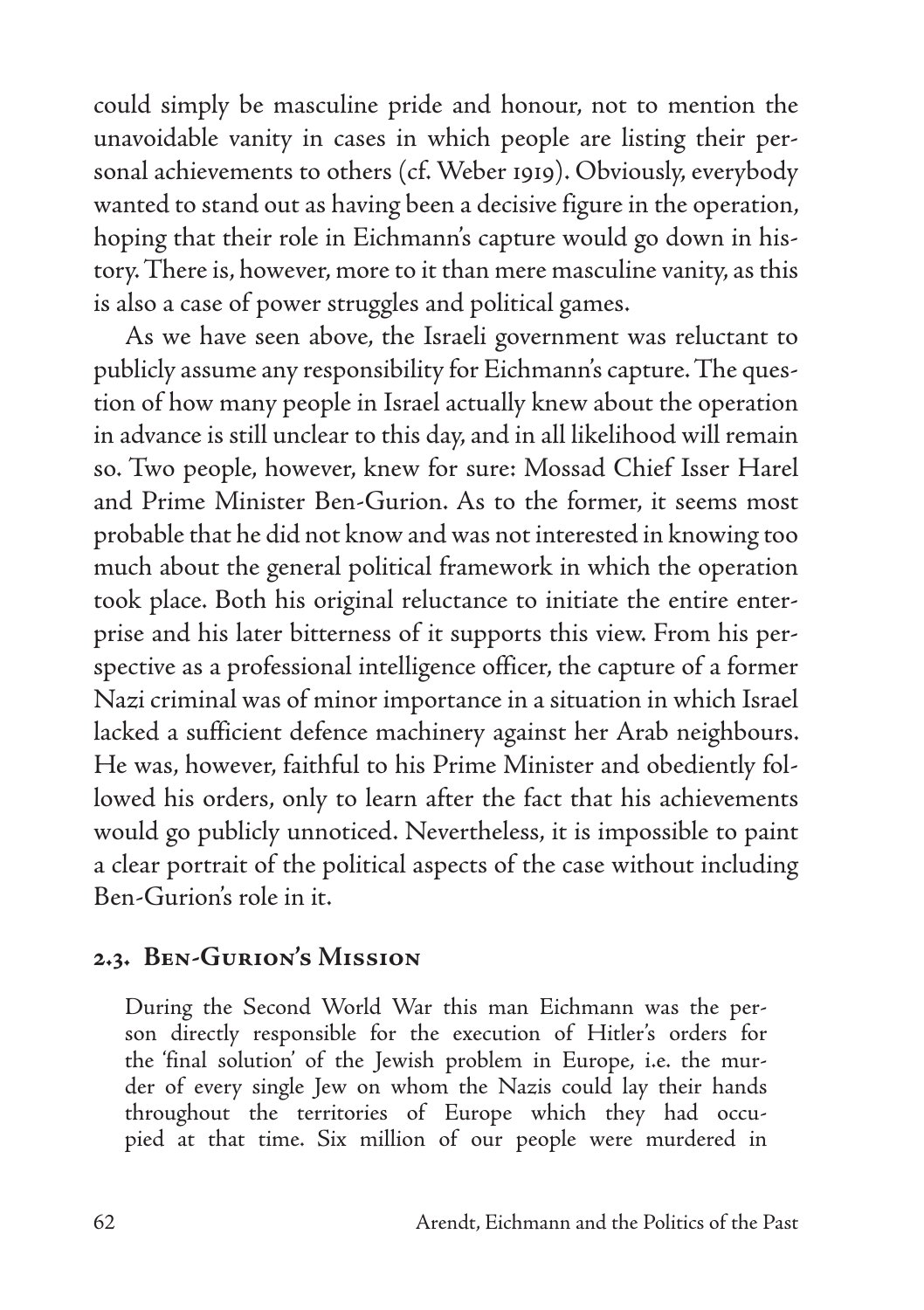could simply be masculine pride and honour, not to mention the unavoidable vanity in cases in which people are listing their personal achievements to others (cf. Weber 1919). Obviously, everybody wanted to stand out as having been a decisive figure in the operation, hoping that their role in Eichmann's capture would go down in history. There is, however, more to it than mere masculine vanity, as this is also a case of power struggles and political games.

As we have seen above, the Israeli government was reluctant to publicly assume any responsibility for Eichmann's capture. The question of how many people in Israel actually knew about the operation in advance is still unclear to this day, and in all likelihood will remain so. Two people, however, knew for sure: Mossad Chief Isser Harel and Prime Minister Ben-Gurion. As to the former, it seems most probable that he did not know and was not interested in knowing too much about the general political framework in which the operation took place. Both his original reluctance to initiate the entire enterprise and his later bitterness of it supports this view. From his perspective as a professional intelligence officer, the capture of a former Nazi criminal was of minor importance in a situation in which Israel lacked a sufficient defence machinery against her Arab neighbours. He was, however, faithful to his Prime Minister and obediently followed his orders, only to learn after the fact that his achievements would go publicly unnoticed. Nevertheless, it is impossible to paint a clear portrait of the political aspects of the case without including Ben-Gurion's role in it.

### 2.3. Ben-Gurion's Mission

> During the Second World War this man Eichmann was the person directly responsible for the execution of Hitler's orders for the 'final solution' of the Jewish problem in Europe, i.e. the murder of every single Jew on whom the Nazis could lay their hands throughout the territories of Europe which they had occupied at that time. Six million of our people were murdered in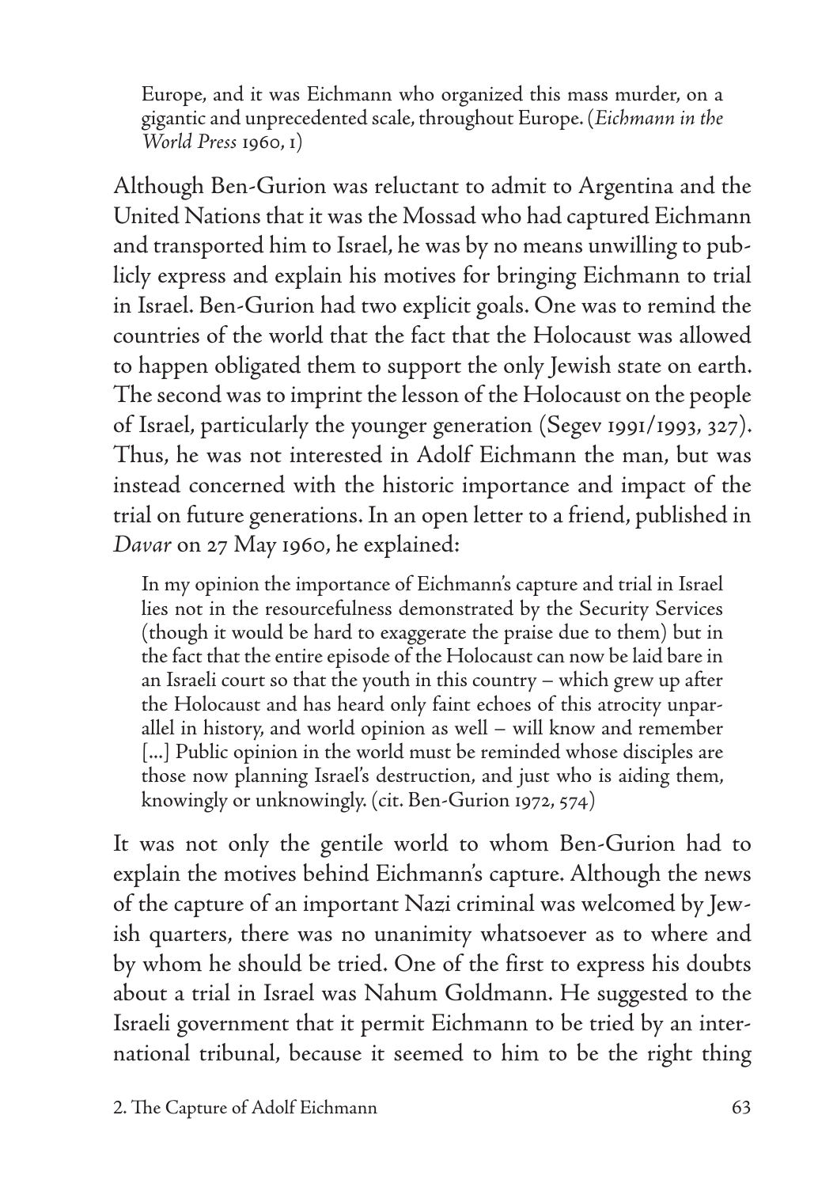> Europe, and it was Eichmann who organized this mass murder, on a gigantic and unprecedented scale, throughout Europe. (*Eichmann in the World Press* 1960, 1)

Although Ben-Gurion was reluctant to admit to Argentina and the United Nations that it was the Mossad who had captured Eichmann and transported him to Israel, he was by no means unwilling to publicly express and explain his motives for bringing Eichmann to trial in Israel. Ben-Gurion had two explicit goals. One was to remind the countries of the world that the fact that the Holocaust was allowed to happen obligated them to support the only Jewish state on earth. The second was to imprint the lesson of the Holocaust on the people of Israel, particularly the younger generation (Segev 1991/1993, 327). Thus, he was not interested in Adolf Eichmann the man, but was instead concerned with the historic importance and impact of the trial on future generations. In an open letter to a friend, published in *Davar* on 27 May 1960, he explained:

> In my opinion the importance of Eichmann's capture and trial in Israel lies not in the resourcefulness demonstrated by the Security Services (though it would be hard to exaggerate the praise due to them) but in the fact that the entire episode of the Holocaust can now be laid bare in an Israeli court so that the youth in this country – which grew up after the Holocaust and has heard only faint echoes of this atrocity unparallel in history, and world opinion as well – will know and remember [...] Public opinion in the world must be reminded whose disciples are those now planning Israel's destruction, and just who is aiding them, knowingly or unknowingly. (cit. Ben-Gurion 1972, 574)

It was not only the gentile world to whom Ben-Gurion had to explain the motives behind Eichmann's capture. Although the news of the capture of an important Nazi criminal was welcomed by Jewish quarters, there was no unanimity whatsoever as to where and by whom he should be tried. One of the first to express his doubts about a trial in Israel was Nahum Goldmann. He suggested to the Israeli government that it permit Eichmann to be tried by an international tribunal, because it seemed to him to be the right thing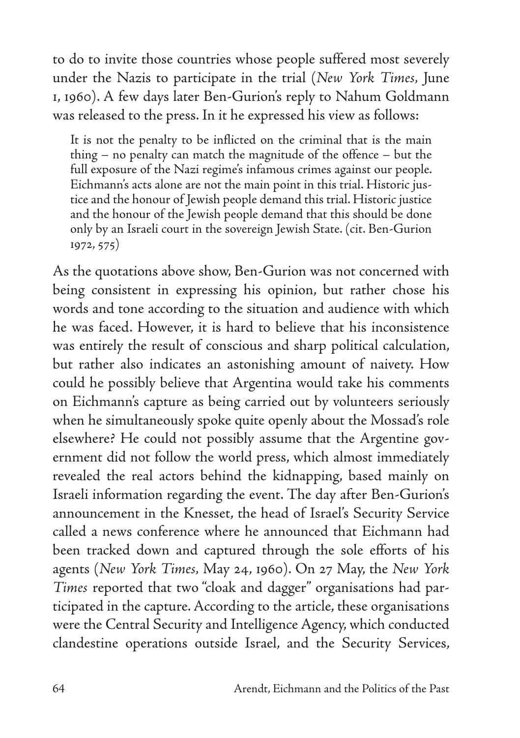to do to invite those countries whose people suffered most severely under the Nazis to participate in the trial (*New York Times*, June 1, 1960). A few days later Ben-Gurion's reply to Nahum Goldmann was released to the press. In it he expressed his view as follows:

> It is not the penalty to be inflicted on the criminal that is the main thing – no penalty can match the magnitude of the offence – but the full exposure of the Nazi regime's infamous crimes against our people. Eichmann's acts alone are not the main point in this trial. Historic justice and the honour of Jewish people demand this trial. Historic justice and the honour of the Jewish people demand that this should be done only by an Israeli court in the sovereign Jewish State. (cit. Ben-Gurion 1972, 575)

As the quotations above show, Ben-Gurion was not concerned with being consistent in expressing his opinion, but rather chose his words and tone according to the situation and audience with which he was faced. However, it is hard to believe that his inconsistence was entirely the result of conscious and sharp political calculation, but rather also indicates an astonishing amount of naivety. How could he possibly believe that Argentina would take his comments on Eichmann's capture as being carried out by volunteers seriously when he simultaneously spoke quite openly about the Mossad's role elsewhere? He could not possibly assume that the Argentine government did not follow the world press, which almost immediately revealed the real actors behind the kidnapping, based mainly on Israeli information regarding the event. The day after Ben-Gurion's announcement in the Knesset, the head of Israel's Security Service called a news conference where he announced that Eichmann had been tracked down and captured through the sole efforts of his agents (*New York Times*, May 24, 1960). On 27 May, the *New York Times* reported that two "cloak and dagger" organisations had participated in the capture. According to the article, these organisations were the Central Security and Intelligence Agency, which conducted clandestine operations outside Israel, and the Security Services,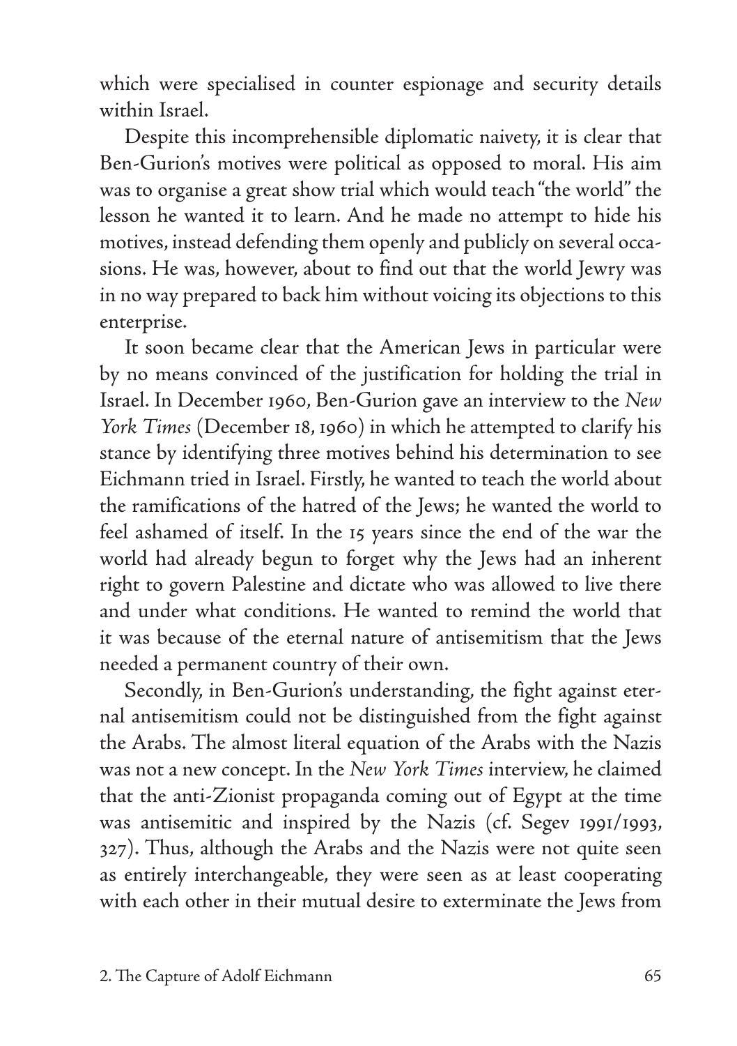which were specialised in counter espionage and security details within Israel.

Despite this incomprehensible diplomatic naivety, it is clear that Ben-Gurion's motives were political as opposed to moral. His aim was to organise a great show trial which would teach "the world" the lesson he wanted it to learn. And he made no attempt to hide his motives, instead defending them openly and publicly on several occasions. He was, however, about to find out that the world Jewry was in no way prepared to back him without voicing its objections to this enterprise.

It soon became clear that the American Jews in particular were by no means convinced of the justification for holding the trial in Israel. In December 1960, Ben-Gurion gave an interview to the *New York Times* (December 18, 1960) in which he attempted to clarify his stance by identifying three motives behind his determination to see Eichmann tried in Israel. Firstly, he wanted to teach the world about the ramifications of the hatred of the Jews; he wanted the world to feel ashamed of itself. In the 15 years since the end of the war the world had already begun to forget why the Jews had an inherent right to govern Palestine and dictate who was allowed to live there and under what conditions. He wanted to remind the world that it was because of the eternal nature of antisemitism that the Jews needed a permanent country of their own.

Secondly, in Ben-Gurion's understanding, the fight against eternal antisemitism could not be distinguished from the fight against the Arabs. The almost literal equation of the Arabs with the Nazis was not a new concept. In the *New York Times* interview, he claimed that the anti-Zionist propaganda coming out of Egypt at the time was antisemitic and inspired by the Nazis (cf. Segev 1991/1993, 327). Thus, although the Arabs and the Nazis were not quite seen as entirely interchangeable, they were seen as at least cooperating with each other in their mutual desire to exterminate the Jews from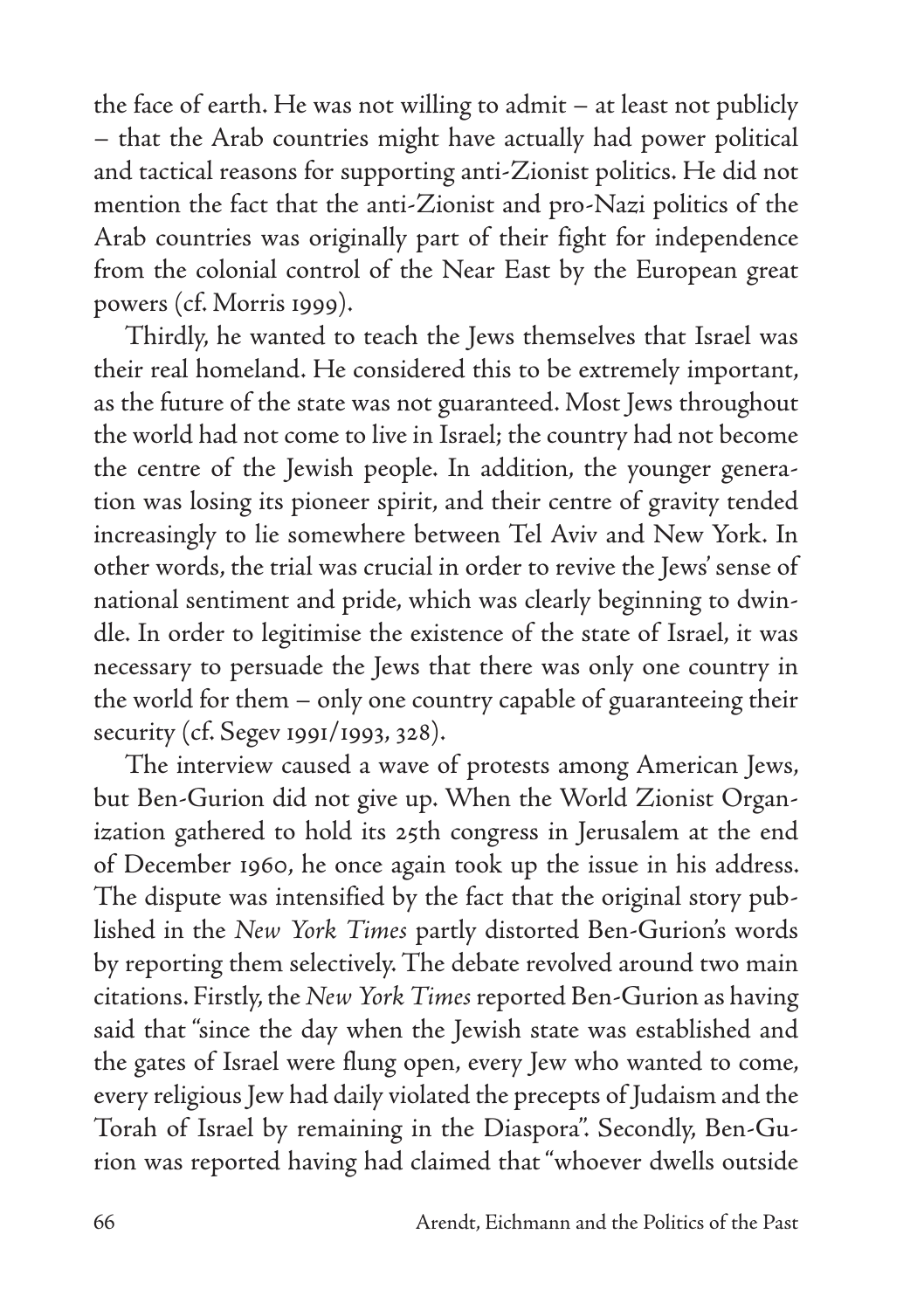the face of earth. He was not willing to admit – at least not publicly – that the Arab countries might have actually had power political and tactical reasons for supporting anti-Zionist politics. He did not mention the fact that the anti-Zionist and pro-Nazi politics of the Arab countries was originally part of their fight for independence from the colonial control of the Near East by the European great powers (cf. Morris 1999).

Thirdly, he wanted to teach the Jews themselves that Israel was their real homeland. He considered this to be extremely important, as the future of the state was not guaranteed. Most Jews throughout the world had not come to live in Israel; the country had not become the centre of the Jewish people. In addition, the younger generation was losing its pioneer spirit, and their centre of gravity tended increasingly to lie somewhere between Tel Aviv and New York. In other words, the trial was crucial in order to revive the Jews' sense of national sentiment and pride, which was clearly beginning to dwindle. In order to legitimise the existence of the state of Israel, it was necessary to persuade the Jews that there was only one country in the world for them – only one country capable of guaranteeing their security (cf. Segev 1991/1993, 328).

The interview caused a wave of protests among American Jews, but Ben-Gurion did not give up. When the World Zionist Organization gathered to hold its 25th congress in Jerusalem at the end of December 1960, he once again took up the issue in his address. The dispute was intensified by the fact that the original story published in the *New York Times* partly distorted Ben-Gurion's words by reporting them selectively. The debate revolved around two main citations. Firstly, the *New York Times* reported Ben-Gurion as having said that "since the day when the Jewish state was established and the gates of Israel were flung open, every Jew who wanted to come, every religious Jew had daily violated the precepts of Judaism and the Torah of Israel by remaining in the Diaspora". Secondly, Ben-Gurion was reported having had claimed that "whoever dwells outside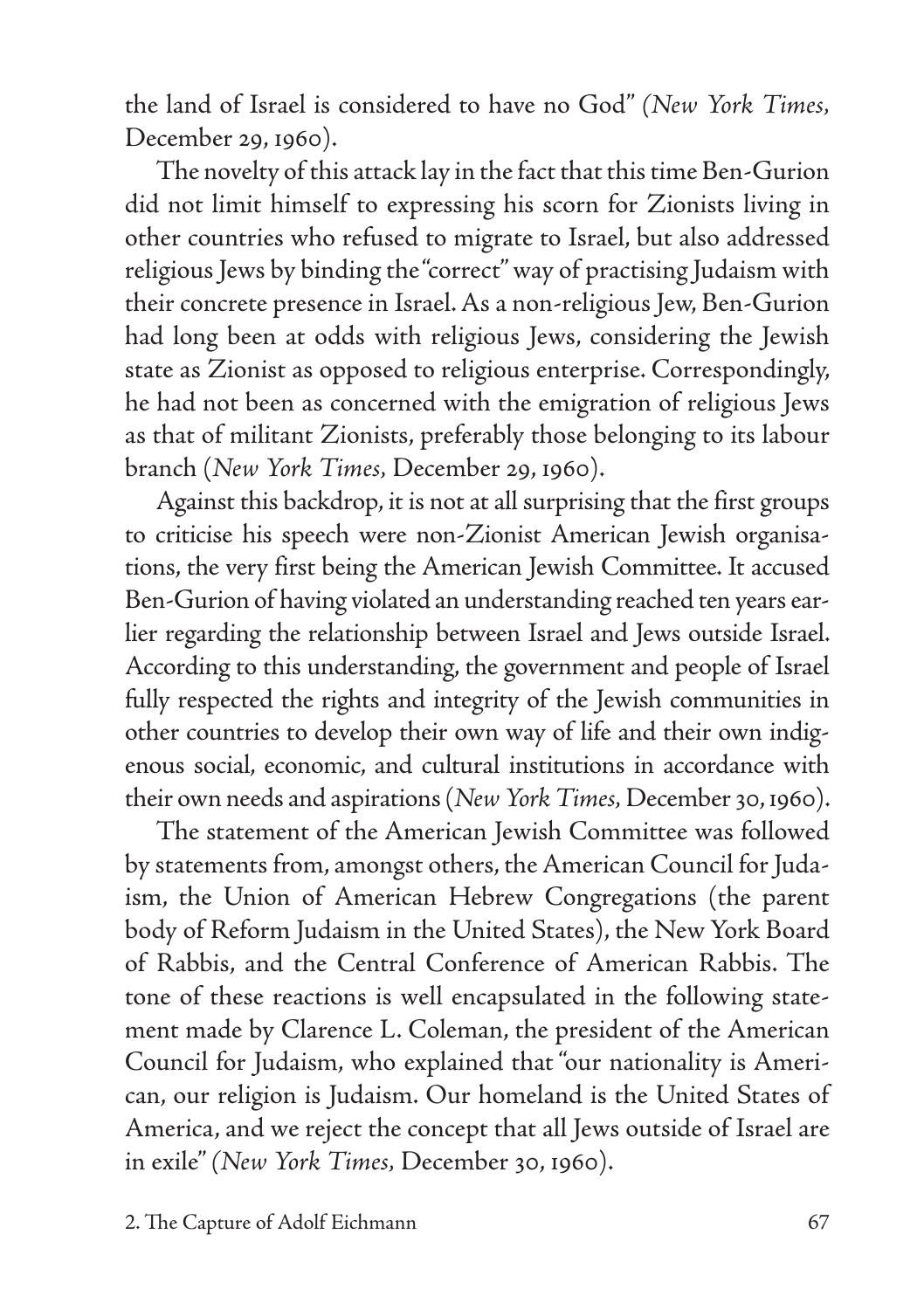the land of Israel is considered to have no God" (*New York Times*, December 29, 1960).

The novelty of this attack lay in the fact that this time Ben-Gurion did not limit himself to expressing his scorn for Zionists living in other countries who refused to migrate to Israel, but also addressed religious Jews by binding the "correct" way of practising Judaism with their concrete presence in Israel. As a non-religious Jew, Ben-Gurion had long been at odds with religious Jews, considering the Jewish state as Zionist as opposed to religious enterprise. Correspondingly, he had not been as concerned with the emigration of religious Jews as that of militant Zionists, preferably those belonging to its labour branch (*New York Times*, December 29, 1960).

Against this backdrop, it is not at all surprising that the first groups to criticise his speech were non-Zionist American Jewish organisations, the very first being the American Jewish Committee. It accused Ben-Gurion of having violated an understanding reached ten years earlier regarding the relationship between Israel and Jews outside Israel. According to this understanding, the government and people of Israel fully respected the rights and integrity of the Jewish communities in other countries to develop their own way of life and their own indigenous social, economic, and cultural institutions in accordance with their own needs and aspirations (*New York Times*, December 30, 1960).

The statement of the American Jewish Committee was followed by statements from, amongst others, the American Council for Judaism, the Union of American Hebrew Congregations (the parent body of Reform Judaism in the United States), the New York Board of Rabbis, and the Central Conference of American Rabbis. The tone of these reactions is well encapsulated in the following statement made by Clarence L. Coleman, the president of the American Council for Judaism, who explained that "our nationality is American, our religion is Judaism. Our homeland is the United States of America, and we reject the concept that all Jews outside of Israel are in exile" (*New York Times*, December 30, 1960).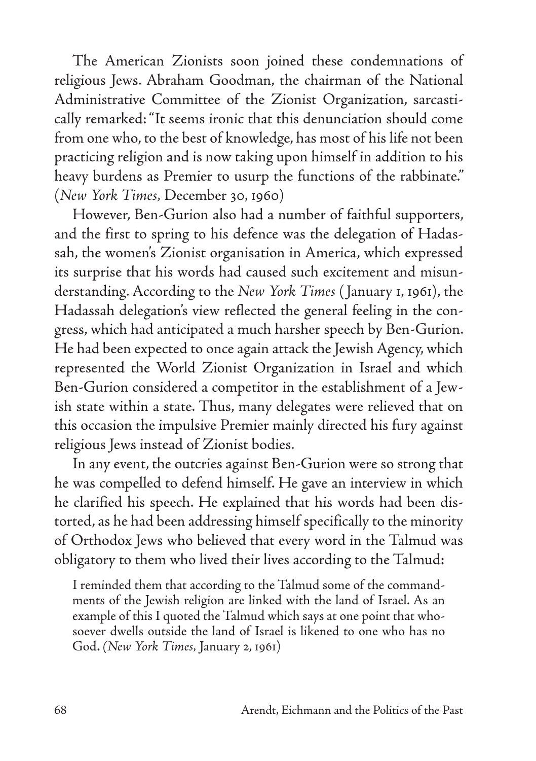The American Zionists soon joined these condemnations of religious Jews. Abraham Goodman, the chairman of the National Administrative Committee of the Zionist Organization, sarcastically remarked: "It seems ironic that this denunciation should come from one who, to the best of knowledge, has most of his life not been practicing religion and is now taking upon himself in addition to his heavy burdens as Premier to usurp the functions of the rabbinate." (*New York Times*, December 30, 1960)

However, Ben-Gurion also had a number of faithful supporters, and the first to spring to his defence was the delegation of Hadassah, the women's Zionist organisation in America, which expressed its surprise that his words had caused such excitement and misunderstanding. According to the *New York Times* (January 1, 1961), the Hadassah delegation's view reflected the general feeling in the congress, which had anticipated a much harsher speech by Ben-Gurion. He had been expected to once again attack the Jewish Agency, which represented the World Zionist Organization in Israel and which Ben-Gurion considered a competitor in the establishment of a Jewish state within a state. Thus, many delegates were relieved that on this occasion the impulsive Premier mainly directed his fury against religious Jews instead of Zionist bodies.

In any event, the outcries against Ben-Gurion were so strong that he was compelled to defend himself. He gave an interview in which he clarified his speech. He explained that his words had been distorted, as he had been addressing himself specifically to the minority of Orthodox Jews who believed that every word in the Talmud was obligatory to them who lived their lives according to the Talmud:

> I reminded them that according to the Talmud some of the commandments of the Jewish religion are linked with the land of Israel. As an example of this I quoted the Talmud which says at one point that whosoever dwells outside the land of Israel is likened to one who has no God. (*New York Times*, January 2, 1961)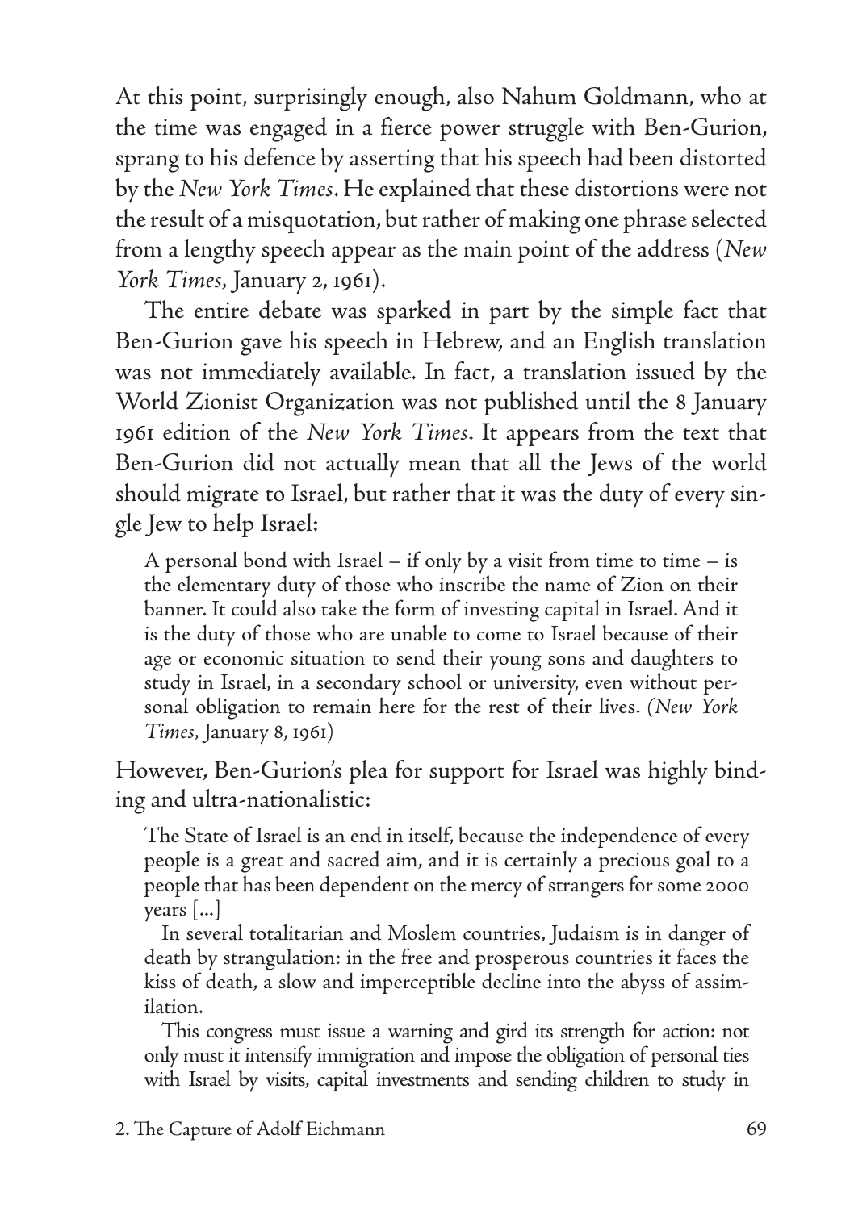At this point, surprisingly enough, also Nahum Goldmann, who at the time was engaged in a fierce power struggle with Ben-Gurion, sprang to his defence by asserting that his speech had been distorted by the *New York Times*. He explained that these distortions were not the result of a misquotation, but rather of making one phrase selected from a lengthy speech appear as the main point of the address (*New York Times*, January 2, 1961).

The entire debate was sparked in part by the simple fact that Ben-Gurion gave his speech in Hebrew, and an English translation was not immediately available. In fact, a translation issued by the World Zionist Organization was not published until the 8 January 1961 edition of the *New York Times*. It appears from the text that Ben-Gurion did not actually mean that all the Jews of the world should migrate to Israel, but rather that it was the duty of every single Jew to help Israel:

> A personal bond with Israel – if only by a visit from time to time – is the elementary duty of those who inscribe the name of Zion on their banner. It could also take the form of investing capital in Israel. And it is the duty of those who are unable to come to Israel because of their age or economic situation to send their young sons and daughters to study in Israel, in a secondary school or university, even without personal obligation to remain here for the rest of their lives. (*New York Times*, January 8, 1961)

However, Ben-Gurion's plea for support for Israel was highly binding and ultra-nationalistic:

> The State of Israel is an end in itself, because the independence of every people is a great and sacred aim, and it is certainly a precious goal to a people that has been dependent on the mercy of strangers for some 2000 years [...]
>
> In several totalitarian and Moslem countries, Judaism is in danger of death by strangulation: in the free and prosperous countries it faces the kiss of death, a slow and imperceptible decline into the abyss of assimilation.
>
> This congress must issue a warning and gird its strength for action: not only must it intensify immigration and impose the obligation of personal ties with Israel by visits, capital investments and sending children to study in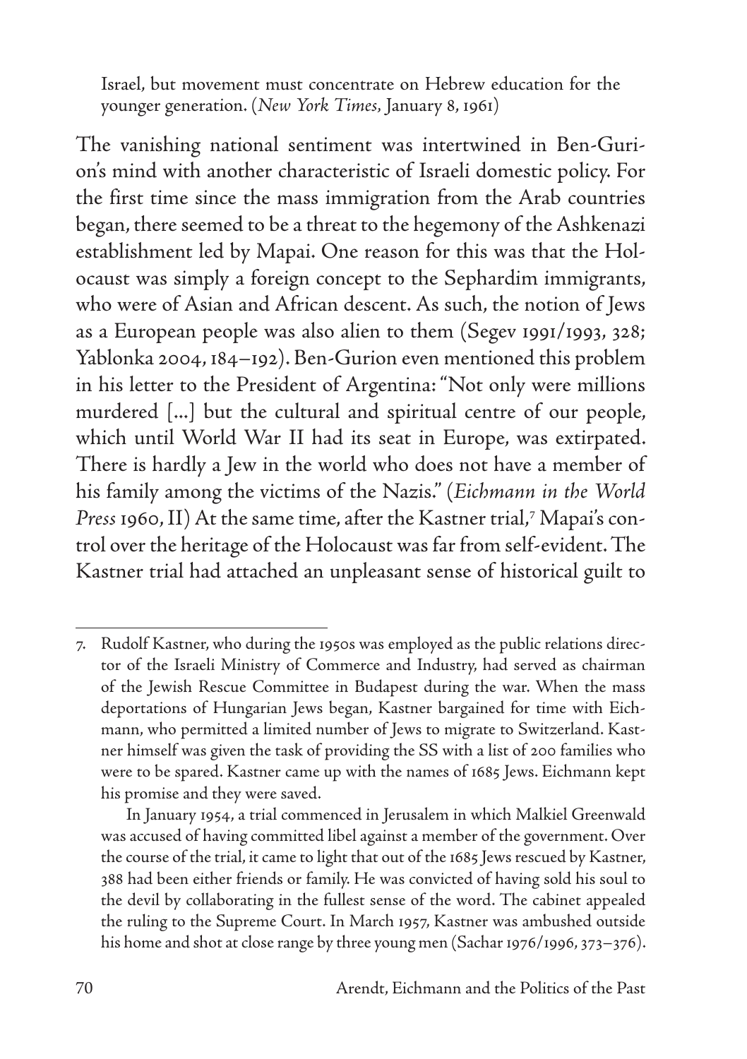Israel, but movement must concentrate on Hebrew education for the younger generation. (*New York Times*, January 8, 1961)

The vanishing national sentiment was intertwined in Ben-Gurion's mind with another characteristic of Israeli domestic policy. For the first time since the mass immigration from the Arab countries began, there seemed to be a threat to the hegemony of the Ashkenazi establishment led by Mapai. One reason for this was that the Holocaust was simply a foreign concept to the Sephardim immigrants, who were of Asian and African descent. As such, the notion of Jews as a European people was also alien to them (Segev 1991/1993, 328; Yablonka 2004, 184–192). Ben-Gurion even mentioned this problem in his letter to the President of Argentina: "Not only were millions murdered [...] but the cultural and spiritual centre of our people, which until World War II had its seat in Europe, was extirpated. There is hardly a Jew in the world who does not have a member of his family among the victims of the Nazis." (*Eichmann in the World Press* 1960, II) At the same time, after the Kastner trial,[7] Mapai's control over the heritage of the Holocaust was far from self-evident. The Kastner trial had attached an unpleasant sense of historical guilt to

---

7. Rudolf Kastner, who during the 1950s was employed as the public relations director of the Israeli Ministry of Commerce and Industry, had served as chairman of the Jewish Rescue Committee in Budapest during the war. When the mass deportations of Hungarian Jews began, Kastner bargained for time with Eichmann, who permitted a limited number of Jews to migrate to Switzerland. Kastner himself was given the task of providing the SS with a list of 200 families who were to be spared. Kastner came up with the names of 1685 Jews. Eichmann kept his promise and they were saved.

   In January 1954, a trial commenced in Jerusalem in which Malkiel Greenwald was accused of having committed libel against a member of the government. Over the course of the trial, it came to light that out of the 1685 Jews rescued by Kastner, 388 had been either friends or family. He was convicted of having sold his soul to the devil by collaborating in the fullest sense of the word. The cabinet appealed the ruling to the Supreme Court. In March 1957, Kastner was ambushed outside his home and shot at close range by three young men (Sachar 1976/1996, 373–376).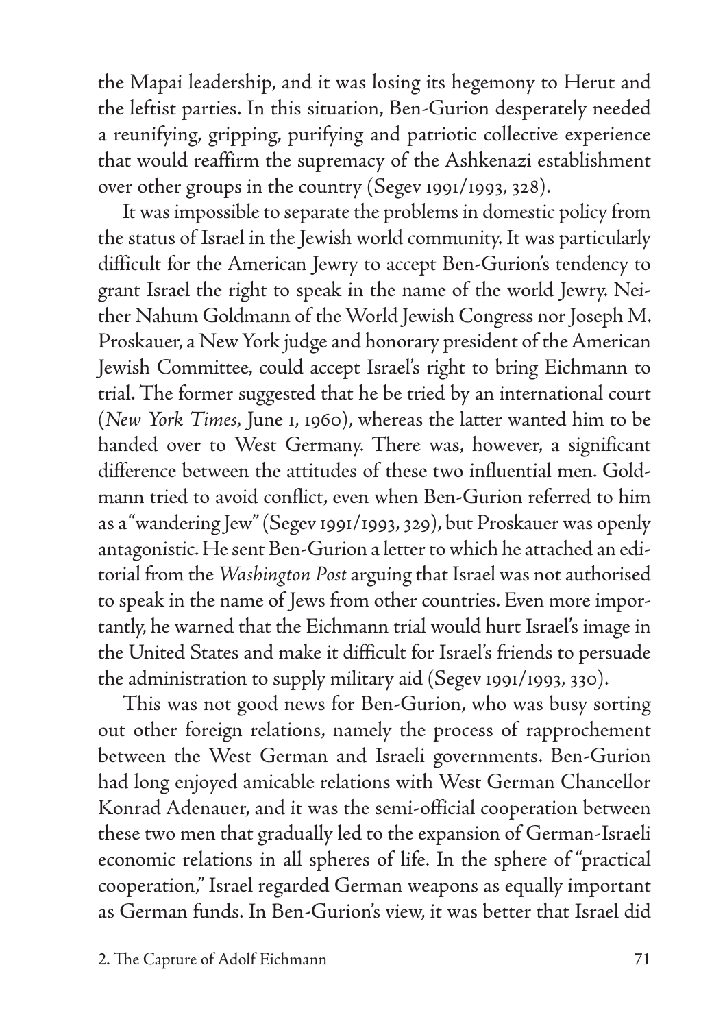the Mapai leadership, and it was losing its hegemony to Herut and the leftist parties. In this situation, Ben-Gurion desperately needed a reunifying, gripping, purifying and patriotic collective experience that would reaffirm the supremacy of the Ashkenazi establishment over other groups in the country (Segev 1991/1993, 328).

It was impossible to separate the problems in domestic policy from the status of Israel in the Jewish world community. It was particularly difficult for the American Jewry to accept Ben-Gurion's tendency to grant Israel the right to speak in the name of the world Jewry. Neither Nahum Goldmann of the World Jewish Congress nor Joseph M. Proskauer, a New York judge and honorary president of the American Jewish Committee, could accept Israel's right to bring Eichmann to trial. The former suggested that he be tried by an international court (*New York Times*, June 1, 1960), whereas the latter wanted him to be handed over to West Germany. There was, however, a significant difference between the attitudes of these two influential men. Goldmann tried to avoid conflict, even when Ben-Gurion referred to him as a "wandering Jew" (Segev 1991/1993, 329), but Proskauer was openly antagonistic. He sent Ben-Gurion a letter to which he attached an editorial from the *Washington Post* arguing that Israel was not authorised to speak in the name of Jews from other countries. Even more importantly, he warned that the Eichmann trial would hurt Israel's image in the United States and make it difficult for Israel's friends to persuade the administration to supply military aid (Segev 1991/1993, 330).

This was not good news for Ben-Gurion, who was busy sorting out other foreign relations, namely the process of rapprochement between the West German and Israeli governments. Ben-Gurion had long enjoyed amicable relations with West German Chancellor Konrad Adenauer, and it was the semi-official cooperation between these two men that gradually led to the expansion of German-Israeli economic relations in all spheres of life. In the sphere of "practical cooperation," Israel regarded German weapons as equally important as German funds. In Ben-Gurion's view, it was better that Israel did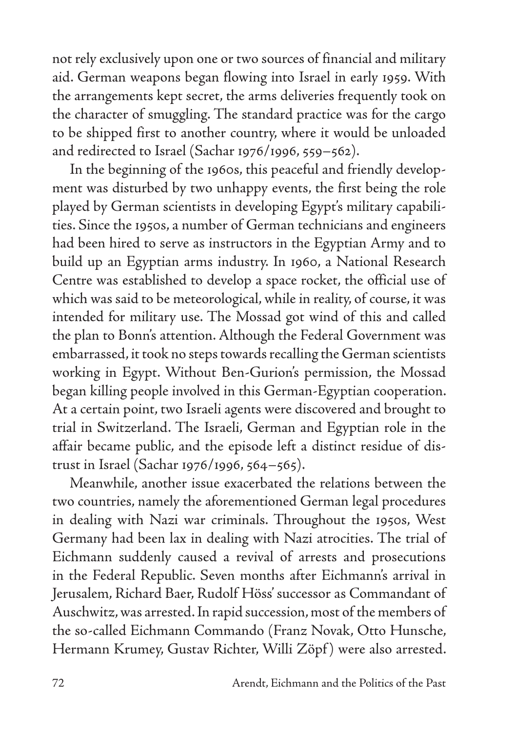not rely exclusively upon one or two sources of financial and military aid. German weapons began flowing into Israel in early 1959. With the arrangements kept secret, the arms deliveries frequently took on the character of smuggling. The standard practice was for the cargo to be shipped first to another country, where it would be unloaded and redirected to Israel (Sachar 1976/1996, 559–562).

In the beginning of the 1960s, this peaceful and friendly development was disturbed by two unhappy events, the first being the role played by German scientists in developing Egypt's military capabilities. Since the 1950s, a number of German technicians and engineers had been hired to serve as instructors in the Egyptian Army and to build up an Egyptian arms industry. In 1960, a National Research Centre was established to develop a space rocket, the official use of which was said to be meteorological, while in reality, of course, it was intended for military use. The Mossad got wind of this and called the plan to Bonn's attention. Although the Federal Government was embarrassed, it took no steps towards recalling the German scientists working in Egypt. Without Ben-Gurion's permission, the Mossad began killing people involved in this German-Egyptian cooperation. At a certain point, two Israeli agents were discovered and brought to trial in Switzerland. The Israeli, German and Egyptian role in the affair became public, and the episode left a distinct residue of distrust in Israel (Sachar 1976/1996, 564–565).

Meanwhile, another issue exacerbated the relations between the two countries, namely the aforementioned German legal procedures in dealing with Nazi war criminals. Throughout the 1950s, West Germany had been lax in dealing with Nazi atrocities. The trial of Eichmann suddenly caused a revival of arrests and prosecutions in the Federal Republic. Seven months after Eichmann's arrival in Jerusalem, Richard Baer, Rudolf Höss' successor as Commandant of Auschwitz, was arrested. In rapid succession, most of the members of the so-called Eichmann Commando (Franz Novak, Otto Hunsche, Hermann Krumey, Gustav Richter, Willi Zöpf) were also arrested.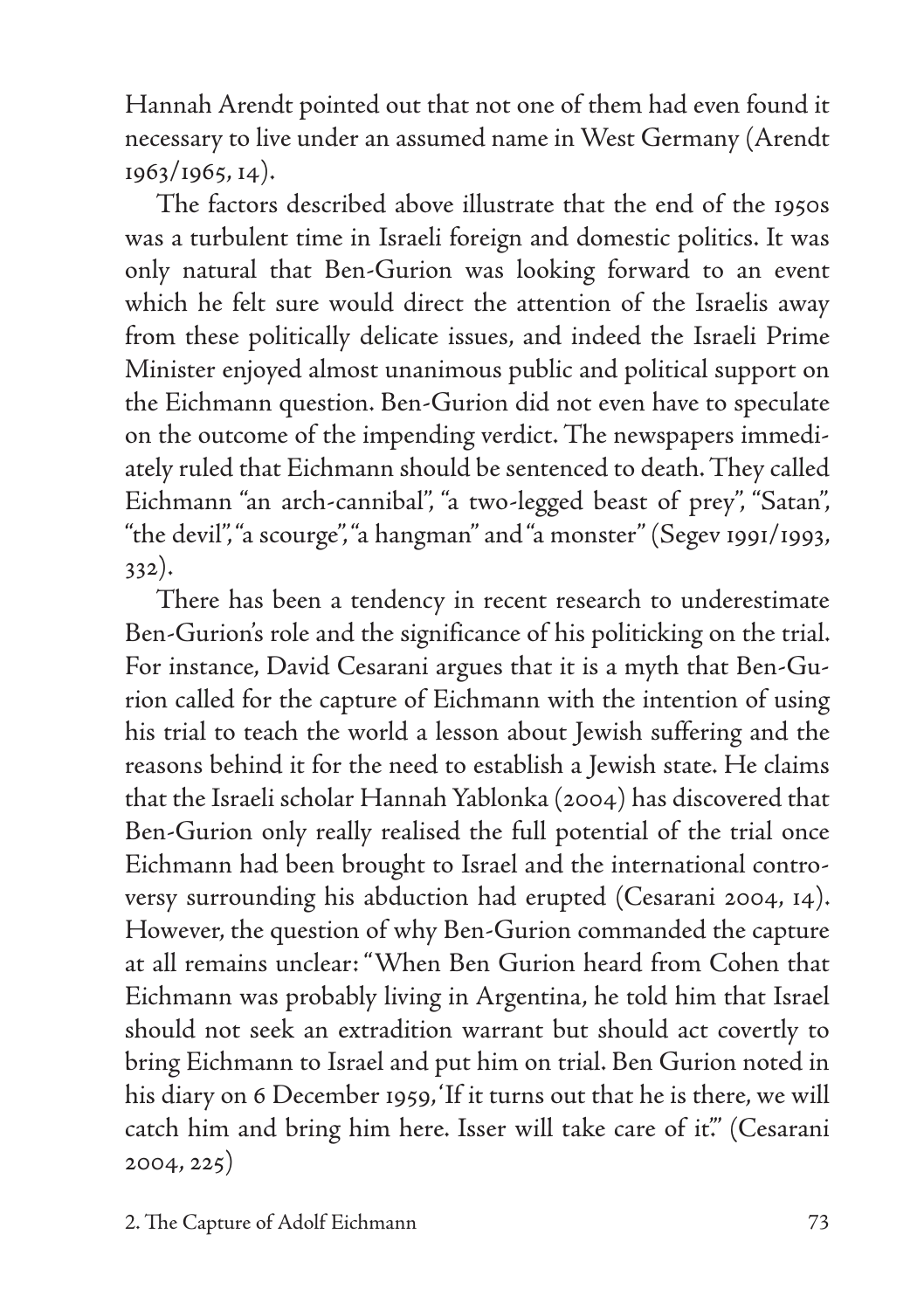Hannah Arendt pointed out that not one of them had even found it necessary to live under an assumed name in West Germany (Arendt 1963/1965, 14).

The factors described above illustrate that the end of the 1950s was a turbulent time in Israeli foreign and domestic politics. It was only natural that Ben-Gurion was looking forward to an event which he felt sure would direct the attention of the Israelis away from these politically delicate issues, and indeed the Israeli Prime Minister enjoyed almost unanimous public and political support on the Eichmann question. Ben-Gurion did not even have to speculate on the outcome of the impending verdict. The newspapers immediately ruled that Eichmann should be sentenced to death. They called Eichmann "an arch-cannibal", "a two-legged beast of prey", "Satan", "the devil", "a scourge", "a hangman" and "a monster" (Segev 1991/1993, 332).

There has been a tendency in recent research to underestimate Ben-Gurion's role and the significance of his politicking on the trial. For instance, David Cesarani argues that it is a myth that Ben-Gurion called for the capture of Eichmann with the intention of using his trial to teach the world a lesson about Jewish suffering and the reasons behind it for the need to establish a Jewish state. He claims that the Israeli scholar Hannah Yablonka (2004) has discovered that Ben-Gurion only really realised the full potential of the trial once Eichmann had been brought to Israel and the international controversy surrounding his abduction had erupted (Cesarani 2004, 14). However, the question of why Ben-Gurion commanded the capture at all remains unclear: "When Ben Gurion heard from Cohen that Eichmann was probably living in Argentina, he told him that Israel should not seek an extradition warrant but should act covertly to bring Eichmann to Israel and put him on trial. Ben Gurion noted in his diary on 6 December 1959, 'If it turns out that he is there, we will catch him and bring him here. Isser will take care of it.'" (Cesarani 2004, 225)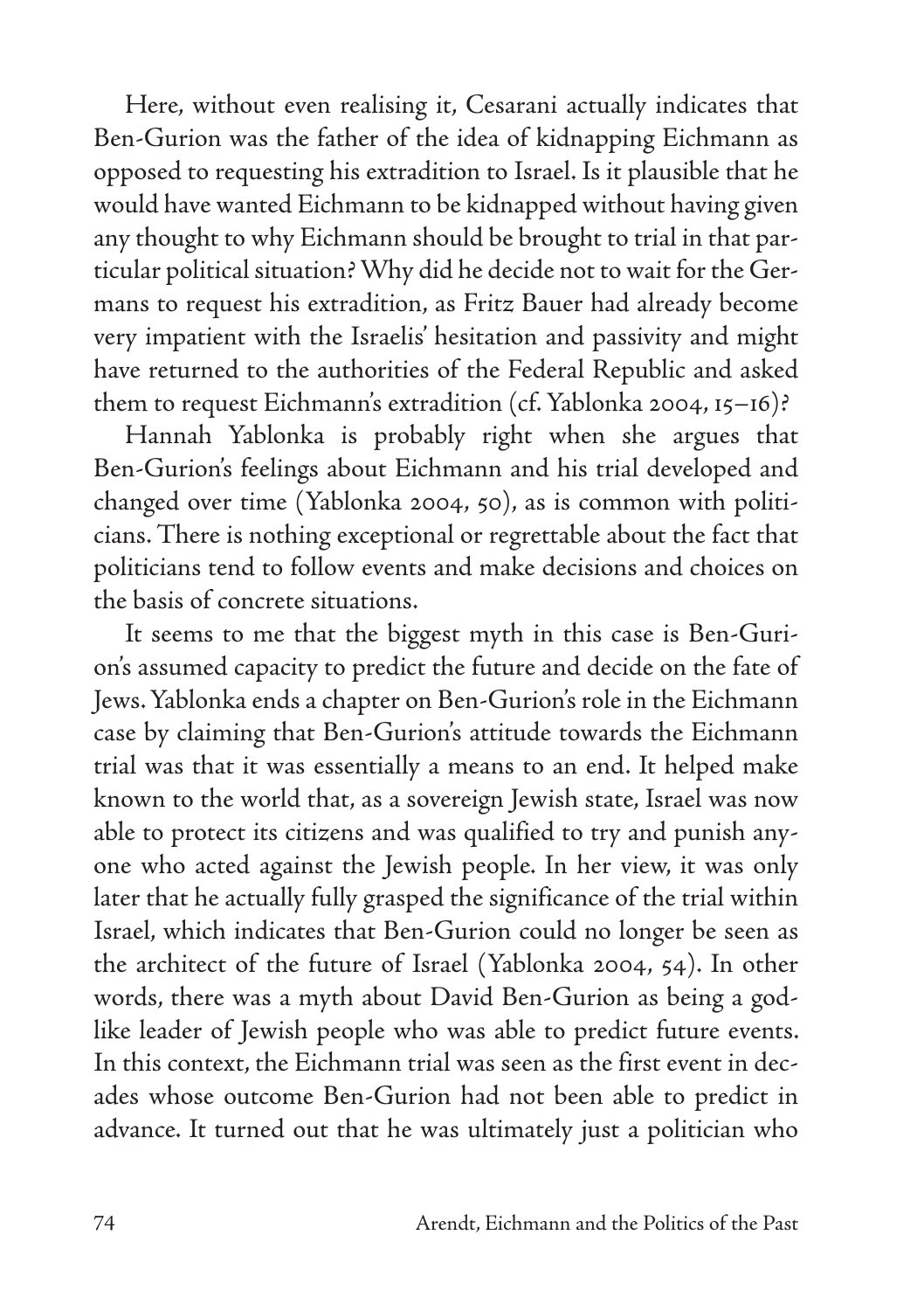Here, without even realising it, Cesarani actually indicates that Ben-Gurion was the father of the idea of kidnapping Eichmann as opposed to requesting his extradition to Israel. Is it plausible that he would have wanted Eichmann to be kidnapped without having given any thought to why Eichmann should be brought to trial in that particular political situation? Why did he decide not to wait for the Germans to request his extradition, as Fritz Bauer had already become very impatient with the Israelis' hesitation and passivity and might have returned to the authorities of the Federal Republic and asked them to request Eichmann's extradition (cf. Yablonka 2004, 15–16)?

Hannah Yablonka is probably right when she argues that Ben-Gurion's feelings about Eichmann and his trial developed and changed over time (Yablonka 2004, 50), as is common with politicians. There is nothing exceptional or regrettable about the fact that politicians tend to follow events and make decisions and choices on the basis of concrete situations.

It seems to me that the biggest myth in this case is Ben-Gurion's assumed capacity to predict the future and decide on the fate of Jews. Yablonka ends a chapter on Ben-Gurion's role in the Eichmann case by claiming that Ben-Gurion's attitude towards the Eichmann trial was that it was essentially a means to an end. It helped make known to the world that, as a sovereign Jewish state, Israel was now able to protect its citizens and was qualified to try and punish anyone who acted against the Jewish people. In her view, it was only later that he actually fully grasped the significance of the trial within Israel, which indicates that Ben-Gurion could no longer be seen as the architect of the future of Israel (Yablonka 2004, 54). In other words, there was a myth about David Ben-Gurion as being a godlike leader of Jewish people who was able to predict future events. In this context, the Eichmann trial was seen as the first event in decades whose outcome Ben-Gurion had not been able to predict in advance. It turned out that he was ultimately just a politician who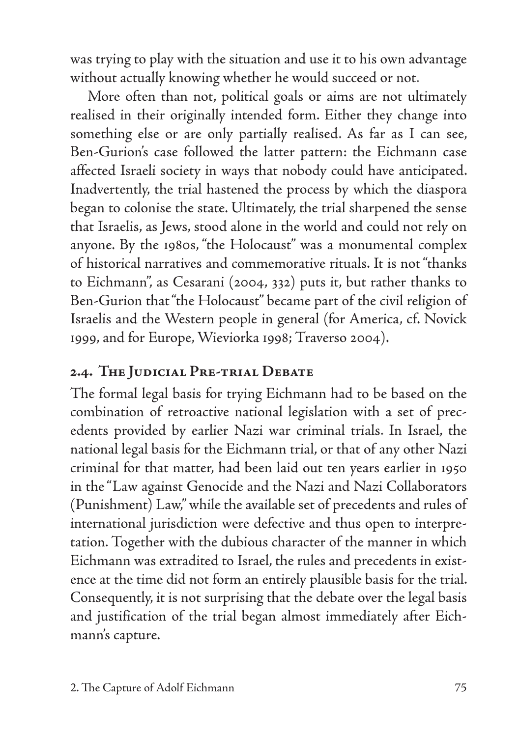was trying to play with the situation and use it to his own advantage without actually knowing whether he would succeed or not.

More often than not, political goals or aims are not ultimately realised in their originally intended form. Either they change into something else or are only partially realised. As far as I can see, Ben-Gurion's case followed the latter pattern: the Eichmann case affected Israeli society in ways that nobody could have anticipated. Inadvertently, the trial hastened the process by which the diaspora began to colonise the state. Ultimately, the trial sharpened the sense that Israelis, as Jews, stood alone in the world and could not rely on anyone. By the 1980s, "the Holocaust" was a monumental complex of historical narratives and commemorative rituals. It is not "thanks to Eichmann", as Cesarani (2004, 332) puts it, but rather thanks to Ben-Gurion that "the Holocaust" became part of the civil religion of Israelis and the Western people in general (for America, cf. Novick 1999, and for Europe, Wieviorka 1998; Traverso 2004).

## 2.4. The Judicial Pre-trial Debate

The formal legal basis for trying Eichmann had to be based on the combination of retroactive national legislation with a set of precedents provided by earlier Nazi war criminal trials. In Israel, the national legal basis for the Eichmann trial, or that of any other Nazi criminal for that matter, had been laid out ten years earlier in 1950 in the "Law against Genocide and the Nazi and Nazi Collaborators (Punishment) Law," while the available set of precedents and rules of international jurisdiction were defective and thus open to interpretation. Together with the dubious character of the manner in which Eichmann was extradited to Israel, the rules and precedents in existence at the time did not form an entirely plausible basis for the trial. Consequently, it is not surprising that the debate over the legal basis and justification of the trial began almost immediately after Eichmann's capture.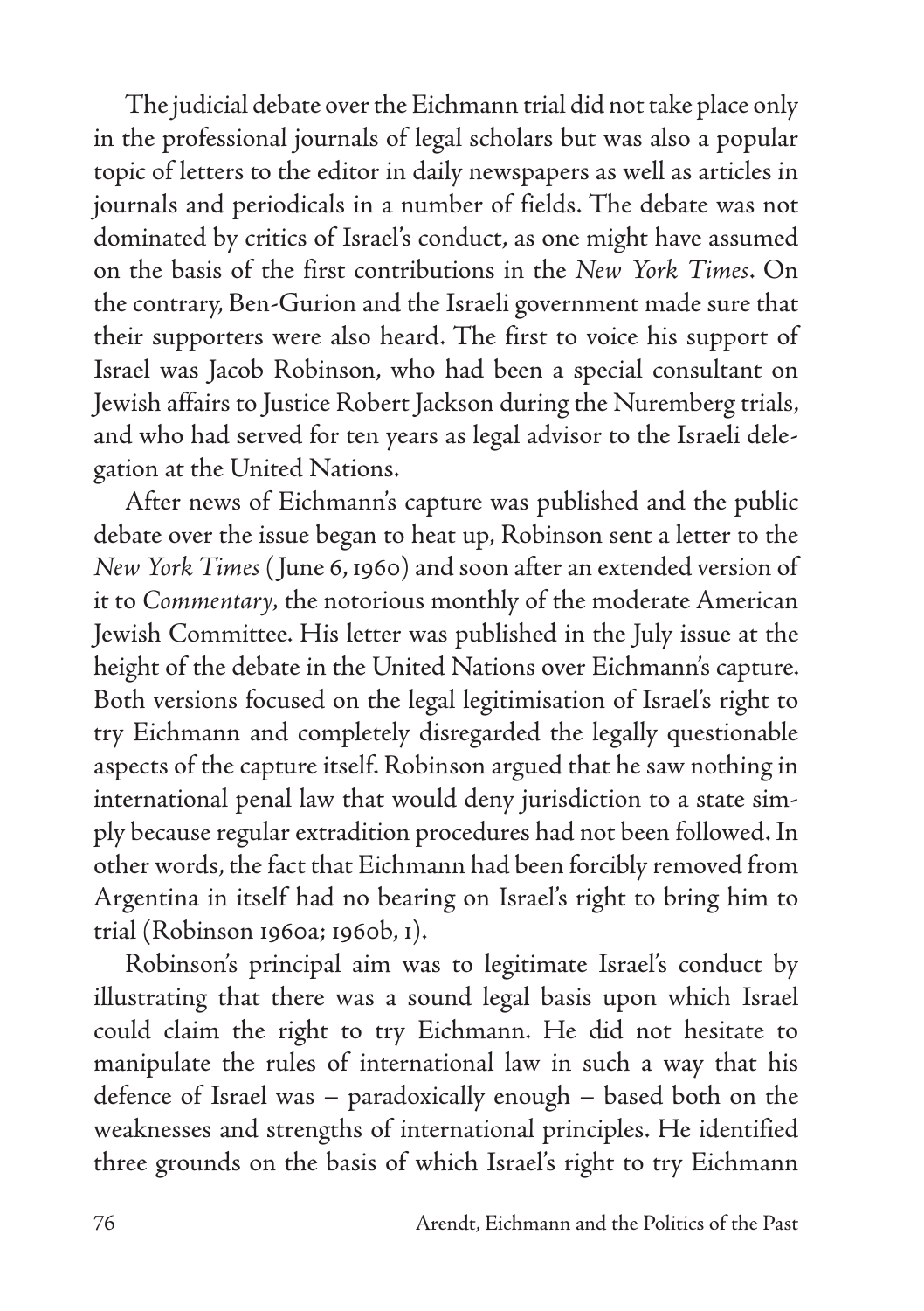The judicial debate over the Eichmann trial did not take place only in the professional journals of legal scholars but was also a popular topic of letters to the editor in daily newspapers as well as articles in journals and periodicals in a number of fields. The debate was not dominated by critics of Israel's conduct, as one might have assumed on the basis of the first contributions in the *New York Times*. On the contrary, Ben-Gurion and the Israeli government made sure that their supporters were also heard. The first to voice his support of Israel was Jacob Robinson, who had been a special consultant on Jewish affairs to Justice Robert Jackson during the Nuremberg trials, and who had served for ten years as legal advisor to the Israeli delegation at the United Nations.

After news of Eichmann's capture was published and the public debate over the issue began to heat up, Robinson sent a letter to the *New York Times* (June 6, 1960) and soon after an extended version of it to *Commentary*, the notorious monthly of the moderate American Jewish Committee. His letter was published in the July issue at the height of the debate in the United Nations over Eichmann's capture. Both versions focused on the legal legitimisation of Israel's right to try Eichmann and completely disregarded the legally questionable aspects of the capture itself. Robinson argued that he saw nothing in international penal law that would deny jurisdiction to a state simply because regular extradition procedures had not been followed. In other words, the fact that Eichmann had been forcibly removed from Argentina in itself had no bearing on Israel's right to bring him to trial (Robinson 1960a; 1960b, 1).

Robinson's principal aim was to legitimate Israel's conduct by illustrating that there was a sound legal basis upon which Israel could claim the right to try Eichmann. He did not hesitate to manipulate the rules of international law in such a way that his defence of Israel was – paradoxically enough – based both on the weaknesses and strengths of international principles. He identified three grounds on the basis of which Israel's right to try Eichmann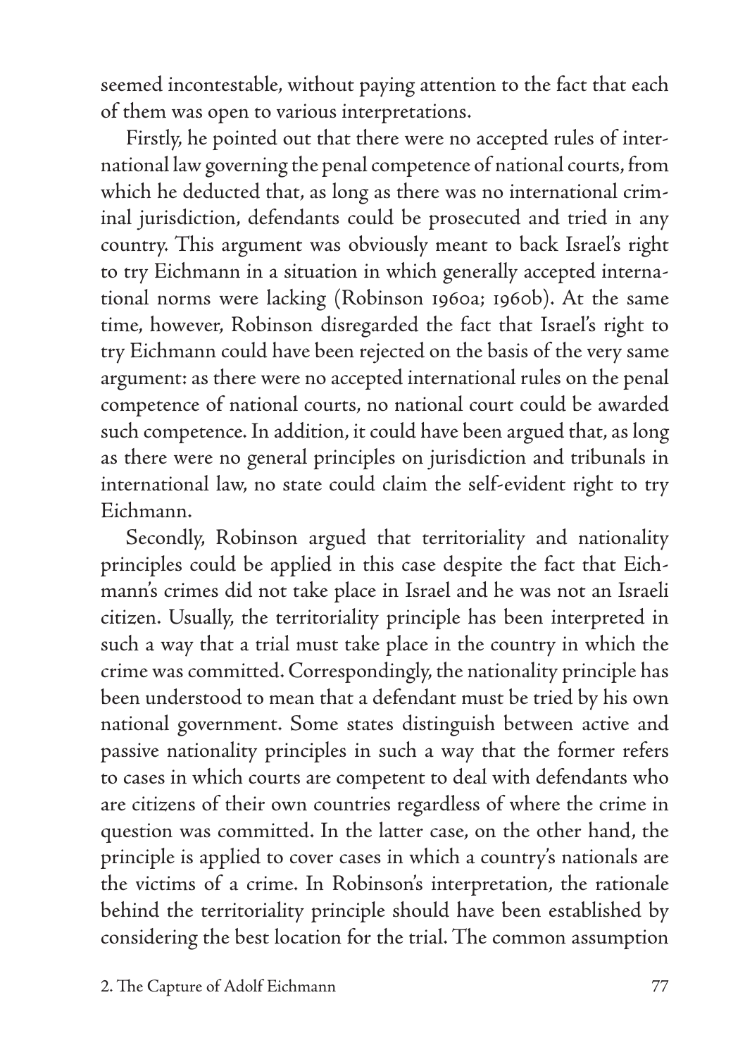seemed incontestable, without paying attention to the fact that each of them was open to various interpretations.

Firstly, he pointed out that there were no accepted rules of international law governing the penal competence of national courts, from which he deducted that, as long as there was no international criminal jurisdiction, defendants could be prosecuted and tried in any country. This argument was obviously meant to back Israel's right to try Eichmann in a situation in which generally accepted international norms were lacking (Robinson 1960a; 1960b). At the same time, however, Robinson disregarded the fact that Israel's right to try Eichmann could have been rejected on the basis of the very same argument: as there were no accepted international rules on the penal competence of national courts, no national court could be awarded such competence. In addition, it could have been argued that, as long as there were no general principles on jurisdiction and tribunals in international law, no state could claim the self-evident right to try Eichmann.

Secondly, Robinson argued that territoriality and nationality principles could be applied in this case despite the fact that Eichmann's crimes did not take place in Israel and he was not an Israeli citizen. Usually, the territoriality principle has been interpreted in such a way that a trial must take place in the country in which the crime was committed. Correspondingly, the nationality principle has been understood to mean that a defendant must be tried by his own national government. Some states distinguish between active and passive nationality principles in such a way that the former refers to cases in which courts are competent to deal with defendants who are citizens of their own countries regardless of where the crime in question was committed. In the latter case, on the other hand, the principle is applied to cover cases in which a country's nationals are the victims of a crime. In Robinson's interpretation, the rationale behind the territoriality principle should have been established by considering the best location for the trial. The common assumption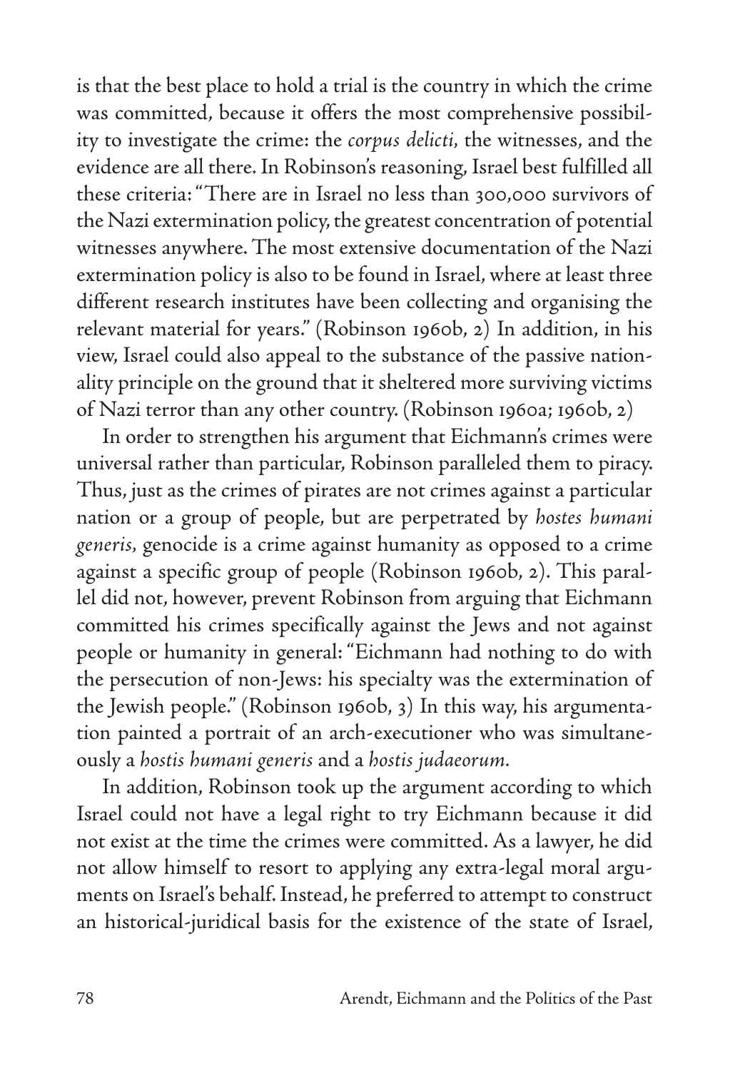is that the best place to hold a trial is the country in which the crime was committed, because it offers the most comprehensive possibility to investigate the crime: the *corpus delicti*, the witnesses, and the evidence are all there. In Robinson's reasoning, Israel best fulfilled all these criteria: "There are in Israel no less than 300,000 survivors of the Nazi extermination policy, the greatest concentration of potential witnesses anywhere. The most extensive documentation of the Nazi extermination policy is also to be found in Israel, where at least three different research institutes have been collecting and organising the relevant material for years." (Robinson 1960b, 2) In addition, in his view, Israel could also appeal to the substance of the passive nationality principle on the ground that it sheltered more surviving victims of Nazi terror than any other country. (Robinson 1960a; 1960b, 2)

In order to strengthen his argument that Eichmann's crimes were universal rather than particular, Robinson paralleled them to piracy. Thus, just as the crimes of pirates are not crimes against a particular nation or a group of people, but are perpetrated by *hostes humani generis*, genocide is a crime against humanity as opposed to a crime against a specific group of people (Robinson 1960b, 2). This parallel did not, however, prevent Robinson from arguing that Eichmann committed his crimes specifically against the Jews and not against people or humanity in general: "Eichmann had nothing to do with the persecution of non-Jews: his specialty was the extermination of the Jewish people." (Robinson 1960b, 3) In this way, his argumentation painted a portrait of an arch-executioner who was simultaneously a *hostis humani generis* and a *hostis judaeorum*.

In addition, Robinson took up the argument according to which Israel could not have a legal right to try Eichmann because it did not exist at the time the crimes were committed. As a lawyer, he did not allow himself to resort to applying any extra-legal moral arguments on Israel's behalf. Instead, he preferred to attempt to construct an historical-juridical basis for the existence of the state of Israel,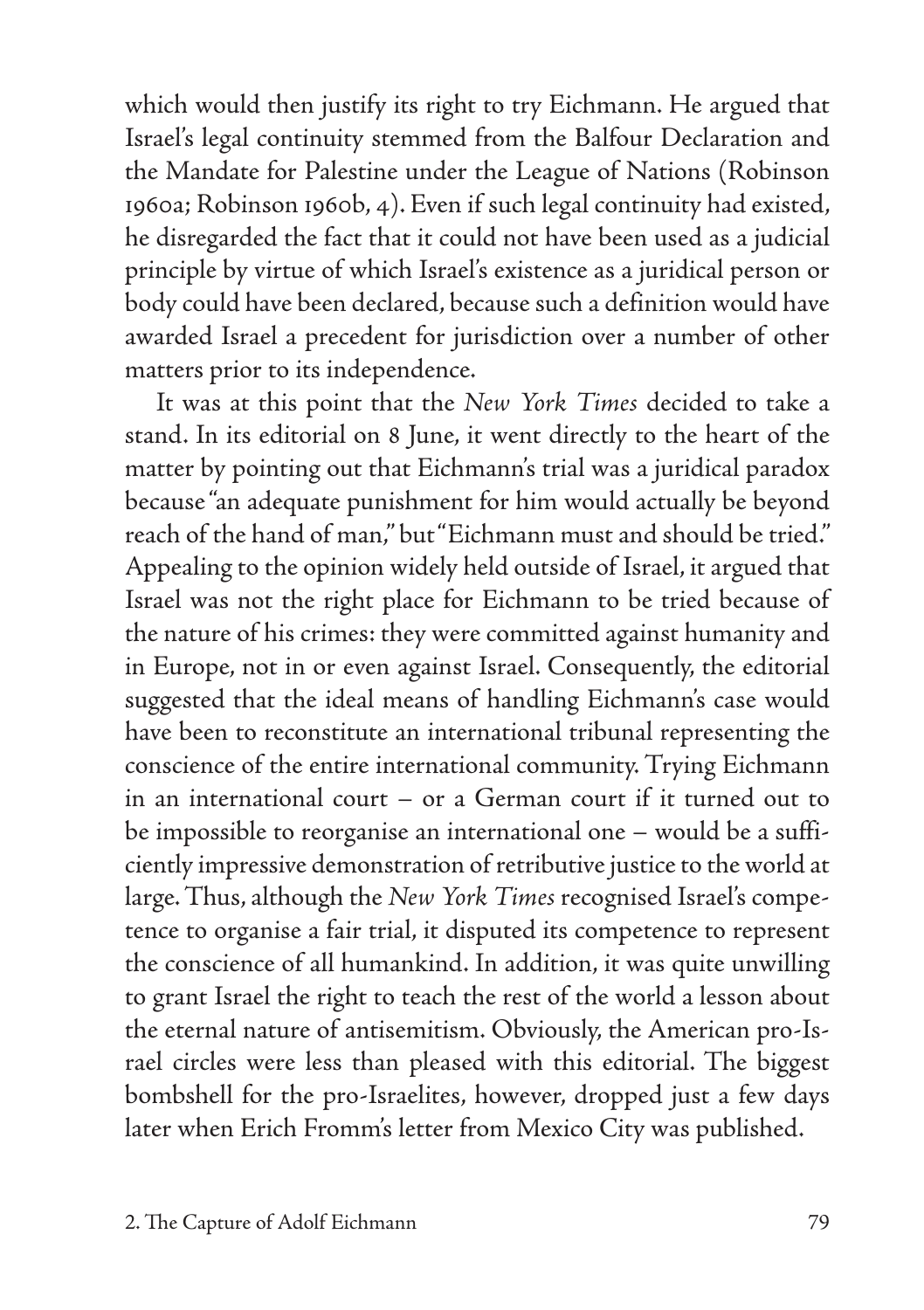which would then justify its right to try Eichmann. He argued that Israel's legal continuity stemmed from the Balfour Declaration and the Mandate for Palestine under the League of Nations (Robinson 1960a; Robinson 1960b, 4). Even if such legal continuity had existed, he disregarded the fact that it could not have been used as a judicial principle by virtue of which Israel's existence as a juridical person or body could have been declared, because such a definition would have awarded Israel a precedent for jurisdiction over a number of other matters prior to its independence.

It was at this point that the *New York Times* decided to take a stand. In its editorial on 8 June, it went directly to the heart of the matter by pointing out that Eichmann's trial was a juridical paradox because "an adequate punishment for him would actually be beyond reach of the hand of man," but "Eichmann must and should be tried." Appealing to the opinion widely held outside of Israel, it argued that Israel was not the right place for Eichmann to be tried because of the nature of his crimes: they were committed against humanity and in Europe, not in or even against Israel. Consequently, the editorial suggested that the ideal means of handling Eichmann's case would have been to reconstitute an international tribunal representing the conscience of the entire international community. Trying Eichmann in an international court – or a German court if it turned out to be impossible to reorganise an international one – would be a sufficiently impressive demonstration of retributive justice to the world at large. Thus, although the *New York Times* recognised Israel's competence to organise a fair trial, it disputed its competence to represent the conscience of all humankind. In addition, it was quite unwilling to grant Israel the right to teach the rest of the world a lesson about the eternal nature of antisemitism. Obviously, the American pro-Israel circles were less than pleased with this editorial. The biggest bombshell for the pro-Israelites, however, dropped just a few days later when Erich Fromm's letter from Mexico City was published.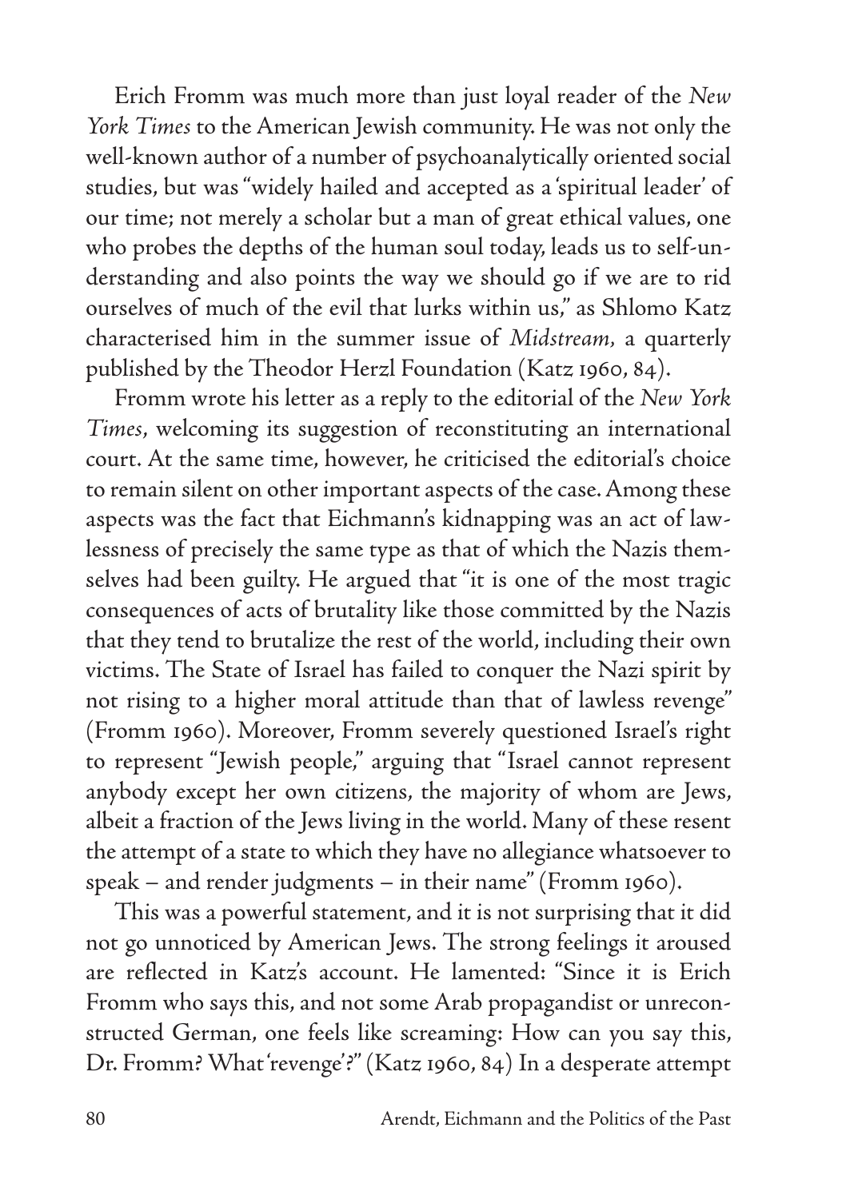Erich Fromm was much more than just loyal reader of the *New York Times* to the American Jewish community. He was not only the well-known author of a number of psychoanalytically oriented social studies, but was "widely hailed and accepted as a 'spiritual leader' of our time; not merely a scholar but a man of great ethical values, one who probes the depths of the human soul today, leads us to self-understanding and also points the way we should go if we are to rid ourselves of much of the evil that lurks within us," as Shlomo Katz characterised him in the summer issue of *Midstream*, a quarterly published by the Theodor Herzl Foundation (Katz 1960, 84).

Fromm wrote his letter as a reply to the editorial of the *New York Times*, welcoming its suggestion of reconstituting an international court. At the same time, however, he criticised the editorial's choice to remain silent on other important aspects of the case. Among these aspects was the fact that Eichmann's kidnapping was an act of lawlessness of precisely the same type as that of which the Nazis themselves had been guilty. He argued that "it is one of the most tragic consequences of acts of brutality like those committed by the Nazis that they tend to brutalize the rest of the world, including their own victims. The State of Israel has failed to conquer the Nazi spirit by not rising to a higher moral attitude than that of lawless revenge" (Fromm 1960). Moreover, Fromm severely questioned Israel's right to represent "Jewish people," arguing that "Israel cannot represent anybody except her own citizens, the majority of whom are Jews, albeit a fraction of the Jews living in the world. Many of these resent the attempt of a state to which they have no allegiance whatsoever to speak – and render judgments – in their name" (Fromm 1960).

This was a powerful statement, and it is not surprising that it did not go unnoticed by American Jews. The strong feelings it aroused are reflected in Katz's account. He lamented: "Since it is Erich Fromm who says this, and not some Arab propagandist or unreconstructed German, one feels like screaming: How can you say this, Dr. Fromm? What 'revenge'?" (Katz 1960, 84) In a desperate attempt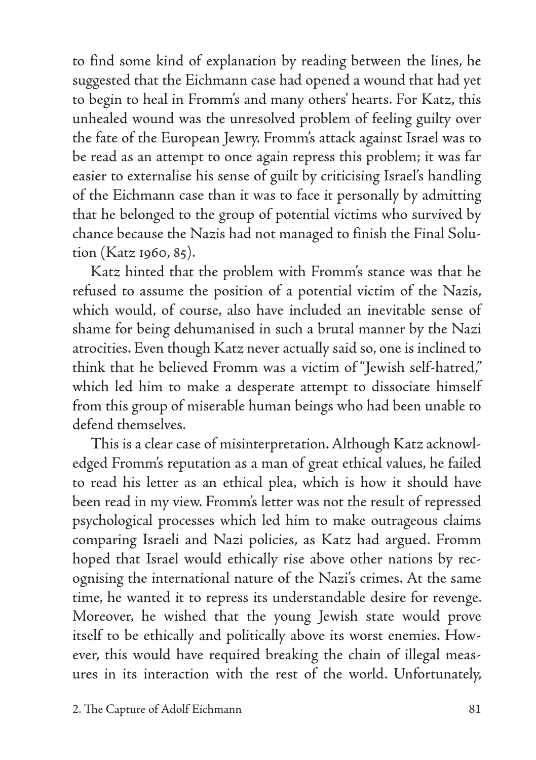to find some kind of explanation by reading between the lines, he suggested that the Eichmann case had opened a wound that had yet to begin to heal in Fromm's and many others' hearts. For Katz, this unhealed wound was the unresolved problem of feeling guilty over the fate of the European Jewry. Fromm's attack against Israel was to be read as an attempt to once again repress this problem; it was far easier to externalise his sense of guilt by criticising Israel's handling of the Eichmann case than it was to face it personally by admitting that he belonged to the group of potential victims who survived by chance because the Nazis had not managed to finish the Final Solution (Katz 1960, 85).

Katz hinted that the problem with Fromm's stance was that he refused to assume the position of a potential victim of the Nazis, which would, of course, also have included an inevitable sense of shame for being dehumanised in such a brutal manner by the Nazi atrocities. Even though Katz never actually said so, one is inclined to think that he believed Fromm was a victim of "Jewish self-hatred," which led him to make a desperate attempt to dissociate himself from this group of miserable human beings who had been unable to defend themselves.

This is a clear case of misinterpretation. Although Katz acknowledged Fromm's reputation as a man of great ethical values, he failed to read his letter as an ethical plea, which is how it should have been read in my view. Fromm's letter was not the result of repressed psychological processes which led him to make outrageous claims comparing Israeli and Nazi policies, as Katz had argued. Fromm hoped that Israel would ethically rise above other nations by recognising the international nature of the Nazi's crimes. At the same time, he wanted it to repress its understandable desire for revenge. Moreover, he wished that the young Jewish state would prove itself to be ethically and politically above its worst enemies. However, this would have required breaking the chain of illegal measures in its interaction with the rest of the world. Unfortunately,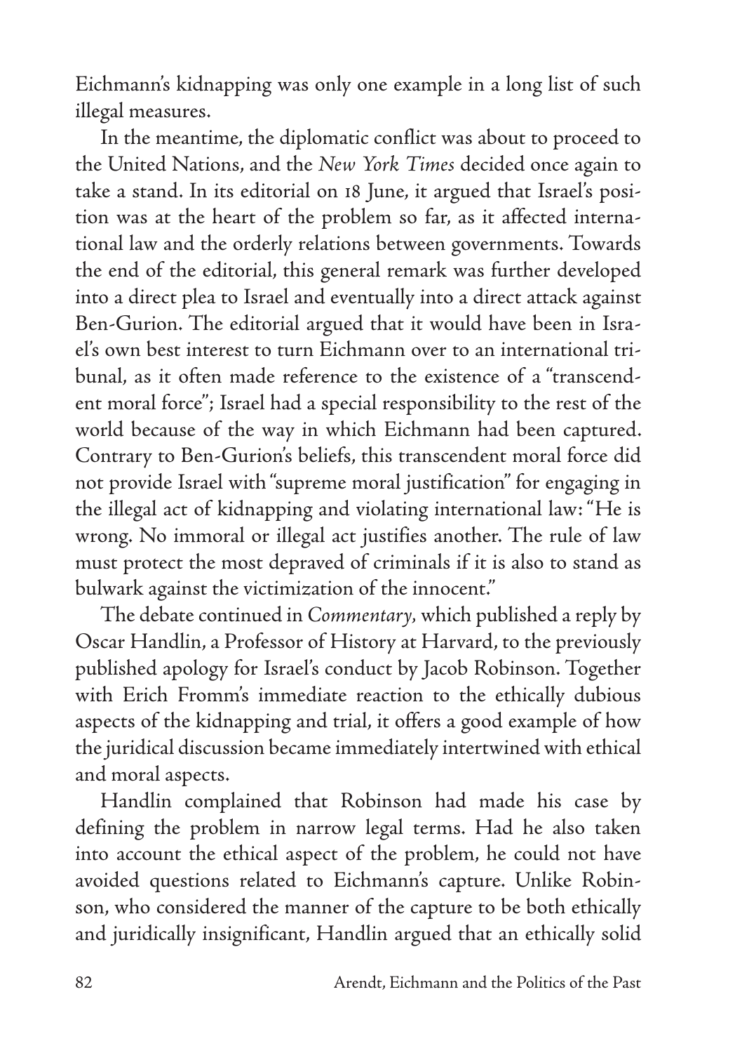Eichmann's kidnapping was only one example in a long list of such illegal measures.

In the meantime, the diplomatic conflict was about to proceed to the United Nations, and the *New York Times* decided once again to take a stand. In its editorial on 18 June, it argued that Israel's position was at the heart of the problem so far, as it affected international law and the orderly relations between governments. Towards the end of the editorial, this general remark was further developed into a direct plea to Israel and eventually into a direct attack against Ben-Gurion. The editorial argued that it would have been in Israel's own best interest to turn Eichmann over to an international tribunal, as it often made reference to the existence of a "transcendent moral force"; Israel had a special responsibility to the rest of the world because of the way in which Eichmann had been captured. Contrary to Ben-Gurion's beliefs, this transcendent moral force did not provide Israel with "supreme moral justification" for engaging in the illegal act of kidnapping and violating international law: "He is wrong. No immoral or illegal act justifies another. The rule of law must protect the most depraved of criminals if it is also to stand as bulwark against the victimization of the innocent."

The debate continued in *Commentary*, which published a reply by Oscar Handlin, a Professor of History at Harvard, to the previously published apology for Israel's conduct by Jacob Robinson. Together with Erich Fromm's immediate reaction to the ethically dubious aspects of the kidnapping and trial, it offers a good example of how the juridical discussion became immediately intertwined with ethical and moral aspects.

Handlin complained that Robinson had made his case by defining the problem in narrow legal terms. Had he also taken into account the ethical aspect of the problem, he could not have avoided questions related to Eichmann's capture. Unlike Robinson, who considered the manner of the capture to be both ethically and juridically insignificant, Handlin argued that an ethically solid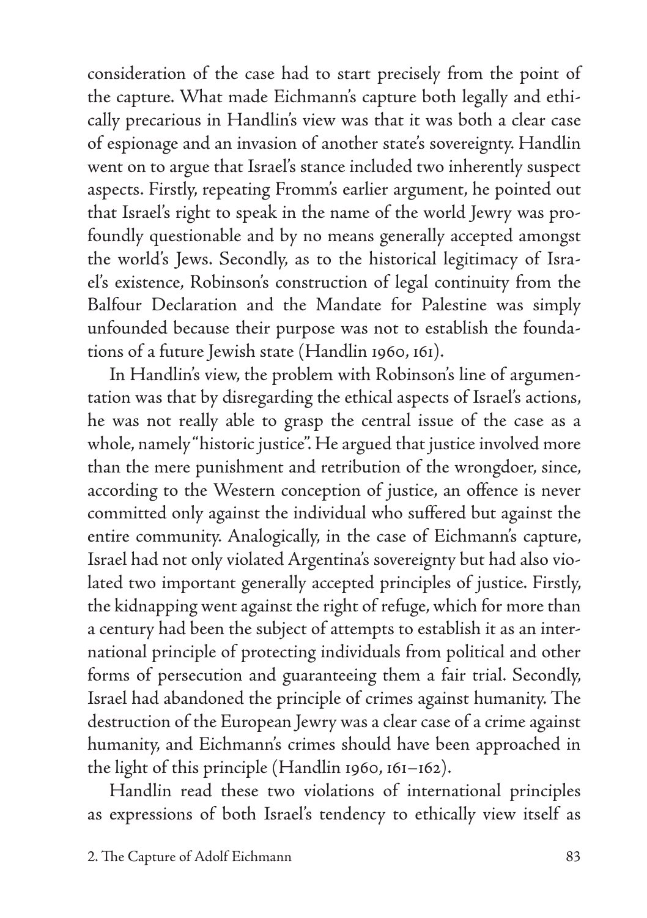consideration of the case had to start precisely from the point of the capture. What made Eichmann's capture both legally and ethically precarious in Handlin's view was that it was both a clear case of espionage and an invasion of another state's sovereignty. Handlin went on to argue that Israel's stance included two inherently suspect aspects. Firstly, repeating Fromm's earlier argument, he pointed out that Israel's right to speak in the name of the world Jewry was profoundly questionable and by no means generally accepted amongst the world's Jews. Secondly, as to the historical legitimacy of Israel's existence, Robinson's construction of legal continuity from the Balfour Declaration and the Mandate for Palestine was simply unfounded because their purpose was not to establish the foundations of a future Jewish state (Handlin 1960, 161).

In Handlin's view, the problem with Robinson's line of argumentation was that by disregarding the ethical aspects of Israel's actions, he was not really able to grasp the central issue of the case as a whole, namely "historic justice". He argued that justice involved more than the mere punishment and retribution of the wrongdoer, since, according to the Western conception of justice, an offence is never committed only against the individual who suffered but against the entire community. Analogically, in the case of Eichmann's capture, Israel had not only violated Argentina's sovereignty but had also violated two important generally accepted principles of justice. Firstly, the kidnapping went against the right of refuge, which for more than a century had been the subject of attempts to establish it as an international principle of protecting individuals from political and other forms of persecution and guaranteeing them a fair trial. Secondly, Israel had abandoned the principle of crimes against humanity. The destruction of the European Jewry was a clear case of a crime against humanity, and Eichmann's crimes should have been approached in the light of this principle (Handlin 1960, 161–162).

Handlin read these two violations of international principles as expressions of both Israel's tendency to ethically view itself as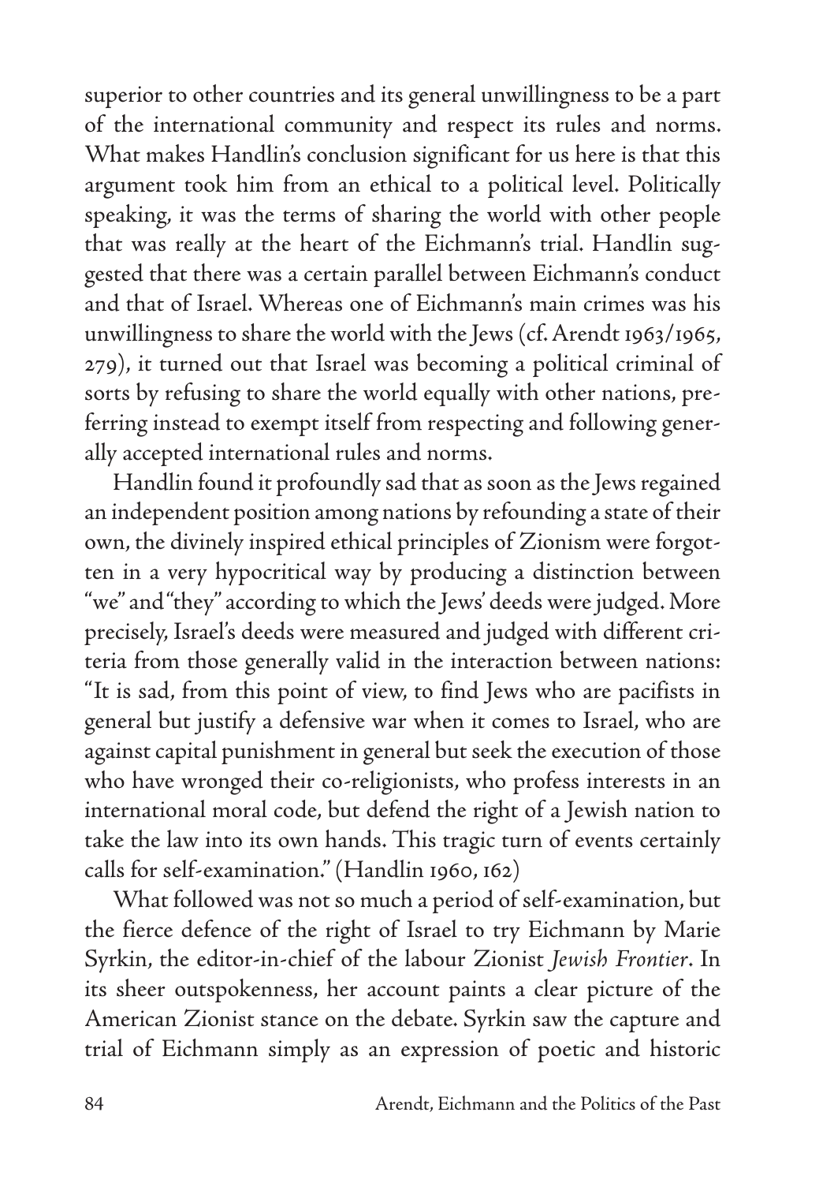superior to other countries and its general unwillingness to be a part of the international community and respect its rules and norms. What makes Handlin's conclusion significant for us here is that this argument took him from an ethical to a political level. Politically speaking, it was the terms of sharing the world with other people that was really at the heart of the Eichmann's trial. Handlin suggested that there was a certain parallel between Eichmann's conduct and that of Israel. Whereas one of Eichmann's main crimes was his unwillingness to share the world with the Jews (cf. Arendt 1963/1965, 279), it turned out that Israel was becoming a political criminal of sorts by refusing to share the world equally with other nations, preferring instead to exempt itself from respecting and following generally accepted international rules and norms.

Handlin found it profoundly sad that as soon as the Jews regained an independent position among nations by refounding a state of their own, the divinely inspired ethical principles of Zionism were forgotten in a very hypocritical way by producing a distinction between "we" and "they" according to which the Jews' deeds were judged. More precisely, Israel's deeds were measured and judged with different criteria from those generally valid in the interaction between nations: "It is sad, from this point of view, to find Jews who are pacifists in general but justify a defensive war when it comes to Israel, who are against capital punishment in general but seek the execution of those who have wronged their co-religionists, who profess interests in an international moral code, but defend the right of a Jewish nation to take the law into its own hands. This tragic turn of events certainly calls for self-examination." (Handlin 1960, 162)

What followed was not so much a period of self-examination, but the fierce defence of the right of Israel to try Eichmann by Marie Syrkin, the editor-in-chief of the labour Zionist *Jewish Frontier*. In its sheer outspokenness, her account paints a clear picture of the American Zionist stance on the debate. Syrkin saw the capture and trial of Eichmann simply as an expression of poetic and historic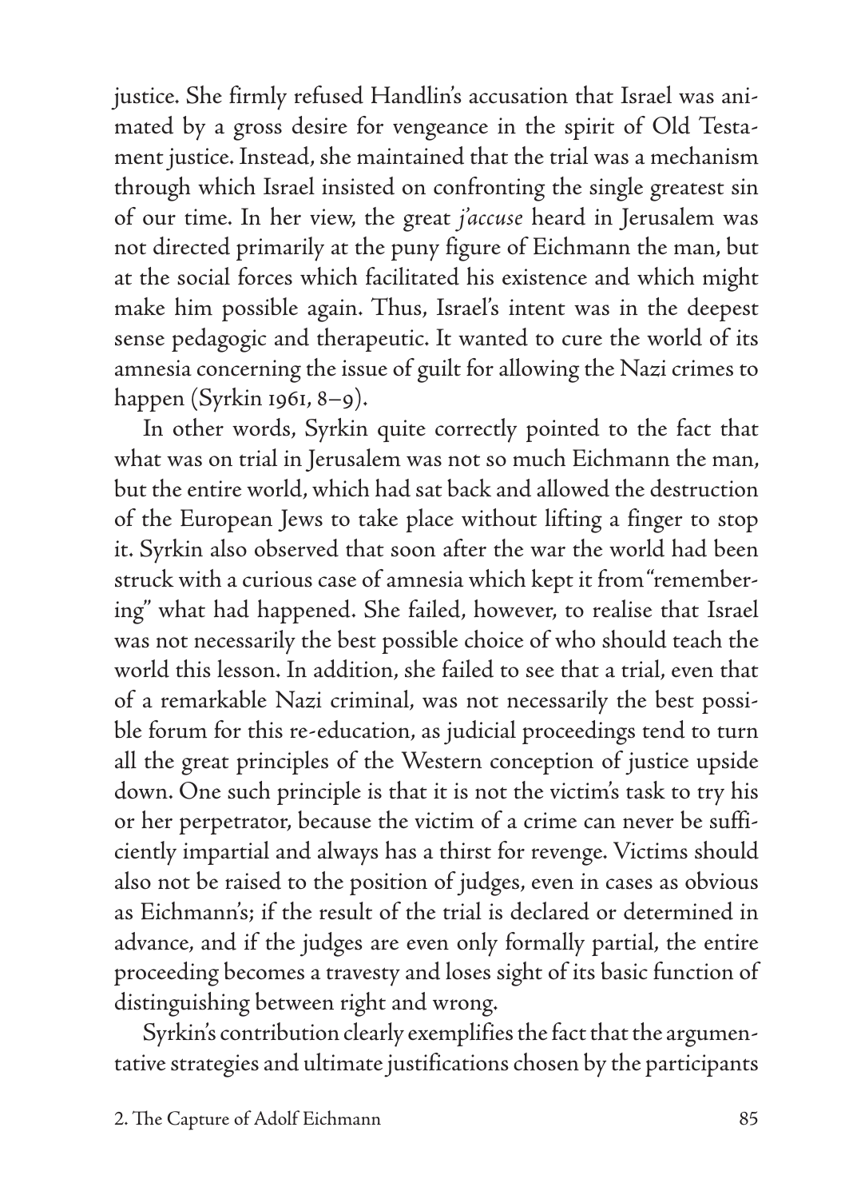justice. She firmly refused Handlin's accusation that Israel was animated by a gross desire for vengeance in the spirit of Old Testament justice. Instead, she maintained that the trial was a mechanism through which Israel insisted on confronting the single greatest sin of our time. In her view, the great *j'accuse* heard in Jerusalem was not directed primarily at the puny figure of Eichmann the man, but at the social forces which facilitated his existence and which might make him possible again. Thus, Israel's intent was in the deepest sense pedagogic and therapeutic. It wanted to cure the world of its amnesia concerning the issue of guilt for allowing the Nazi crimes to happen (Syrkin 1961, 8–9).

In other words, Syrkin quite correctly pointed to the fact that what was on trial in Jerusalem was not so much Eichmann the man, but the entire world, which had sat back and allowed the destruction of the European Jews to take place without lifting a finger to stop it. Syrkin also observed that soon after the war the world had been struck with a curious case of amnesia which kept it from "remembering" what had happened. She failed, however, to realise that Israel was not necessarily the best possible choice of who should teach the world this lesson. In addition, she failed to see that a trial, even that of a remarkable Nazi criminal, was not necessarily the best possible forum for this re-education, as judicial proceedings tend to turn all the great principles of the Western conception of justice upside down. One such principle is that it is not the victim's task to try his or her perpetrator, because the victim of a crime can never be sufficiently impartial and always has a thirst for revenge. Victims should also not be raised to the position of judges, even in cases as obvious as Eichmann's; if the result of the trial is declared or determined in advance, and if the judges are even only formally partial, the entire proceeding becomes a travesty and loses sight of its basic function of distinguishing between right and wrong.

Syrkin's contribution clearly exemplifies the fact that the argumentative strategies and ultimate justifications chosen by the participants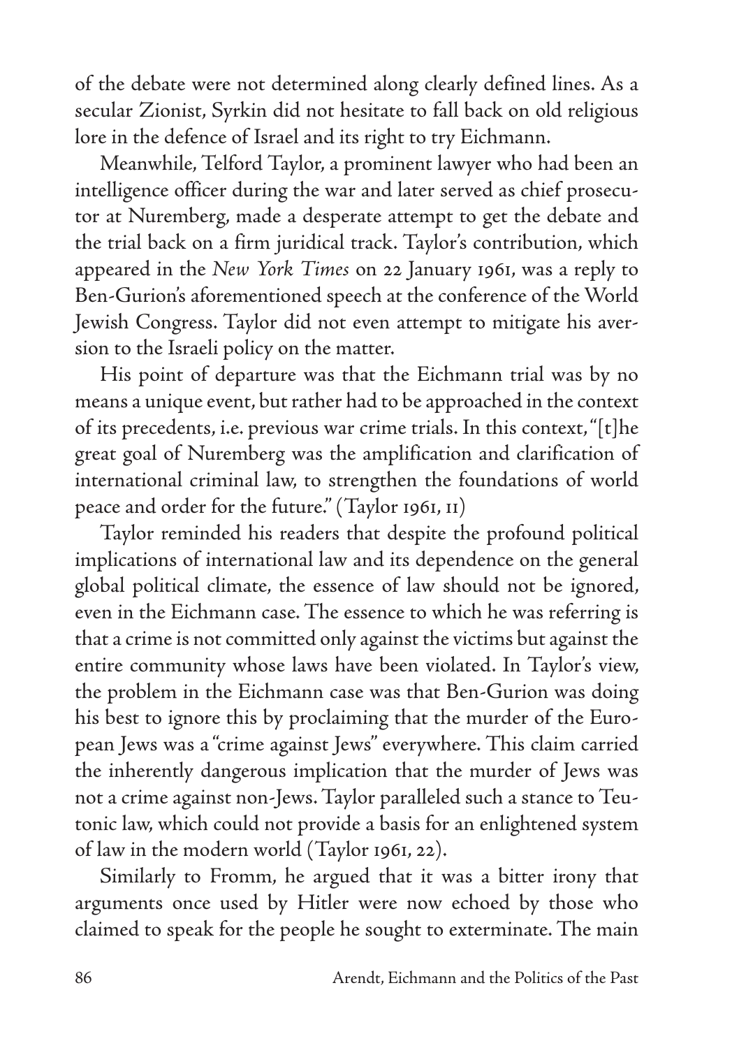of the debate were not determined along clearly defined lines. As a secular Zionist, Syrkin did not hesitate to fall back on old religious lore in the defence of Israel and its right to try Eichmann.

Meanwhile, Telford Taylor, a prominent lawyer who had been an intelligence officer during the war and later served as chief prosecutor at Nuremberg, made a desperate attempt to get the debate and the trial back on a firm juridical track. Taylor's contribution, which appeared in the *New York Times* on 22 January 1961, was a reply to Ben-Gurion's aforementioned speech at the conference of the World Jewish Congress. Taylor did not even attempt to mitigate his aversion to the Israeli policy on the matter.

His point of departure was that the Eichmann trial was by no means a unique event, but rather had to be approached in the context of its precedents, i.e. previous war crime trials. In this context, "[t]he great goal of Nuremberg was the amplification and clarification of international criminal law, to strengthen the foundations of world peace and order for the future." (Taylor 1961, 11)

Taylor reminded his readers that despite the profound political implications of international law and its dependence on the general global political climate, the essence of law should not be ignored, even in the Eichmann case. The essence to which he was referring is that a crime is not committed only against the victims but against the entire community whose laws have been violated. In Taylor's view, the problem in the Eichmann case was that Ben-Gurion was doing his best to ignore this by proclaiming that the murder of the European Jews was a "crime against Jews" everywhere. This claim carried the inherently dangerous implication that the murder of Jews was not a crime against non-Jews. Taylor paralleled such a stance to Teutonic law, which could not provide a basis for an enlightened system of law in the modern world (Taylor 1961, 22).

Similarly to Fromm, he argued that it was a bitter irony that arguments once used by Hitler were now echoed by those who claimed to speak for the people he sought to exterminate. The main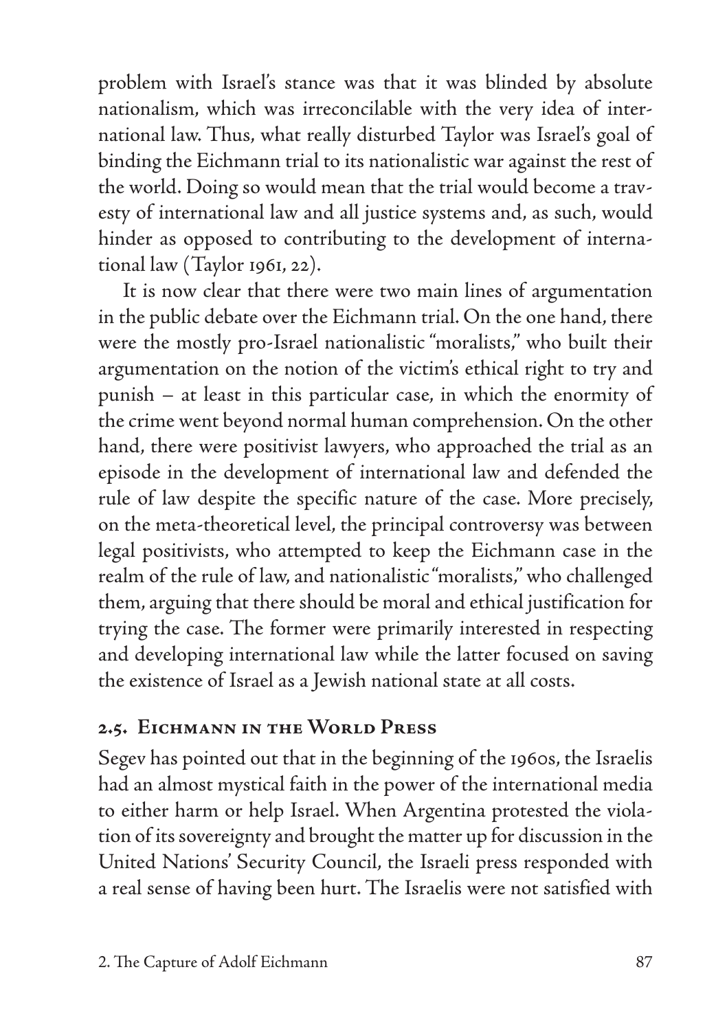problem with Israel's stance was that it was blinded by absolute nationalism, which was irreconcilable with the very idea of international law. Thus, what really disturbed Taylor was Israel's goal of binding the Eichmann trial to its nationalistic war against the rest of the world. Doing so would mean that the trial would become a travesty of international law and all justice systems and, as such, would hinder as opposed to contributing to the development of international law (Taylor 1961, 22).

It is now clear that there were two main lines of argumentation in the public debate over the Eichmann trial. On the one hand, there were the mostly pro-Israel nationalistic "moralists," who built their argumentation on the notion of the victim's ethical right to try and punish – at least in this particular case, in which the enormity of the crime went beyond normal human comprehension. On the other hand, there were positivist lawyers, who approached the trial as an episode in the development of international law and defended the rule of law despite the specific nature of the case. More precisely, on the meta-theoretical level, the principal controversy was between legal positivists, who attempted to keep the Eichmann case in the realm of the rule of law, and nationalistic "moralists," who challenged them, arguing that there should be moral and ethical justification for trying the case. The former were primarily interested in respecting and developing international law while the latter focused on saving the existence of Israel as a Jewish national state at all costs.

### 2.5. Eichmann in the World Press

Segev has pointed out that in the beginning of the 1960s, the Israelis had an almost mystical faith in the power of the international media to either harm or help Israel. When Argentina protested the violation of its sovereignty and brought the matter up for discussion in the United Nations' Security Council, the Israeli press responded with a real sense of having been hurt. The Israelis were not satisfied with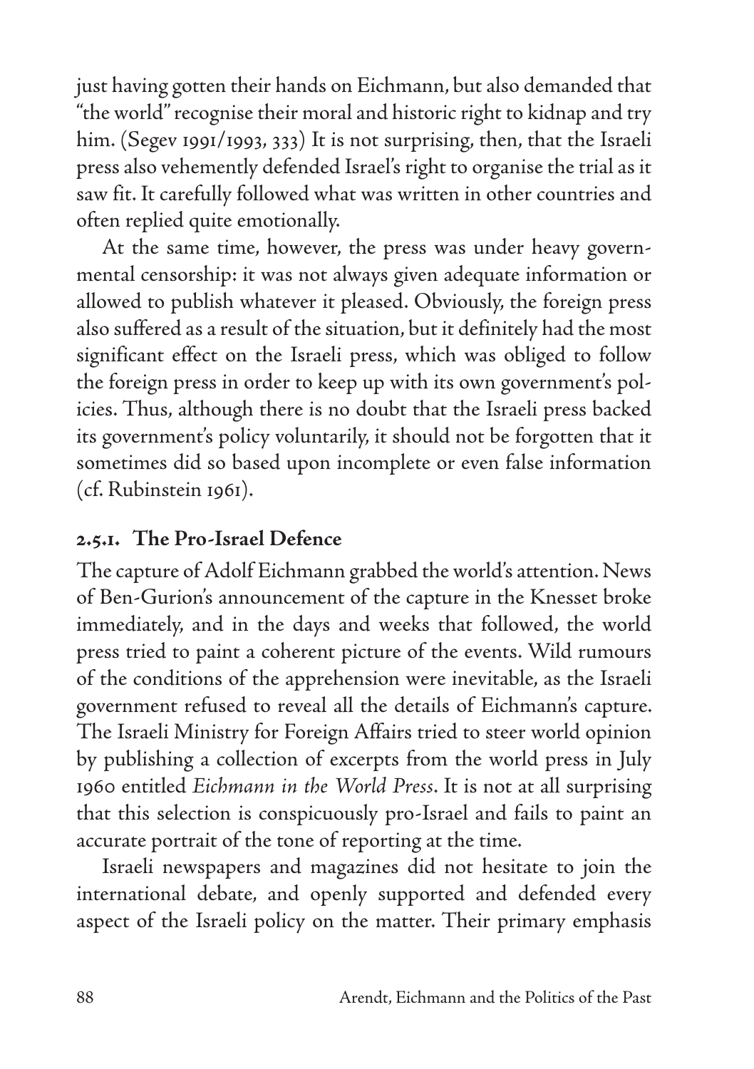just having gotten their hands on Eichmann, but also demanded that "the world" recognise their moral and historic right to kidnap and try him. (Segev 1991/1993, 333) It is not surprising, then, that the Israeli press also vehemently defended Israel's right to organise the trial as it saw fit. It carefully followed what was written in other countries and often replied quite emotionally.

At the same time, however, the press was under heavy governmental censorship: it was not always given adequate information or allowed to publish whatever it pleased. Obviously, the foreign press also suffered as a result of the situation, but it definitely had the most significant effect on the Israeli press, which was obliged to follow the foreign press in order to keep up with its own government's policies. Thus, although there is no doubt that the Israeli press backed its government's policy voluntarily, it should not be forgotten that it sometimes did so based upon incomplete or even false information (cf. Rubinstein 1961).

### 2.5.1. The Pro-Israel Defence

The capture of Adolf Eichmann grabbed the world's attention. News of Ben-Gurion's announcement of the capture in the Knesset broke immediately, and in the days and weeks that followed, the world press tried to paint a coherent picture of the events. Wild rumours of the conditions of the apprehension were inevitable, as the Israeli government refused to reveal all the details of Eichmann's capture. The Israeli Ministry for Foreign Affairs tried to steer world opinion by publishing a collection of excerpts from the world press in July 1960 entitled *Eichmann in the World Press*. It is not at all surprising that this selection is conspicuously pro-Israel and fails to paint an accurate portrait of the tone of reporting at the time.

Israeli newspapers and magazines did not hesitate to join the international debate, and openly supported and defended every aspect of the Israeli policy on the matter. Their primary emphasis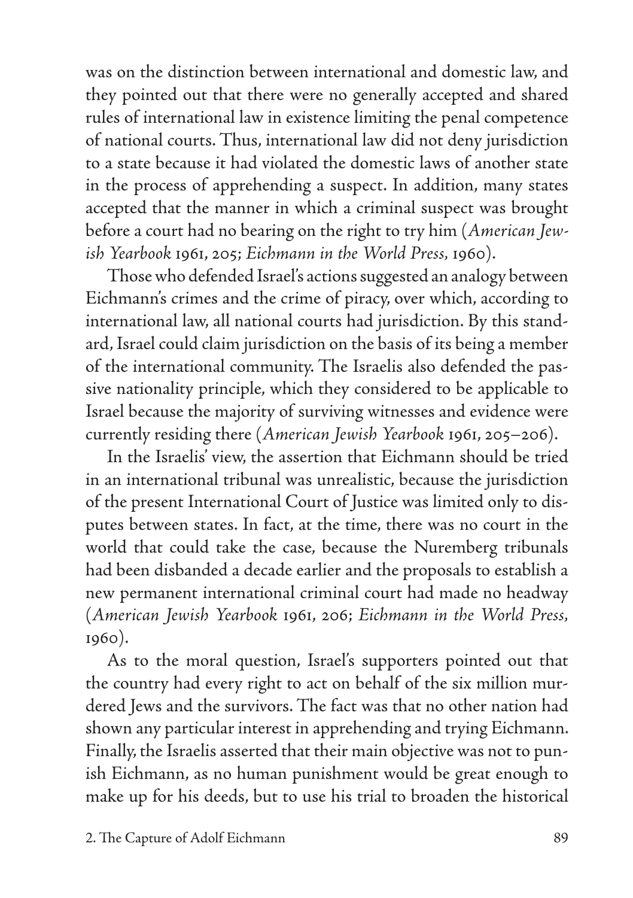was on the distinction between international and domestic law, and they pointed out that there were no generally accepted and shared rules of international law in existence limiting the penal competence of national courts. Thus, international law did not deny jurisdiction to a state because it had violated the domestic laws of another state in the process of apprehending a suspect. In addition, many states accepted that the manner in which a criminal suspect was brought before a court had no bearing on the right to try him (*American Jewish Yearbook* 1961, 205; *Eichmann in the World Press*, 1960).

Those who defended Israel's actions suggested an analogy between Eichmann's crimes and the crime of piracy, over which, according to international law, all national courts had jurisdiction. By this standard, Israel could claim jurisdiction on the basis of its being a member of the international community. The Israelis also defended the passive nationality principle, which they considered to be applicable to Israel because the majority of surviving witnesses and evidence were currently residing there (*American Jewish Yearbook* 1961, 205–206).

In the Israelis' view, the assertion that Eichmann should be tried in an international tribunal was unrealistic, because the jurisdiction of the present International Court of Justice was limited only to disputes between states. In fact, at the time, there was no court in the world that could take the case, because the Nuremberg tribunals had been disbanded a decade earlier and the proposals to establish a new permanent international criminal court had made no headway (*American Jewish Yearbook* 1961, 206; *Eichmann in the World Press*, 1960).

As to the moral question, Israel's supporters pointed out that the country had every right to act on behalf of the six million murdered Jews and the survivors. The fact was that no other nation had shown any particular interest in apprehending and trying Eichmann. Finally, the Israelis asserted that their main objective was not to punish Eichmann, as no human punishment would be great enough to make up for his deeds, but to use his trial to broaden the historical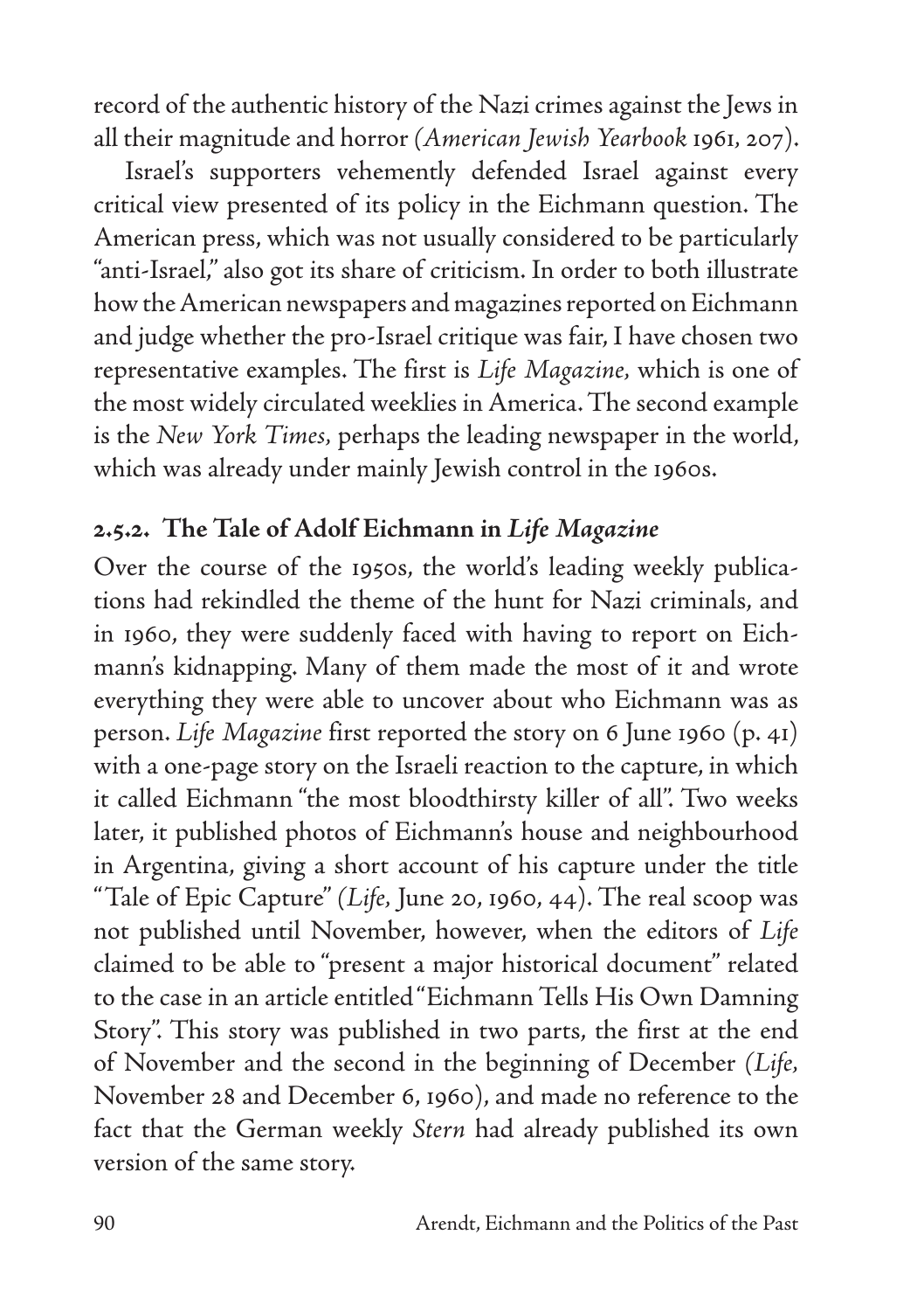record of the authentic history of the Nazi crimes against the Jews in all their magnitude and horror (*American Jewish Yearbook* 1961, 207).

Israel's supporters vehemently defended Israel against every critical view presented of its policy in the Eichmann question. The American press, which was not usually considered to be particularly "anti-Israel," also got its share of criticism. In order to both illustrate how the American newspapers and magazines reported on Eichmann and judge whether the pro-Israel critique was fair, I have chosen two representative examples. The first is *Life Magazine*, which is one of the most widely circulated weeklies in America. The second example is the *New York Times*, perhaps the leading newspaper in the world, which was already under mainly Jewish control in the 1960s.

### 2.5.2. The Tale of Adolf Eichmann in *Life Magazine*

Over the course of the 1950s, the world's leading weekly publications had rekindled the theme of the hunt for Nazi criminals, and in 1960, they were suddenly faced with having to report on Eichmann's kidnapping. Many of them made the most of it and wrote everything they were able to uncover about who Eichmann was as person. *Life Magazine* first reported the story on 6 June 1960 (p. 41) with a one-page story on the Israeli reaction to the capture, in which it called Eichmann "the most bloodthirsty killer of all". Two weeks later, it published photos of Eichmann's house and neighbourhood in Argentina, giving a short account of his capture under the title "Tale of Epic Capture" (*Life*, June 20, 1960, 44). The real scoop was not published until November, however, when the editors of *Life* claimed to be able to "present a major historical document" related to the case in an article entitled "Eichmann Tells His Own Damning Story". This story was published in two parts, the first at the end of November and the second in the beginning of December (*Life*, November 28 and December 6, 1960), and made no reference to the fact that the German weekly *Stern* had already published its own version of the same story.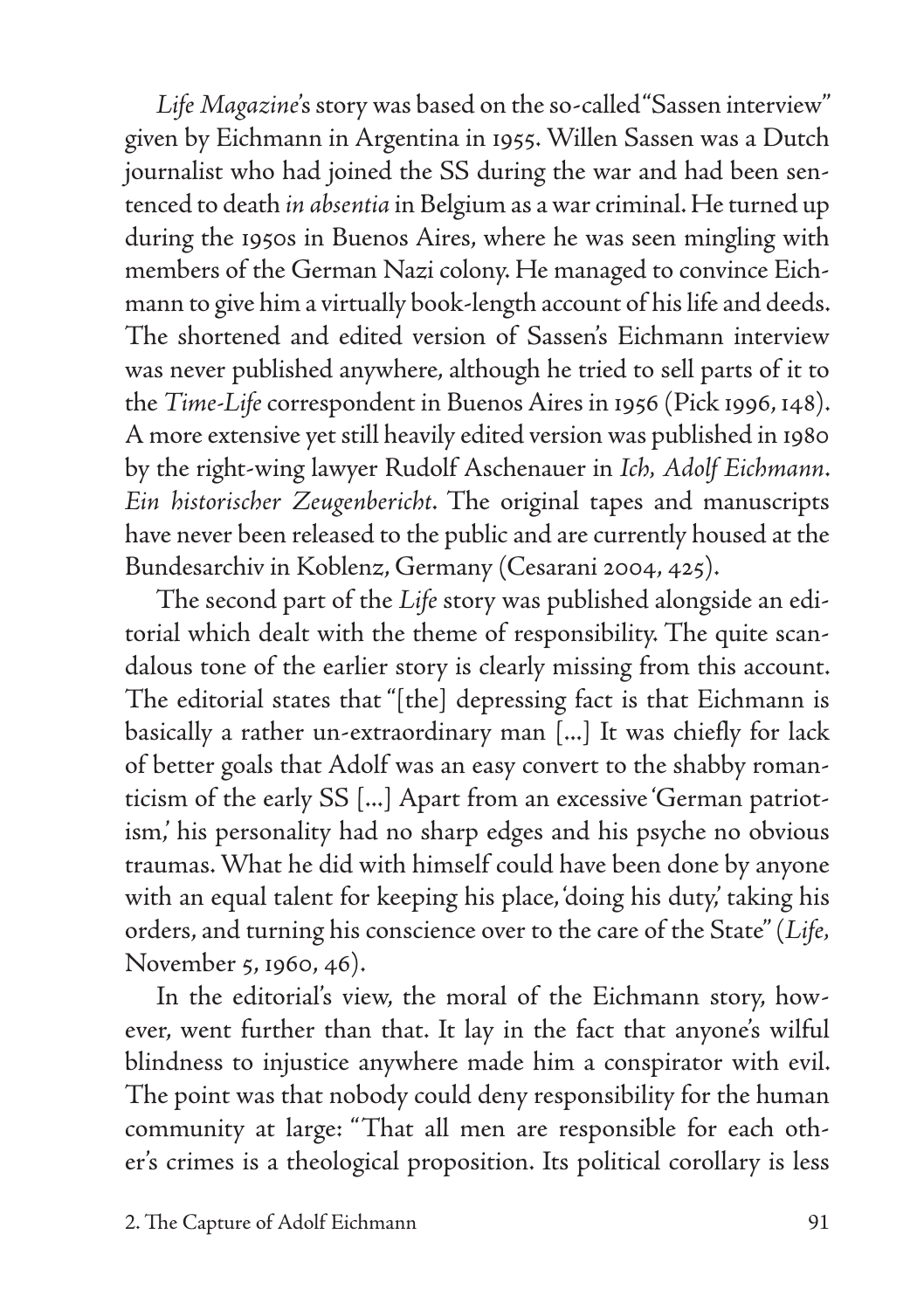*Life Magazine*'s story was based on the so-called "Sassen interview" given by Eichmann in Argentina in 1955. Willen Sassen was a Dutch journalist who had joined the SS during the war and had been sentenced to death *in absentia* in Belgium as a war criminal. He turned up during the 1950s in Buenos Aires, where he was seen mingling with members of the German Nazi colony. He managed to convince Eichmann to give him a virtually book-length account of his life and deeds. The shortened and edited version of Sassen's Eichmann interview was never published anywhere, although he tried to sell parts of it to the *Time-Life* correspondent in Buenos Aires in 1956 (Pick 1996, 148). A more extensive yet still heavily edited version was published in 1980 by the right-wing lawyer Rudolf Aschenauer in *Ich, Adolf Eichmann. Ein historischer Zeugenbericht*. The original tapes and manuscripts have never been released to the public and are currently housed at the Bundesarchiv in Koblenz, Germany (Cesarani 2004, 425).

The second part of the *Life* story was published alongside an editorial which dealt with the theme of responsibility. The quite scandalous tone of the earlier story is clearly missing from this account. The editorial states that "[the] depressing fact is that Eichmann is basically a rather un-extraordinary man [...] It was chiefly for lack of better goals that Adolf was an easy convert to the shabby romanticism of the early SS [...] Apart from an excessive 'German patriotism,' his personality had no sharp edges and his psyche no obvious traumas. What he did with himself could have been done by anyone with an equal talent for keeping his place, 'doing his duty,' taking his orders, and turning his conscience over to the care of the State" (*Life*, November 5, 1960, 46).

In the editorial's view, the moral of the Eichmann story, however, went further than that. It lay in the fact that anyone's wilful blindness to injustice anywhere made him a conspirator with evil. The point was that nobody could deny responsibility for the human community at large: "That all men are responsible for each other's crimes is a theological proposition. Its political corollary is less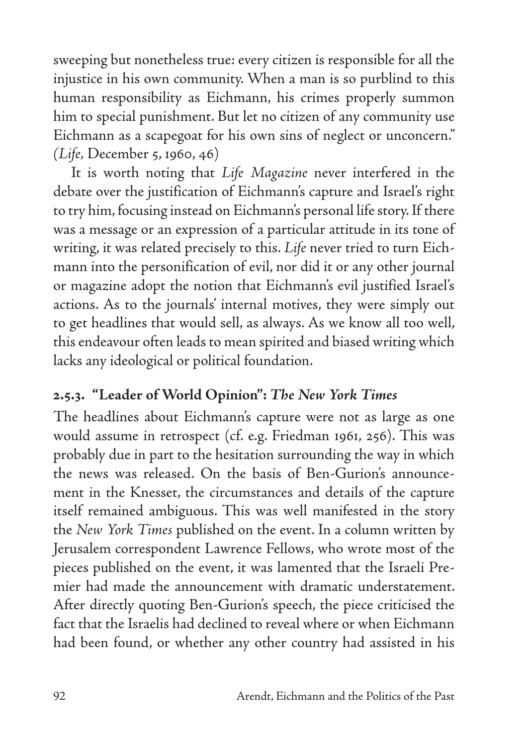sweeping but nonetheless true: every citizen is responsible for all the injustice in his own community. When a man is so purblind to this human responsibility as Eichmann, his crimes properly summon him to special punishment. But let no citizen of any community use Eichmann as a scapegoat for his own sins of neglect or unconcern." (*Life*, December 5, 1960, 46)

It is worth noting that *Life Magazine* never interfered in the debate over the justification of Eichmann's capture and Israel's right to try him, focusing instead on Eichmann's personal life story. If there was a message or an expression of a particular attitude in its tone of writing, it was related precisely to this. *Life* never tried to turn Eichmann into the personification of evil, nor did it or any other journal or magazine adopt the notion that Eichmann's evil justified Israel's actions. As to the journals' internal motives, they were simply out to get headlines that would sell, as always. As we know all too well, this endeavour often leads to mean spirited and biased writing which lacks any ideological or political foundation.

### 2.5.3. "Leader of World Opinion": *The New York Times*

The headlines about Eichmann's capture were not as large as one would assume in retrospect (cf. e.g. Friedman 1961, 256). This was probably due in part to the hesitation surrounding the way in which the news was released. On the basis of Ben-Gurion's announcement in the Knesset, the circumstances and details of the capture itself remained ambiguous. This was well manifested in the story the *New York Times* published on the event. In a column written by Jerusalem correspondent Lawrence Fellows, who wrote most of the pieces published on the event, it was lamented that the Israeli Premier had made the announcement with dramatic understatement. After directly quoting Ben-Gurion's speech, the piece criticised the fact that the Israelis had declined to reveal where or when Eichmann had been found, or whether any other country had assisted in his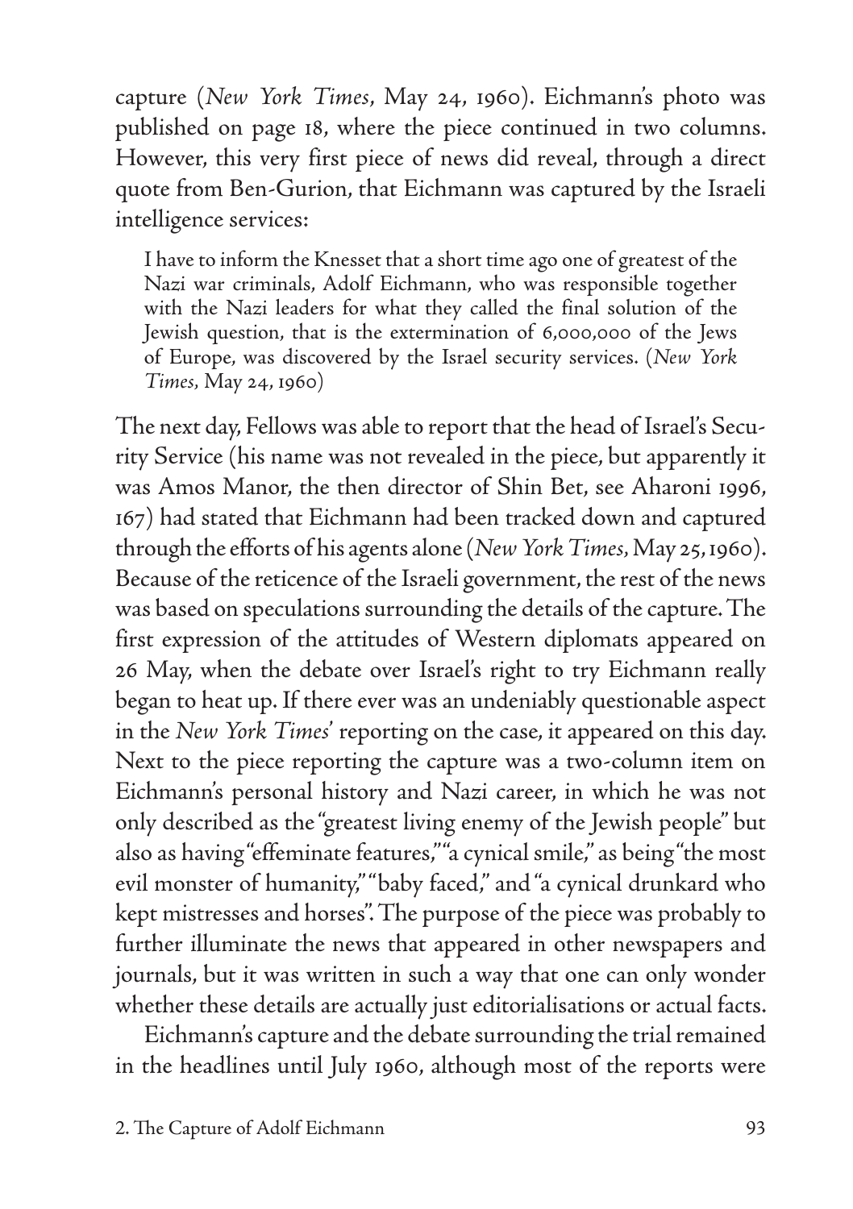capture (*New York Times*, May 24, 1960). Eichmann's photo was published on page 18, where the piece continued in two columns. However, this very first piece of news did reveal, through a direct quote from Ben-Gurion, that Eichmann was captured by the Israeli intelligence services:

> I have to inform the Knesset that a short time ago one of greatest of the Nazi war criminals, Adolf Eichmann, who was responsible together with the Nazi leaders for what they called the final solution of the Jewish question, that is the extermination of 6,000,000 of the Jews of Europe, was discovered by the Israel security services. (*New York Times*, May 24, 1960)

The next day, Fellows was able to report that the head of Israel's Security Service (his name was not revealed in the piece, but apparently it was Amos Manor, the then director of Shin Bet, see Aharoni 1996, 167) had stated that Eichmann had been tracked down and captured through the efforts of his agents alone (*New York Times*, May 25, 1960). Because of the reticence of the Israeli government, the rest of the news was based on speculations surrounding the details of the capture. The first expression of the attitudes of Western diplomats appeared on 26 May, when the debate over Israel's right to try Eichmann really began to heat up. If there ever was an undeniably questionable aspect in the *New York Times*' reporting on the case, it appeared on this day. Next to the piece reporting the capture was a two-column item on Eichmann's personal history and Nazi career, in which he was not only described as the "greatest living enemy of the Jewish people" but also as having "effeminate features," "a cynical smile," as being "the most evil monster of humanity," "baby faced," and "a cynical drunkard who kept mistresses and horses". The purpose of the piece was probably to further illuminate the news that appeared in other newspapers and journals, but it was written in such a way that one can only wonder whether these details are actually just editorialisations or actual facts.

Eichmann's capture and the debate surrounding the trial remained in the headlines until July 1960, although most of the reports were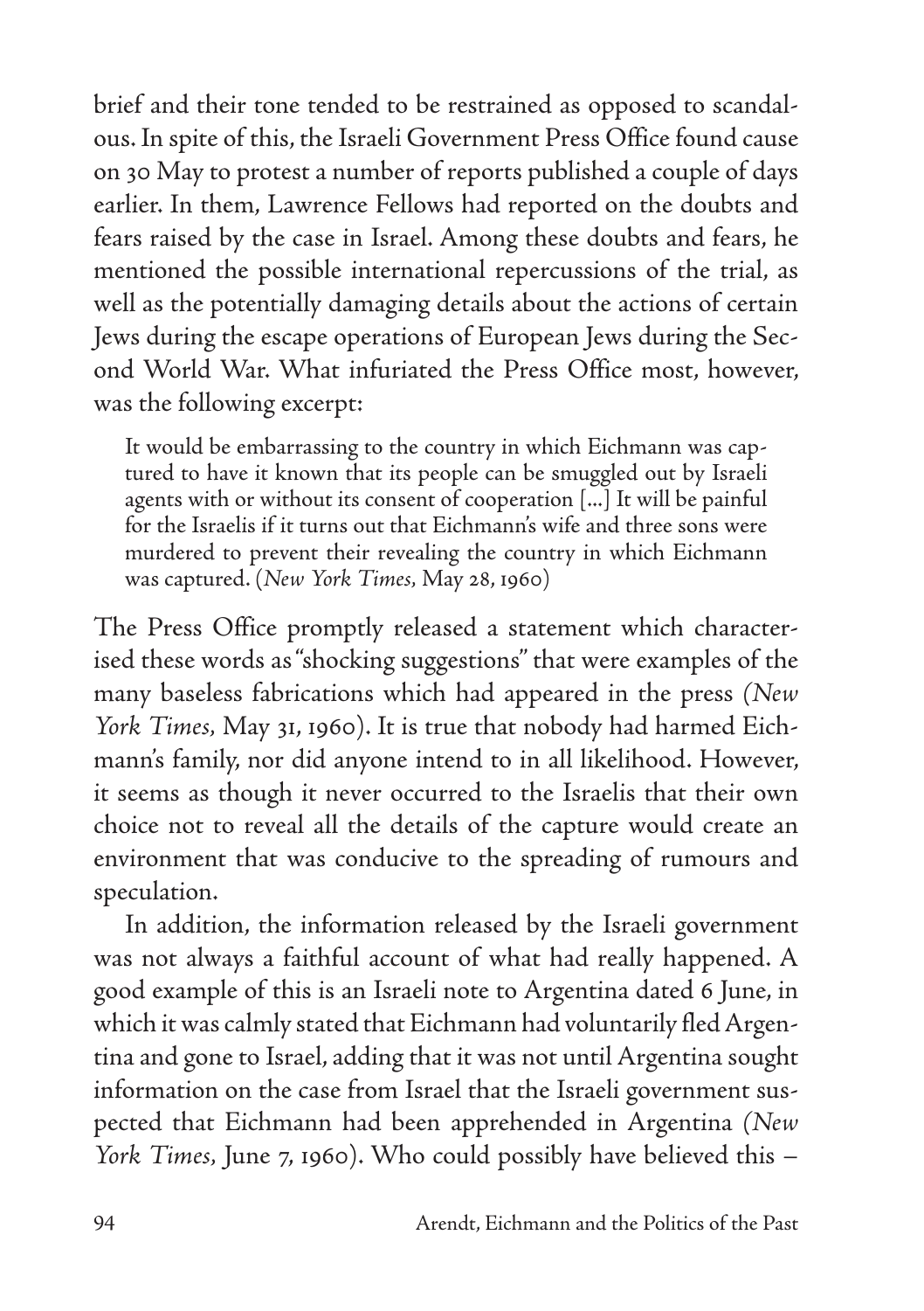brief and their tone tended to be restrained as opposed to scandalous. In spite of this, the Israeli Government Press Office found cause on 30 May to protest a number of reports published a couple of days earlier. In them, Lawrence Fellows had reported on the doubts and fears raised by the case in Israel. Among these doubts and fears, he mentioned the possible international repercussions of the trial, as well as the potentially damaging details about the actions of certain Jews during the escape operations of European Jews during the Second World War. What infuriated the Press Office most, however, was the following excerpt:

> It would be embarrassing to the country in which Eichmann was captured to have it known that its people can be smuggled out by Israeli agents with or without its consent of cooperation [...] It will be painful for the Israelis if it turns out that Eichmann's wife and three sons were murdered to prevent their revealing the country in which Eichmann was captured. (*New York Times*, May 28, 1960)

The Press Office promptly released a statement which characterised these words as "shocking suggestions" that were examples of the many baseless fabrications which had appeared in the press (*New York Times*, May 31, 1960). It is true that nobody had harmed Eichmann's family, nor did anyone intend to in all likelihood. However, it seems as though it never occurred to the Israelis that their own choice not to reveal all the details of the capture would create an environment that was conducive to the spreading of rumours and speculation.

In addition, the information released by the Israeli government was not always a faithful account of what had really happened. A good example of this is an Israeli note to Argentina dated 6 June, in which it was calmly stated that Eichmann had voluntarily fled Argentina and gone to Israel, adding that it was not until Argentina sought information on the case from Israel that the Israeli government suspected that Eichmann had been apprehended in Argentina (*New York Times*, June 7, 1960). Who could possibly have believed this –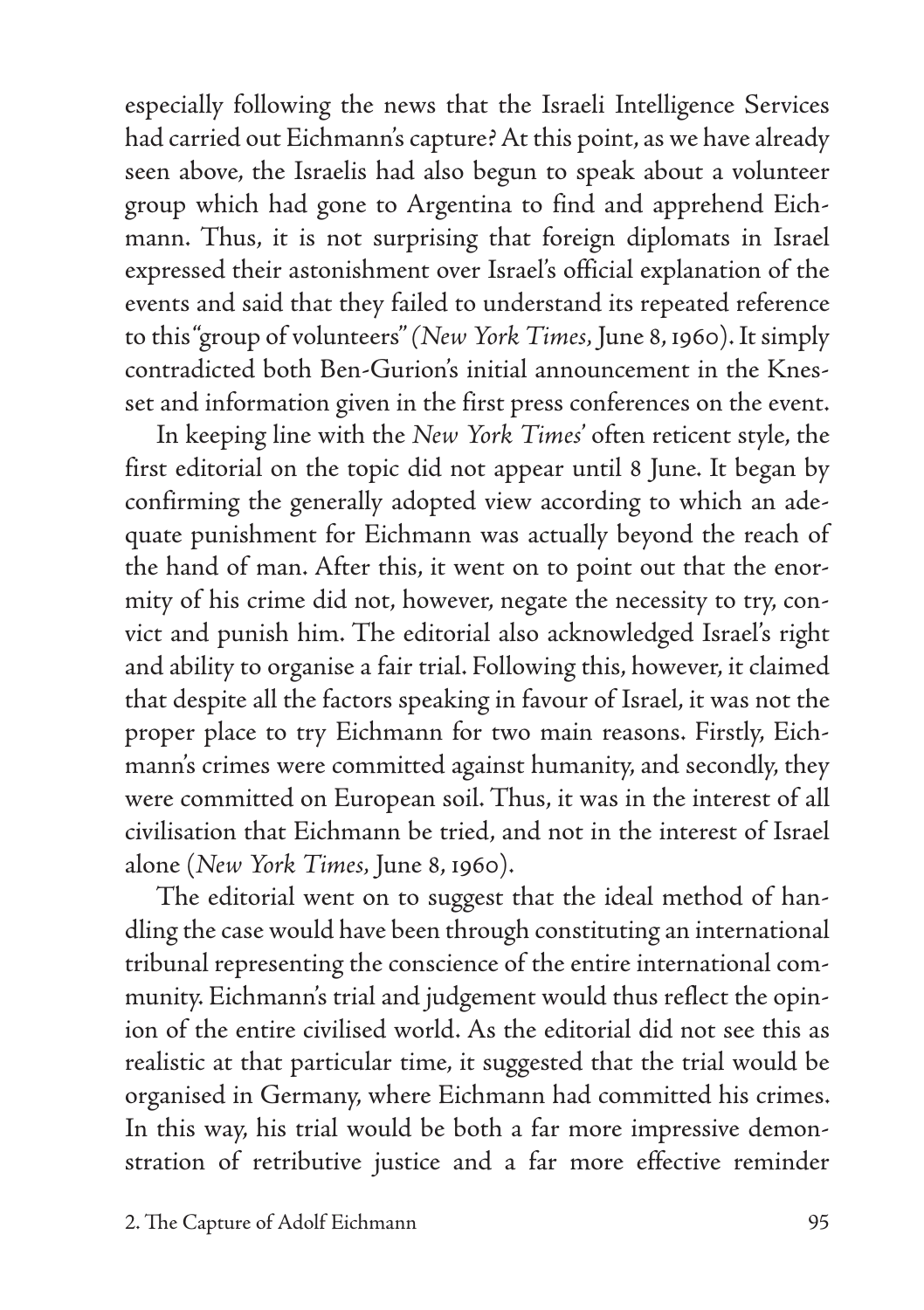especially following the news that the Israeli Intelligence Services had carried out Eichmann's capture? At this point, as we have already seen above, the Israelis had also begun to speak about a volunteer group which had gone to Argentina to find and apprehend Eichmann. Thus, it is not surprising that foreign diplomats in Israel expressed their astonishment over Israel's official explanation of the events and said that they failed to understand its repeated reference to this "group of volunteers" (*New York Times*, June 8, 1960). It simply contradicted both Ben-Gurion's initial announcement in the Knesset and information given in the first press conferences on the event.

In keeping line with the *New York Times*' often reticent style, the first editorial on the topic did not appear until 8 June. It began by confirming the generally adopted view according to which an adequate punishment for Eichmann was actually beyond the reach of the hand of man. After this, it went on to point out that the enormity of his crime did not, however, negate the necessity to try, convict and punish him. The editorial also acknowledged Israel's right and ability to organise a fair trial. Following this, however, it claimed that despite all the factors speaking in favour of Israel, it was not the proper place to try Eichmann for two main reasons. Firstly, Eichmann's crimes were committed against humanity, and secondly, they were committed on European soil. Thus, it was in the interest of all civilisation that Eichmann be tried, and not in the interest of Israel alone (*New York Times*, June 8, 1960).

The editorial went on to suggest that the ideal method of handling the case would have been through constituting an international tribunal representing the conscience of the entire international community. Eichmann's trial and judgement would thus reflect the opinion of the entire civilised world. As the editorial did not see this as realistic at that particular time, it suggested that the trial would be organised in Germany, where Eichmann had committed his crimes. In this way, his trial would be both a far more impressive demonstration of retributive justice and a far more effective reminder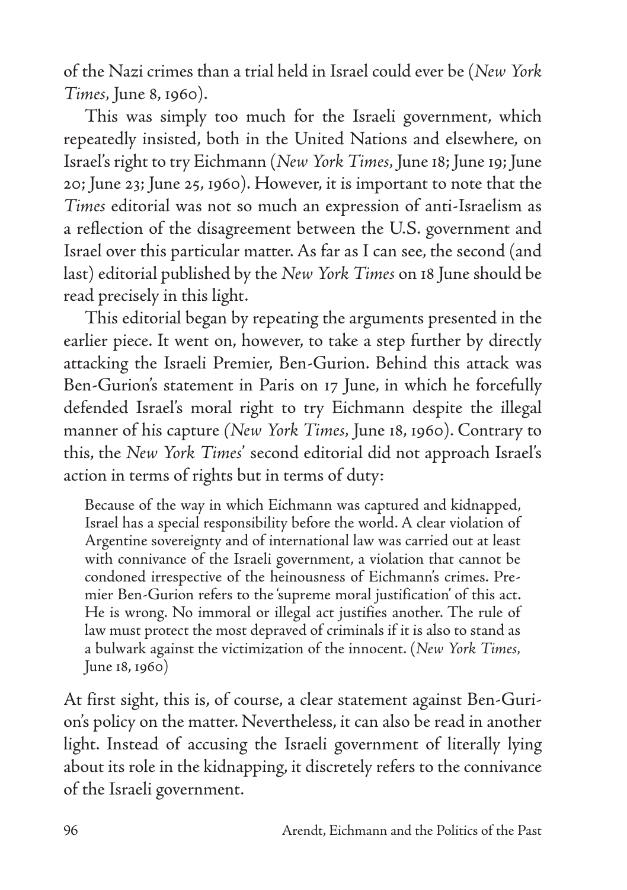of the Nazi crimes than a trial held in Israel could ever be (*New York Times*, June 8, 1960).

This was simply too much for the Israeli government, which repeatedly insisted, both in the United Nations and elsewhere, on Israel's right to try Eichmann (*New York Times*, June 18; June 19; June 20; June 23; June 25, 1960). However, it is important to note that the *Times* editorial was not so much an expression of anti-Israelism as a reflection of the disagreement between the U.S. government and Israel over this particular matter. As far as I can see, the second (and last) editorial published by the *New York Times* on 18 June should be read precisely in this light.

This editorial began by repeating the arguments presented in the earlier piece. It went on, however, to take a step further by directly attacking the Israeli Premier, Ben-Gurion. Behind this attack was Ben-Gurion's statement in Paris on 17 June, in which he forcefully defended Israel's moral right to try Eichmann despite the illegal manner of his capture *(New York Times,* June 18, 1960). Contrary to this, the *New York Times*' second editorial did not approach Israel's action in terms of rights but in terms of duty:

> Because of the way in which Eichmann was captured and kidnapped, Israel has a special responsibility before the world. A clear violation of Argentine sovereignty and of international law was carried out at least with connivance of the Israeli government, a violation that cannot be condoned irrespective of the heinousness of Eichmann's crimes. Premier Ben-Gurion refers to the 'supreme moral justification' of this act. He is wrong. No immoral or illegal act justifies another. The rule of law must protect the most depraved of criminals if it is also to stand as a bulwark against the victimization of the innocent. (*New York Times,* June 18, 1960)

At first sight, this is, of course, a clear statement against Ben-Gurion's policy on the matter. Nevertheless, it can also be read in another light. Instead of accusing the Israeli government of literally lying about its role in the kidnapping, it discretely refers to the connivance of the Israeli government.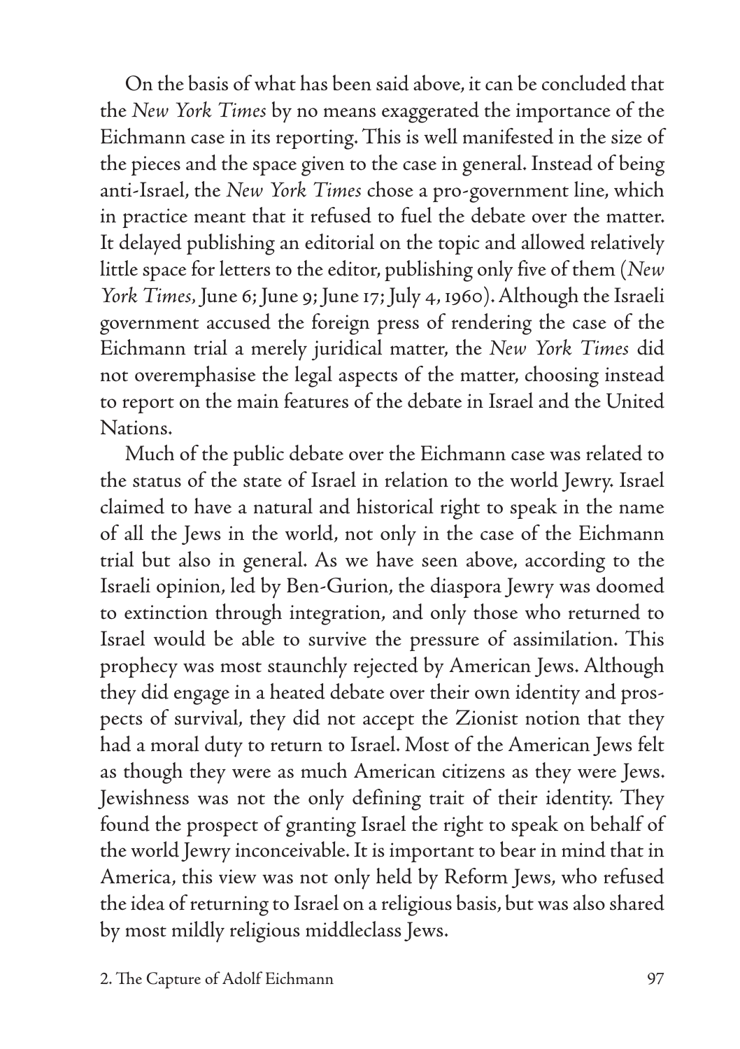On the basis of what has been said above, it can be concluded that the *New York Times* by no means exaggerated the importance of the Eichmann case in its reporting. This is well manifested in the size of the pieces and the space given to the case in general. Instead of being anti-Israel, the *New York Times* chose a pro-government line, which in practice meant that it refused to fuel the debate over the matter. It delayed publishing an editorial on the topic and allowed relatively little space for letters to the editor, publishing only five of them (*New York Times*, June 6; June 9; June 17; July 4, 1960). Although the Israeli government accused the foreign press of rendering the case of the Eichmann trial a merely juridical matter, the *New York Times* did not overemphasise the legal aspects of the matter, choosing instead to report on the main features of the debate in Israel and the United Nations.

Much of the public debate over the Eichmann case was related to the status of the state of Israel in relation to the world Jewry. Israel claimed to have a natural and historical right to speak in the name of all the Jews in the world, not only in the case of the Eichmann trial but also in general. As we have seen above, according to the Israeli opinion, led by Ben-Gurion, the diaspora Jewry was doomed to extinction through integration, and only those who returned to Israel would be able to survive the pressure of assimilation. This prophecy was most staunchly rejected by American Jews. Although they did engage in a heated debate over their own identity and prospects of survival, they did not accept the Zionist notion that they had a moral duty to return to Israel. Most of the American Jews felt as though they were as much American citizens as they were Jews. Jewishness was not the only defining trait of their identity. They found the prospect of granting Israel the right to speak on behalf of the world Jewry inconceivable. It is important to bear in mind that in America, this view was not only held by Reform Jews, who refused the idea of returning to Israel on a religious basis, but was also shared by most mildly religious middleclass Jews.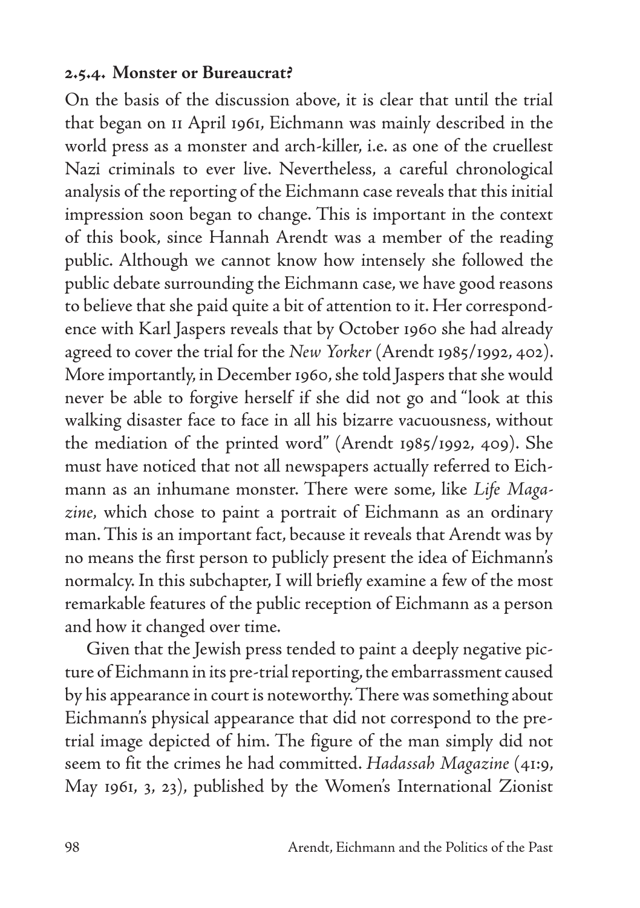### 2.5.4. Monster or Bureaucrat?

On the basis of the discussion above, it is clear that until the trial that began on 11 April 1961, Eichmann was mainly described in the world press as a monster and arch-killer, i.e. as one of the cruellest Nazi criminals to ever live. Nevertheless, a careful chronological analysis of the reporting of the Eichmann case reveals that this initial impression soon began to change. This is important in the context of this book, since Hannah Arendt was a member of the reading public. Although we cannot know how intensely she followed the public debate surrounding the Eichmann case, we have good reasons to believe that she paid quite a bit of attention to it. Her correspondence with Karl Jaspers reveals that by October 1960 she had already agreed to cover the trial for the *New Yorker* (Arendt 1985/1992, 402). More importantly, in December 1960, she told Jaspers that she would never be able to forgive herself if she did not go and "look at this walking disaster face to face in all his bizarre vacuousness, without the mediation of the printed word" (Arendt 1985/1992, 409). She must have noticed that not all newspapers actually referred to Eichmann as an inhumane monster. There were some, like *Life Magazine*, which chose to paint a portrait of Eichmann as an ordinary man. This is an important fact, because it reveals that Arendt was by no means the first person to publicly present the idea of Eichmann's normalcy. In this subchapter, I will briefly examine a few of the most remarkable features of the public reception of Eichmann as a person and how it changed over time.

Given that the Jewish press tended to paint a deeply negative picture of Eichmann in its pre-trial reporting, the embarrassment caused by his appearance in court is noteworthy. There was something about Eichmann's physical appearance that did not correspond to the pre-trial image depicted of him. The figure of the man simply did not seem to fit the crimes he had committed. *Hadassah Magazine* (41:9, May 1961, 3, 23), published by the Women's International Zionist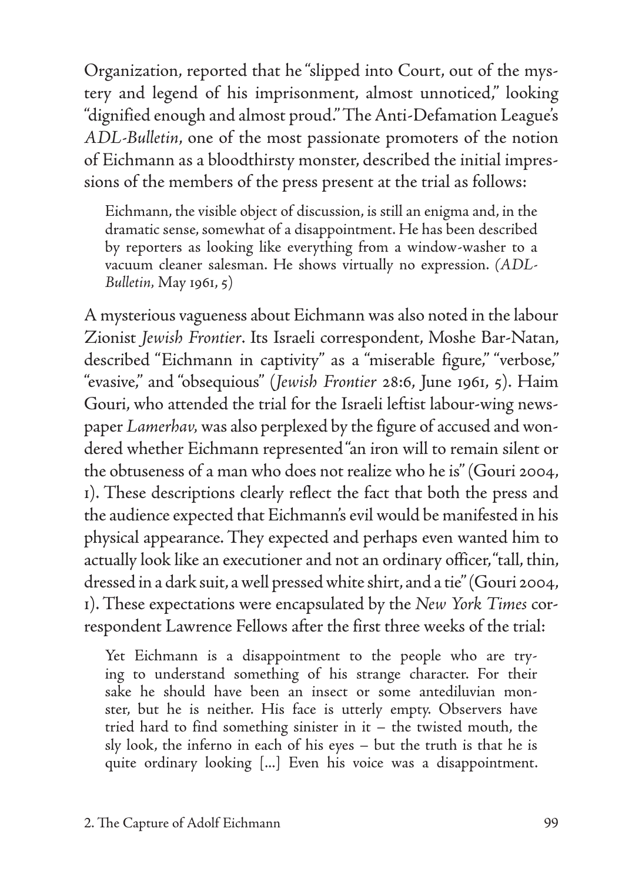Organization, reported that he "slipped into Court, out of the mystery and legend of his imprisonment, almost unnoticed," looking "dignified enough and almost proud." The Anti-Defamation League's *ADL-Bulletin*, one of the most passionate promoters of the notion of Eichmann as a bloodthirsty monster, described the initial impressions of the members of the press present at the trial as follows:

> Eichmann, the visible object of discussion, is still an enigma and, in the dramatic sense, somewhat of a disappointment. He has been described by reporters as looking like everything from a window-washer to a vacuum cleaner salesman. He shows virtually no expression. (*ADL-Bulletin*, May 1961, 5)

A mysterious vagueness about Eichmann was also noted in the labour Zionist *Jewish Frontier*. Its Israeli correspondent, Moshe Bar-Natan, described "Eichmann in captivity" as a "miserable figure," "verbose," "evasive," and "obsequious" (*Jewish Frontier* 28:6, June 1961, 5). Haim Gouri, who attended the trial for the Israeli leftist labour-wing newspaper *Lamerhav*, was also perplexed by the figure of accused and wondered whether Eichmann represented "an iron will to remain silent or the obtuseness of a man who does not realize who he is" (Gouri 2004, 1). These descriptions clearly reflect the fact that both the press and the audience expected that Eichmann's evil would be manifested in his physical appearance. They expected and perhaps even wanted him to actually look like an executioner and not an ordinary officer, "tall, thin, dressed in a dark suit, a well pressed white shirt, and a tie" (Gouri 2004, 1). These expectations were encapsulated by the *New York Times* correspondent Lawrence Fellows after the first three weeks of the trial:

> Yet Eichmann is a disappointment to the people who are trying to understand something of his strange character. For their sake he should have been an insect or some antediluvian monster, but he is neither. His face is utterly empty. Observers have tried hard to find something sinister in it – the twisted mouth, the sly look, the inferno in each of his eyes – but the truth is that he is quite ordinary looking [...] Even his voice was a disappointment.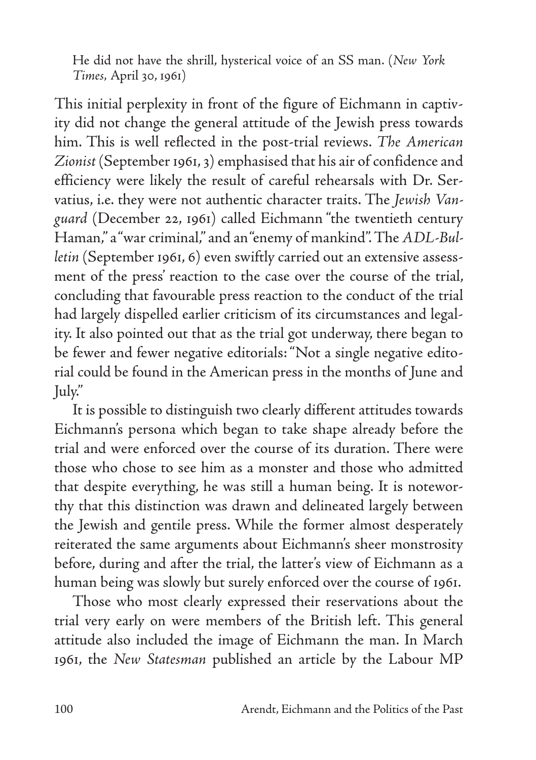> He did not have the shrill, hysterical voice of an SS man. (*New York Times*, April 30, 1961)

This initial perplexity in front of the figure of Eichmann in captivity did not change the general attitude of the Jewish press towards him. This is well reflected in the post-trial reviews. *The American Zionist* (September 1961, 3) emphasised that his air of confidence and efficiency were likely the result of careful rehearsals with Dr. Servatius, i.e. they were not authentic character traits. The *Jewish Vanguard* (December 22, 1961) called Eichmann "the twentieth century Haman," a "war criminal," and an "enemy of mankind". The *ADL-Bulletin* (September 1961, 6) even swiftly carried out an extensive assessment of the press' reaction to the case over the course of the trial, concluding that favourable press reaction to the conduct of the trial had largely dispelled earlier criticism of its circumstances and legality. It also pointed out that as the trial got underway, there began to be fewer and fewer negative editorials: "Not a single negative editorial could be found in the American press in the months of June and July."

It is possible to distinguish two clearly different attitudes towards Eichmann's persona which began to take shape already before the trial and were enforced over the course of its duration. There were those who chose to see him as a monster and those who admitted that despite everything, he was still a human being. It is noteworthy that this distinction was drawn and delineated largely between the Jewish and gentile press. While the former almost desperately reiterated the same arguments about Eichmann's sheer monstrosity before, during and after the trial, the latter's view of Eichmann as a human being was slowly but surely enforced over the course of 1961.

Those who most clearly expressed their reservations about the trial very early on were members of the British left. This general attitude also included the image of Eichmann the man. In March 1961, the *New Statesman* published an article by the Labour MP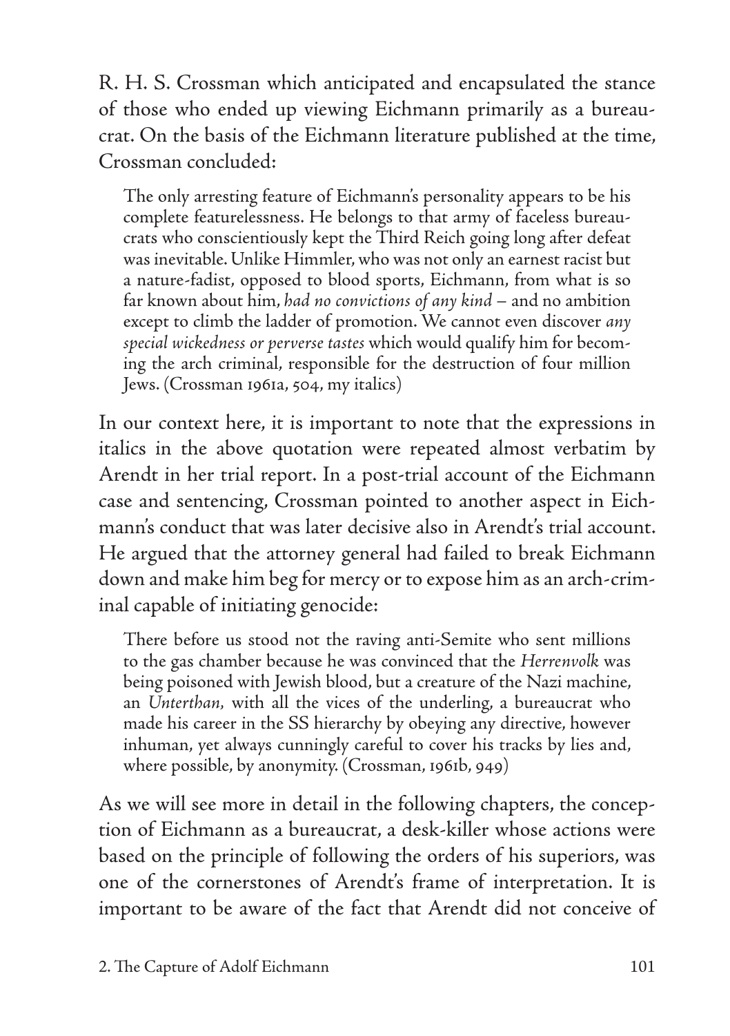R. H. S. Crossman which anticipated and encapsulated the stance of those who ended up viewing Eichmann primarily as a bureaucrat. On the basis of the Eichmann literature published at the time, Crossman concluded:

> The only arresting feature of Eichmann's personality appears to be his complete featurelessness. He belongs to that army of faceless bureaucrats who conscientiously kept the Third Reich going long after defeat was inevitable. Unlike Himmler, who was not only an earnest racist but a nature-fadist, opposed to blood sports, Eichmann, from what is so far known about him, *had no convictions of any kind* – and no ambition except to climb the ladder of promotion. We cannot even discover *any special wickedness or perverse tastes* which would qualify him for becoming the arch criminal, responsible for the destruction of four million Jews. (Crossman 1961a, 504, my italics)

In our context here, it is important to note that the expressions in italics in the above quotation were repeated almost verbatim by Arendt in her trial report. In a post-trial account of the Eichmann case and sentencing, Crossman pointed to another aspect in Eichmann's conduct that was later decisive also in Arendt's trial account. He argued that the attorney general had failed to break Eichmann down and make him beg for mercy or to expose him as an arch-criminal capable of initiating genocide:

> There before us stood not the raving anti-Semite who sent millions to the gas chamber because he was convinced that the *Herrenvolk* was being poisoned with Jewish blood, but a creature of the Nazi machine, an *Unterthan*, with all the vices of the underling, a bureaucrat who made his career in the SS hierarchy by obeying any directive, however inhuman, yet always cunningly careful to cover his tracks by lies and, where possible, by anonymity. (Crossman, 1961b, 949)

As we will see more in detail in the following chapters, the conception of Eichmann as a bureaucrat, a desk-killer whose actions were based on the principle of following the orders of his superiors, was one of the cornerstones of Arendt's frame of interpretation. It is important to be aware of the fact that Arendt did not conceive of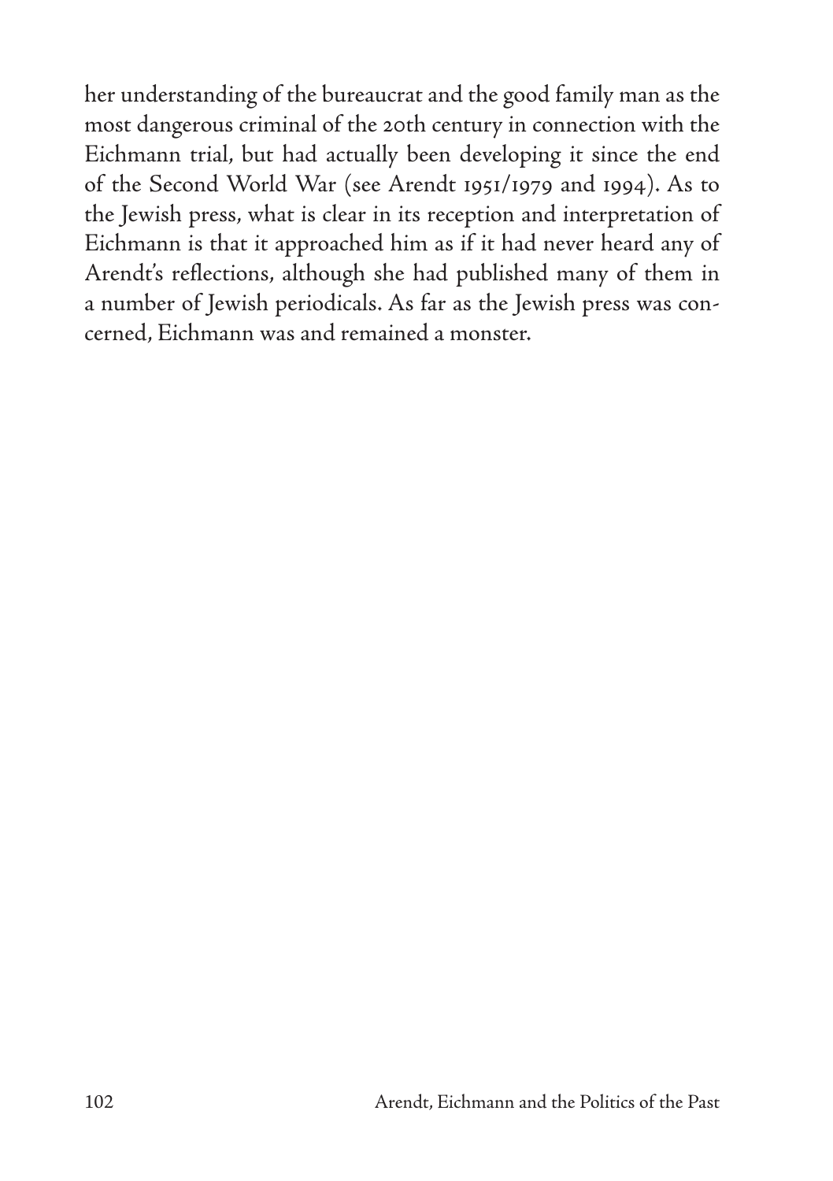her understanding of the bureaucrat and the good family man as the most dangerous criminal of the 20th century in connection with the Eichmann trial, but had actually been developing it since the end of the Second World War (see Arendt 1951/1979 and 1994). As to the Jewish press, what is clear in its reception and interpretation of Eichmann is that it approached him as if it had never heard any of Arendt's reflections, although she had published many of them in a number of Jewish periodicals. As far as the Jewish press was concerned, Eichmann was and remained a monster.